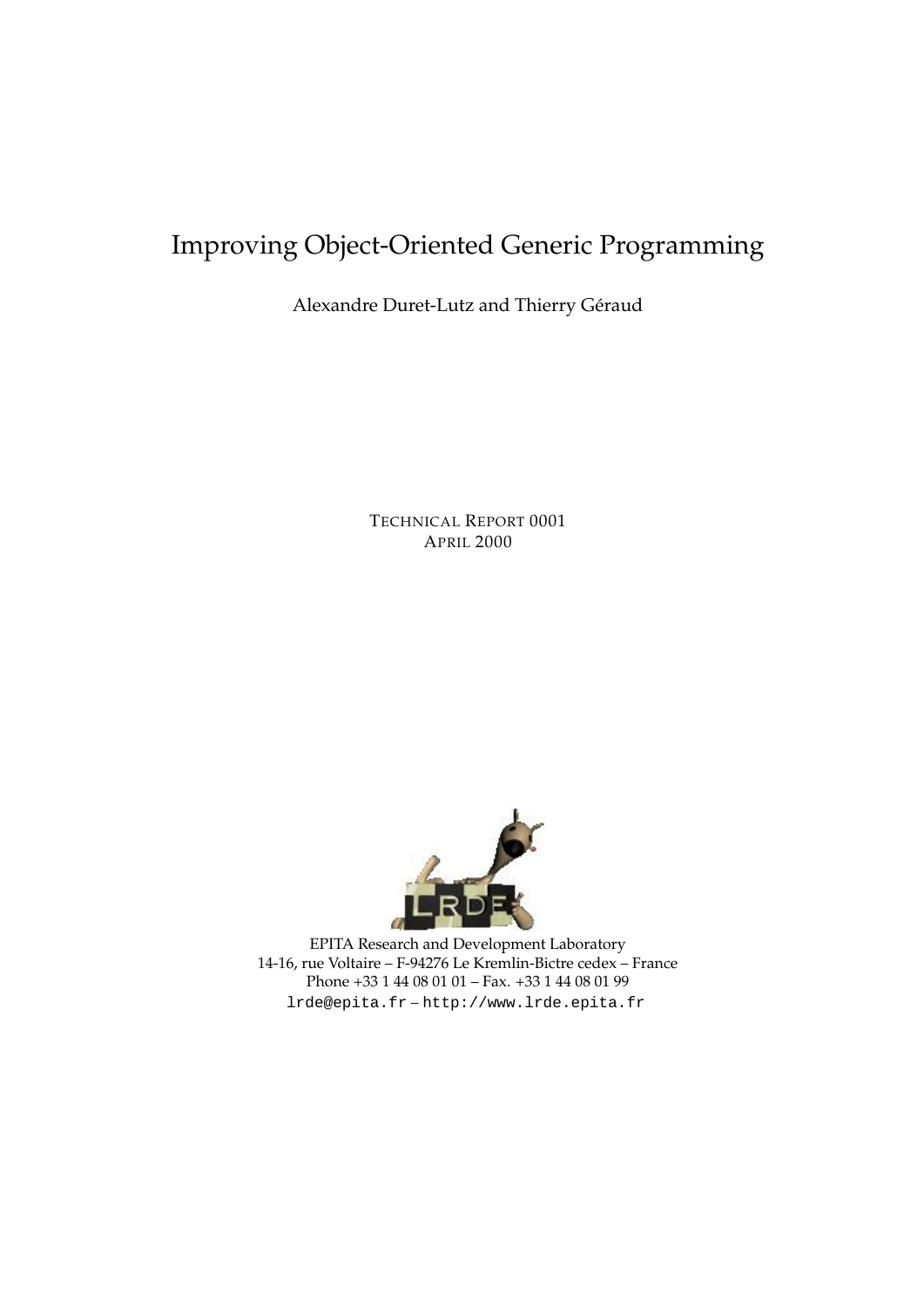# Improving Object-Oriented Generic Programming

Alexandre Duret-Lutz and Thierry Géraud

TECHNICAL REPORT 0001
APRIL 2000

EPITA Research and Development Laboratory
14-16, rue Voltaire – F-94276 Le Kremlin-Bictre cedex – France
Phone +33 1 44 08 01 01 – Fax. +33 1 44 08 01 99
lrde@epita.fr – http://www.lrde.epita.fr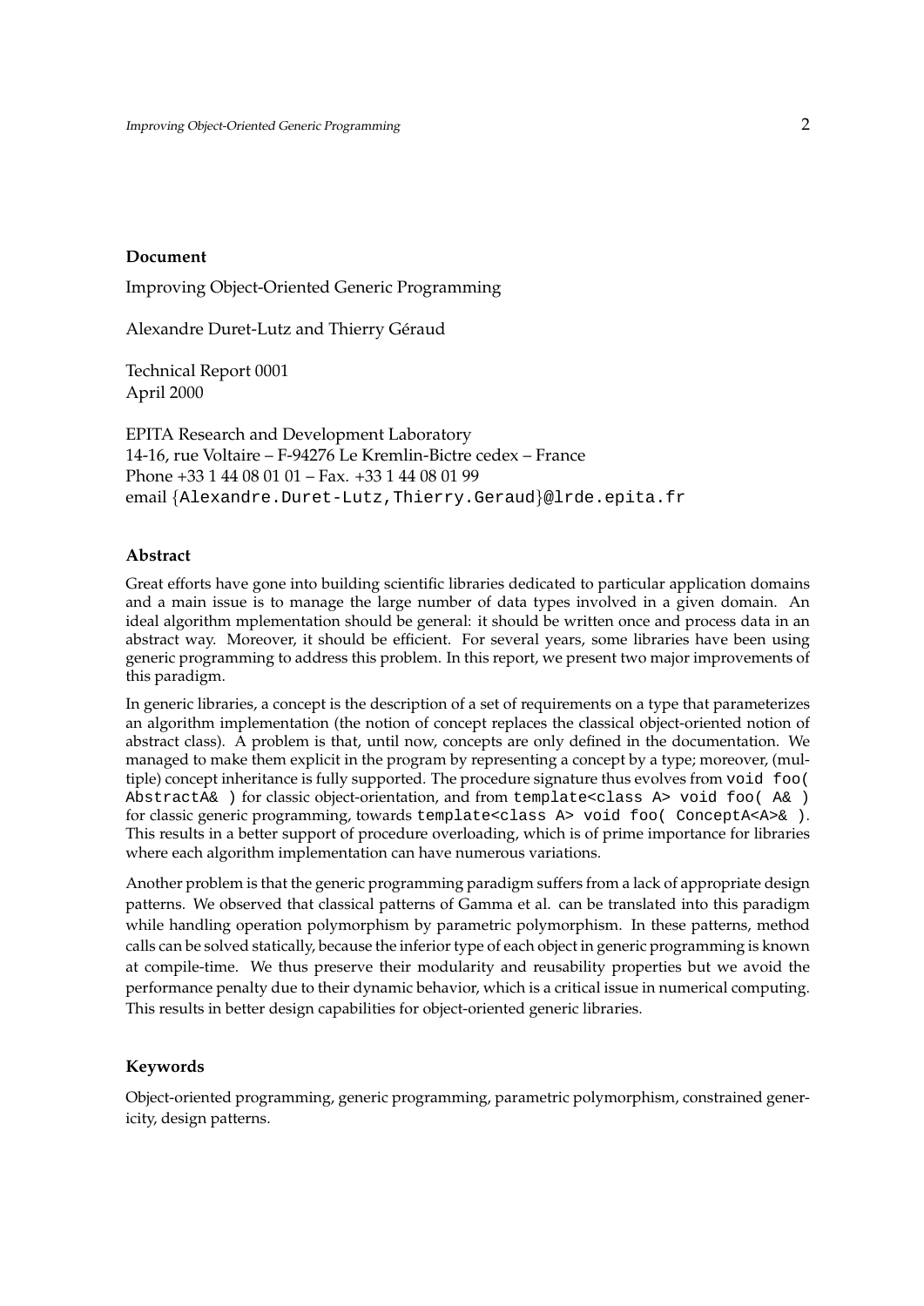**Document**

Improving Object-Oriented Generic Programming

Alexandre Duret-Lutz and Thierry Géraud

Technical Report 0001
April 2000

EPITA Research and Development Laboratory
14-16, rue Voltaire – F-94276 Le Kremlin-Bictre cedex – France
Phone +33 1 44 08 01 01 – Fax. +33 1 44 08 01 99
email {`Alexandre.Duret-Lutz,Thierry.Geraud`}`@lrde.epita.fr`

## Abstract

Great efforts have gone into building scientific libraries dedicated to particular application domains and a main issue is to manage the large number of data types involved in a given domain. An ideal algorithm mplementation should be general: it should be written once and process data in an abstract way. Moreover, it should be efficient. For several years, some libraries have been using generic programming to address this problem. In this report, we present two major improvements of this paradigm.

In generic libraries, a concept is the description of a set of requirements on a type that parameterizes an algorithm implementation (the notion of concept replaces the classical object-oriented notion of abstract class). A problem is that, until now, concepts are only defined in the documentation. We managed to make them explicit in the program by representing a concept by a type; moreover, (multiple) concept inheritance is fully supported. The procedure signature thus evolves from `void foo( AbstractA& )` for classic object-orientation, and from `template<class A> void foo( A& )` for classic generic programming, towards `template<class A> void foo( ConceptA<A>& )`. This results in a better support of procedure overloading, which is of prime importance for libraries where each algorithm implementation can have numerous variations.

Another problem is that the generic programming paradigm suffers from a lack of appropriate design patterns. We observed that classical patterns of Gamma et al. can be translated into this paradigm while handling operation polymorphism by parametric polymorphism. In these patterns, method calls can be solved statically, because the inferior type of each object in generic programming is known at compile-time. We thus preserve their modularity and reusability properties but we avoid the performance penalty due to their dynamic behavior, which is a critical issue in numerical computing. This results in better design capabilities for object-oriented generic libraries.

## Keywords

Object-oriented programming, generic programming, parametric polymorphism, constrained genericity, design patterns.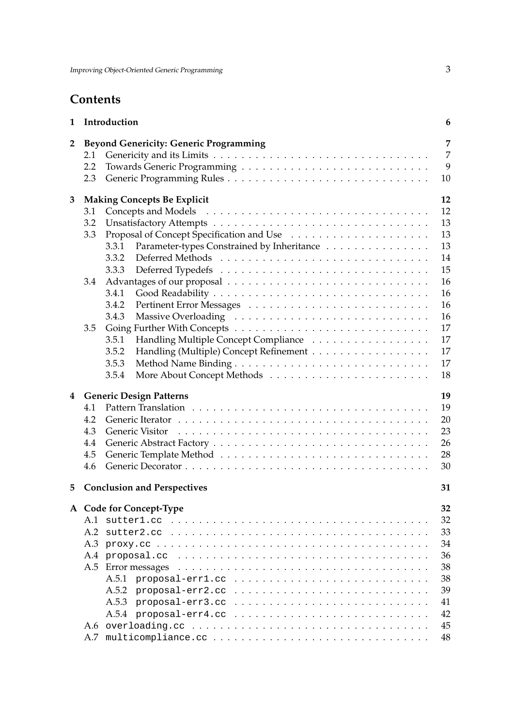## Contents

1 Introduction 6

2 Beyond Genericity: Generic Programming 7
- 2.1 Genericity and its Limits . . . 7
- 2.2 Towards Generic Programming . . . 9
- 2.3 Generic Programming Rules . . . 10

3 Making Concepts Be Explicit 12
- 3.1 Concepts and Models . . . 12
- 3.2 Unsatisfactory Attempts . . . 13
- 3.3 Proposal of Concept Specification and Use . . . 13
  - 3.3.1 Parameter-types Constrained by Inheritance . . . 13
  - 3.3.2 Deferred Methods . . . 14
  - 3.3.3 Deferred Typedefs . . . 15
- 3.4 Advantages of our proposal . . . 16
  - 3.4.1 Good Readability . . . 16
  - 3.4.2 Pertinent Error Messages . . . 16
  - 3.4.3 Massive Overloading . . . 16
- 3.5 Going Further With Concepts . . . 17
  - 3.5.1 Handling Multiple Concept Compliance . . . 17
  - 3.5.2 Handling (Multiple) Concept Refinement . . . 17
  - 3.5.3 Method Name Binding . . . 17
  - 3.5.4 More About Concept Methods . . . 18

4 Generic Design Patterns 19
- 4.1 Pattern Translation . . . 19
- 4.2 Generic Iterator . . . 20
- 4.3 Generic Visitor . . . 23
- 4.4 Generic Abstract Factory . . . 26
- 4.5 Generic Template Method . . . 28
- 4.6 Generic Decorator . . . 30

5 Conclusion and Perspectives 31

A Code for Concept-Type 32
- A.1 `sutter1.cc` . . . 32
- A.2 `sutter2.cc` . . . 33
- A.3 `proxy.cc` . . . 34
- A.4 `proposal.cc` . . . 36
- A.5 Error messages . . . 38
  - A.5.1 `proposal-err1.cc` . . . 38
  - A.5.2 `proposal-err2.cc` . . . 39
  - A.5.3 `proposal-err3.cc` . . . 41
  - A.5.4 `proposal-err4.cc` . . . 42
- A.6 `overloading.cc` . . . 45
- A.7 `multicompliance.cc` . . . 48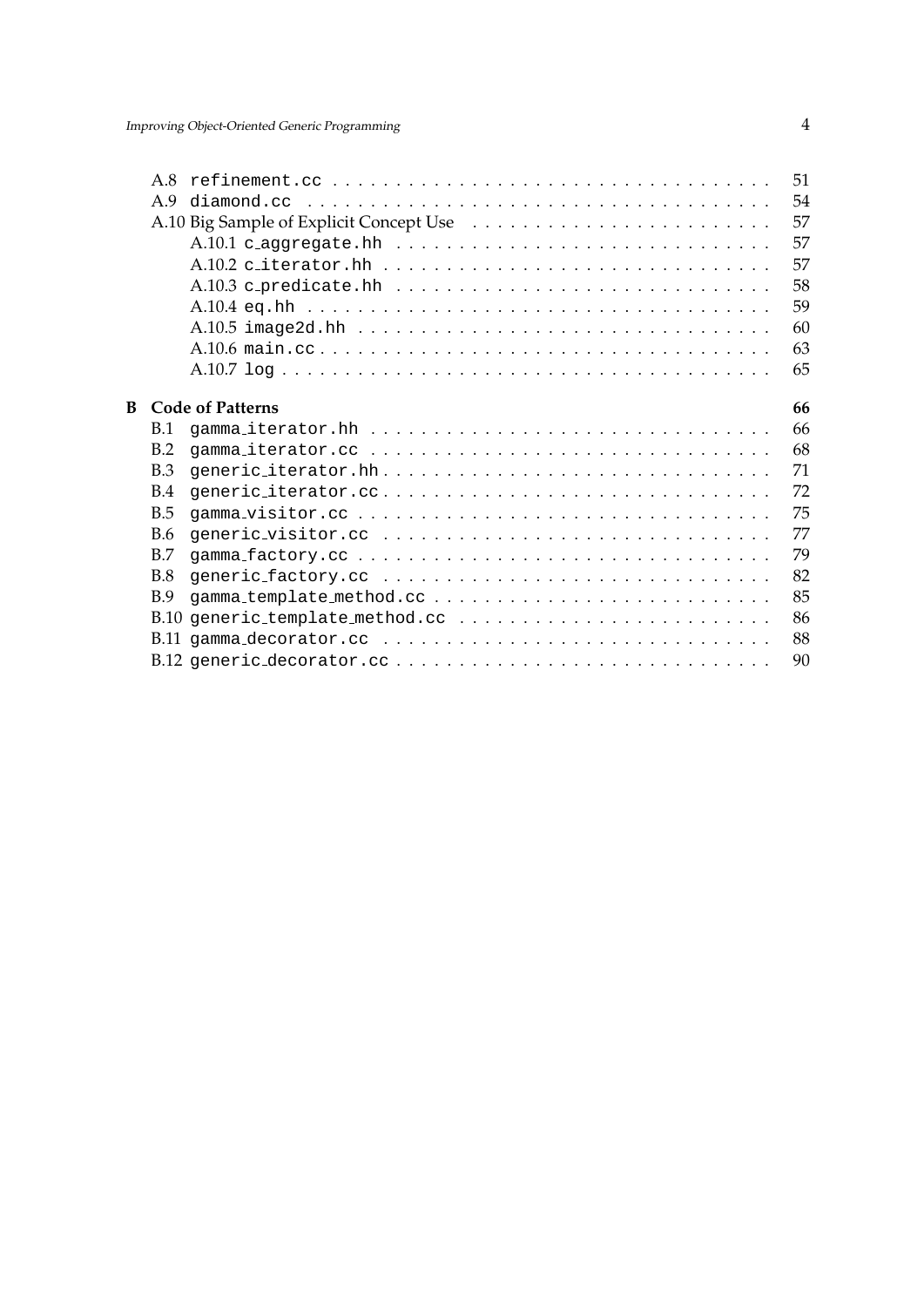- A.8 `refinement.cc` . . . . . . . . . . 51
- A.9 `diamond.cc` . . . . . . . . . . 54
- A.10 Big Sample of Explicit Concept Use . . . . . . . . . . 57
  - A.10.1 `c_aggregate.hh` . . . . . . . . . . 57
  - A.10.2 `c_iterator.hh` . . . . . . . . . . 57
  - A.10.3 `c_predicate.hh` . . . . . . . . . . 58
  - A.10.4 `eq.hh` . . . . . . . . . . 59
  - A.10.5 `image2d.hh` . . . . . . . . . . 60
  - A.10.6 `main.cc` . . . . . . . . . . 63
  - A.10.7 `log` . . . . . . . . . . 65

**B Code of Patterns** **66**

- B.1 `gamma_iterator.hh` . . . . . . . . . . 66
- B.2 `gamma_iterator.cc` . . . . . . . . . . 68
- B.3 `generic_iterator.hh` . . . . . . . . . . 71
- B.4 `generic_iterator.cc` . . . . . . . . . . 72
- B.5 `gamma_visitor.cc` . . . . . . . . . . 75
- B.6 `generic_visitor.cc` . . . . . . . . . . 77
- B.7 `gamma_factory.cc` . . . . . . . . . . 79
- B.8 `generic_factory.cc` . . . . . . . . . . 82
- B.9 `gamma_template_method.cc` . . . . . . . . . . 85
- B.10 `generic_template_method.cc` . . . . . . . . . . 86
- B.11 `gamma_decorator.cc` . . . . . . . . . . 88
- B.12 `generic_decorator.cc` . . . . . . . . . . 90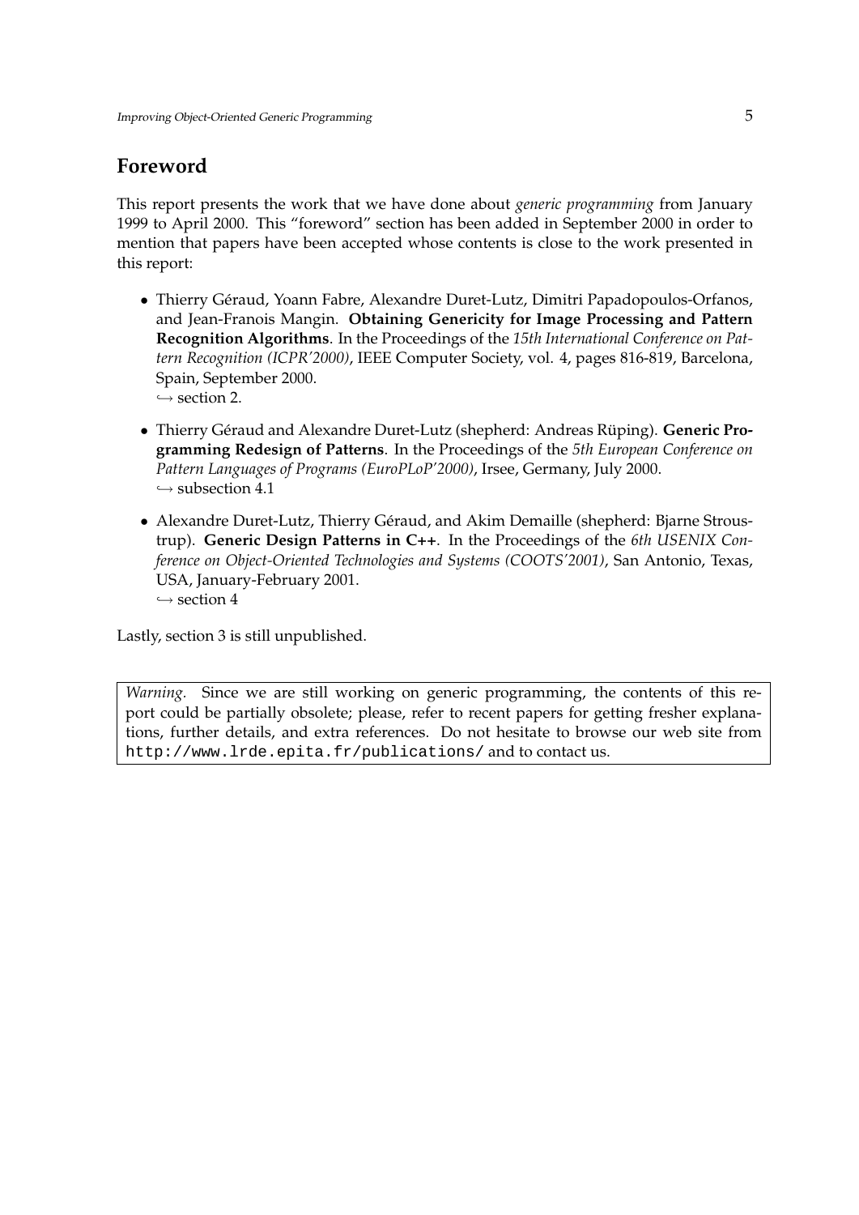## Foreword

This report presents the work that we have done about *generic programming* from January 1999 to April 2000. This "foreword" section has been added in September 2000 in order to mention that papers have been accepted whose contents is close to the work presented in this report:

- Thierry Géraud, Yoann Fabre, Alexandre Duret-Lutz, Dimitri Papadopoulos-Orfanos, and Jean-Franois Mangin. **Obtaining Genericity for Image Processing and Pattern Recognition Algorithms**. In the Proceedings of the *15th International Conference on Pattern Recognition (ICPR'2000)*, IEEE Computer Society, vol. 4, pages 816-819, Barcelona, Spain, September 2000.
  ↪ section 2.
- Thierry Géraud and Alexandre Duret-Lutz (shepherd: Andreas Rüping). **Generic Programming Redesign of Patterns**. In the Proceedings of the *5th European Conference on Pattern Languages of Programs (EuroPLoP'2000)*, Irsee, Germany, July 2000.
  ↪ subsection 4.1
- Alexandre Duret-Lutz, Thierry Géraud, and Akim Demaille (shepherd: Bjarne Stroustrup). **Generic Design Patterns in C++**. In the Proceedings of the *6th USENIX Conference on Object-Oriented Technologies and Systems (COOTS'2001)*, San Antonio, Texas, USA, January-February 2001.
  ↪ section 4

Lastly, section 3 is still unpublished.

> *Warning.* Since we are still working on generic programming, the contents of this report could be partially obsolete; please, refer to recent papers for getting fresher explanations, further details, and extra references. Do not hesitate to browse our web site from `http://www.lrde.epita.fr/publications/` and to contact us.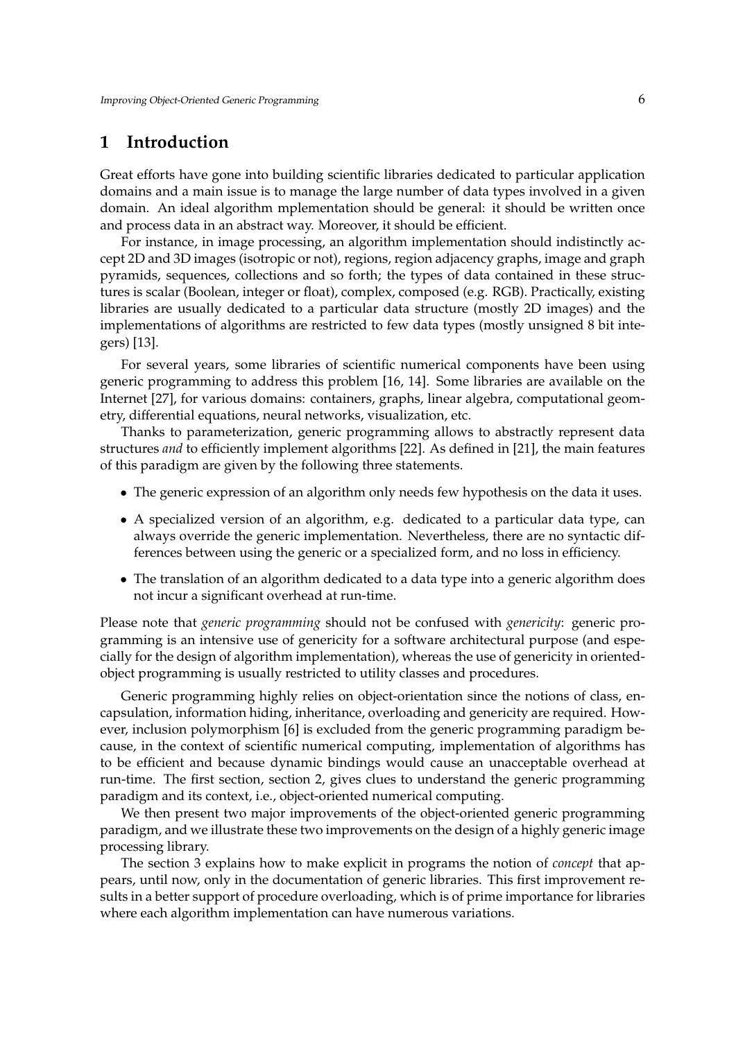# 1 Introduction

Great efforts have gone into building scientific libraries dedicated to particular application domains and a main issue is to manage the large number of data types involved in a given domain. An ideal algorithm mplementation should be general: it should be written once and process data in an abstract way. Moreover, it should be efficient.

For instance, in image processing, an algorithm implementation should indistinctly accept 2D and 3D images (isotropic or not), regions, region adjacency graphs, image and graph pyramids, sequences, collections and so forth; the types of data contained in these structures is scalar (Boolean, integer or float), complex, composed (e.g. RGB). Practically, existing libraries are usually dedicated to a particular data structure (mostly 2D images) and the implementations of algorithms are restricted to few data types (mostly unsigned 8 bit integers) [13].

For several years, some libraries of scientific numerical components have been using generic programming to address this problem [16, 14]. Some libraries are available on the Internet [27], for various domains: containers, graphs, linear algebra, computational geometry, differential equations, neural networks, visualization, etc.

Thanks to parameterization, generic programming allows to abstractly represent data structures *and* to efficiently implement algorithms [22]. As defined in [21], the main features of this paradigm are given by the following three statements.

- The generic expression of an algorithm only needs few hypothesis on the data it uses.
- A specialized version of an algorithm, e.g. dedicated to a particular data type, can always override the generic implementation. Nevertheless, there are no syntactic differences between using the generic or a specialized form, and no loss in efficiency.
- The translation of an algorithm dedicated to a data type into a generic algorithm does not incur a significant overhead at run-time.

Please note that *generic programming* should not be confused with *genericity*: generic programming is an intensive use of genericity for a software architectural purpose (and especially for the design of algorithm implementation), whereas the use of genericity in oriented-object programming is usually restricted to utility classes and procedures.

Generic programming highly relies on object-orientation since the notions of class, encapsulation, information hiding, inheritance, overloading and genericity are required. However, inclusion polymorphism [6] is excluded from the generic programming paradigm because, in the context of scientific numerical computing, implementation of algorithms has to be efficient and because dynamic bindings would cause an unacceptable overhead at run-time. The first section, section 2, gives clues to understand the generic programming paradigm and its context, i.e., object-oriented numerical computing.

We then present two major improvements of the object-oriented generic programming paradigm, and we illustrate these two improvements on the design of a highly generic image processing library.

The section 3 explains how to make explicit in programs the notion of *concept* that appears, until now, only in the documentation of generic libraries. This first improvement results in a better support of procedure overloading, which is of prime importance for libraries where each algorithm implementation can have numerous variations.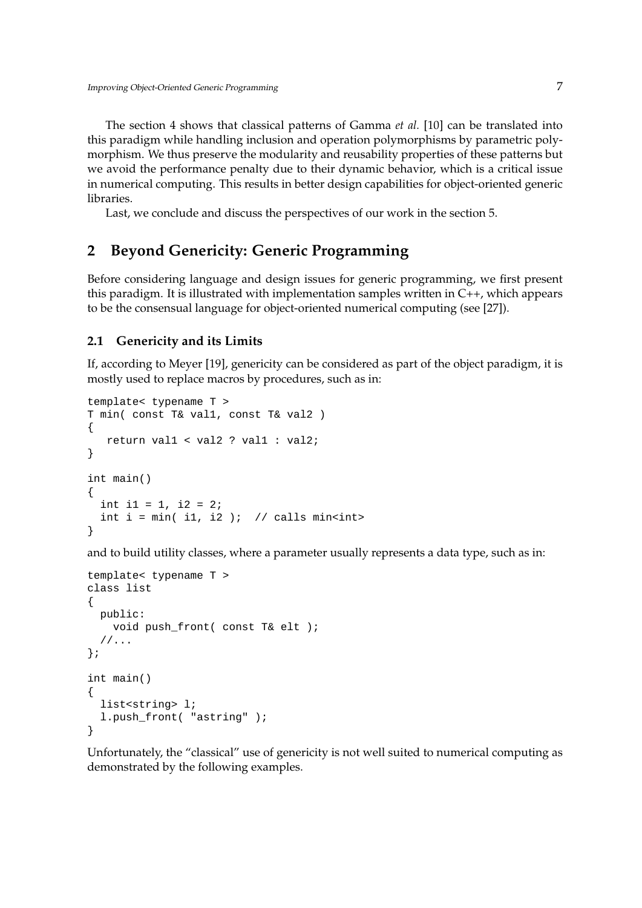The section 4 shows that classical patterns of Gamma *et al.* [10] can be translated into this paradigm while handling inclusion and operation polymorphisms by parametric polymorphism. We thus preserve the modularity and reusability properties of these patterns but we avoid the performance penalty due to their dynamic behavior, which is a critical issue in numerical computing. This results in better design capabilities for object-oriented generic libraries.

Last, we conclude and discuss the perspectives of our work in the section 5.

## 2 Beyond Genericity: Generic Programming

Before considering language and design issues for generic programming, we first present this paradigm. It is illustrated with implementation samples written in C++, which appears to be the consensual language for object-oriented numerical computing (see [27]).

### 2.1 Genericity and its Limits

If, according to Meyer [19], genericity can be considered as part of the object paradigm, it is mostly used to replace macros by procedures, such as in:

```
template< typename T >
T min( const T& val1, const T& val2 )
{
   return val1 < val2 ? val1 : val2;
}

int main()
{
  int i1 = 1, i2 = 2;
  int i = min( i1, i2 );  // calls min<int>
}
```

and to build utility classes, where a parameter usually represents a data type, such as in:

```
template< typename T >
class list
{
  public:
    void push_front( const T& elt );
  //...
};

int main()
{
  list<string> l;
  l.push_front( "astring" );
}
```

Unfortunately, the "classical" use of genericity is not well suited to numerical computing as demonstrated by the following examples.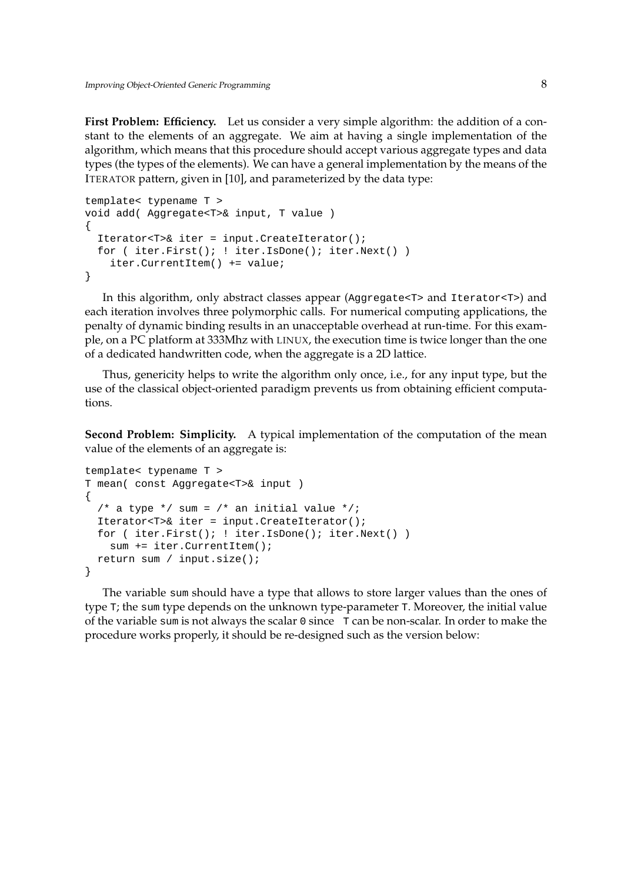**First Problem: Efficiency.** Let us consider a very simple algorithm: the addition of a constant to the elements of an aggregate. We aim at having a single implementation of the algorithm, which means that this procedure should accept various aggregate types and data types (the types of the elements). We can have a general implementation by the means of the ITERATOR pattern, given in [10], and parameterized by the data type:

```
template< typename T >
void add( Aggregate<T>& input, T value )
{
  Iterator<T>& iter = input.CreateIterator();
  for ( iter.First(); ! iter.IsDone(); iter.Next() )
    iter.CurrentItem() += value;
}
```

In this algorithm, only abstract classes appear (`Aggregate<T>` and `Iterator<T>`) and each iteration involves three polymorphic calls. For numerical computing applications, the penalty of dynamic binding results in an unacceptable overhead at run-time. For this example, on a PC platform at 333Mhz with LINUX, the execution time is twice longer than the one of a dedicated handwritten code, when the aggregate is a 2D lattice.

Thus, genericity helps to write the algorithm only once, i.e., for any input type, but the use of the classical object-oriented paradigm prevents us from obtaining efficient computations.

**Second Problem: Simplicity.** A typical implementation of the computation of the mean value of the elements of an aggregate is:

```
template< typename T >
T mean( const Aggregate<T>& input )
{
  /* a type */ sum = /* an initial value */;
  Iterator<T>& iter = input.CreateIterator();
  for ( iter.First(); ! iter.IsDone(); iter.Next() )
    sum += iter.CurrentItem();
  return sum / input.size();
}
```

The variable `sum` should have a type that allows to store larger values than the ones of type `T`; the `sum` type depends on the unknown type-parameter `T`. Moreover, the initial value of the variable `sum` is not always the scalar `0` since `T` can be non-scalar. In order to make the procedure works properly, it should be re-designed such as the version below: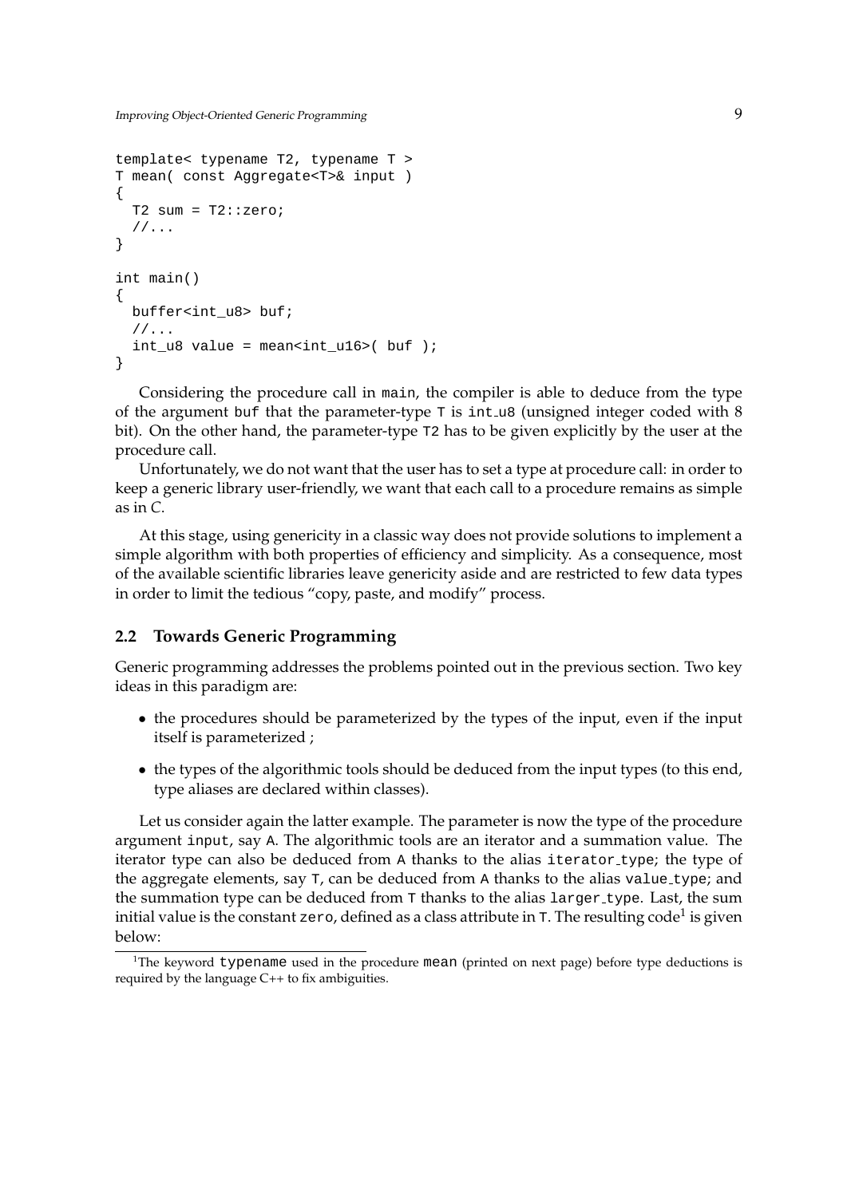```
template< typename T2, typename T >
T mean( const Aggregate<T>& input )
{
  T2 sum = T2::zero;
  //...
}

int main()
{
  buffer<int_u8> buf;
  //...
  int_u8 value = mean<int_u16>( buf );
}
```

Considering the procedure call in main, the compiler is able to deduce from the type of the argument buf that the parameter-type T is int_u8 (unsigned integer coded with 8 bit). On the other hand, the parameter-type T2 has to be given explicitly by the user at the procedure call.

Unfortunately, we do not want that the user has to set a type at procedure call: in order to keep a generic library user-friendly, we want that each call to a procedure remains as simple as in *C*.

At this stage, using genericity in a classic way does not provide solutions to implement a simple algorithm with both properties of efficiency and simplicity. As a consequence, most of the available scientific libraries leave genericity aside and are restricted to few data types in order to limit the tedious "copy, paste, and modify" process.

## 2.2 Towards Generic Programming

Generic programming addresses the problems pointed out in the previous section. Two key ideas in this paradigm are:

- the procedures should be parameterized by the types of the input, even if the input itself is parameterized ;
- the types of the algorithmic tools should be deduced from the input types (to this end, type aliases are declared within classes).

Let us consider again the latter example. The parameter is now the type of the procedure argument input, say A. The algorithmic tools are an iterator and a summation value. The iterator type can also be deduced from A thanks to the alias iterator_type; the type of the aggregate elements, say T, can be deduced from A thanks to the alias value_type; and the summation type can be deduced from T thanks to the alias larger_type. Last, the sum initial value is the constant zero, defined as a class attribute in T. The resulting code[1] is given below:

[1]The keyword typename used in the procedure mean (printed on next page) before type deductions is required by the language C++ to fix ambiguities.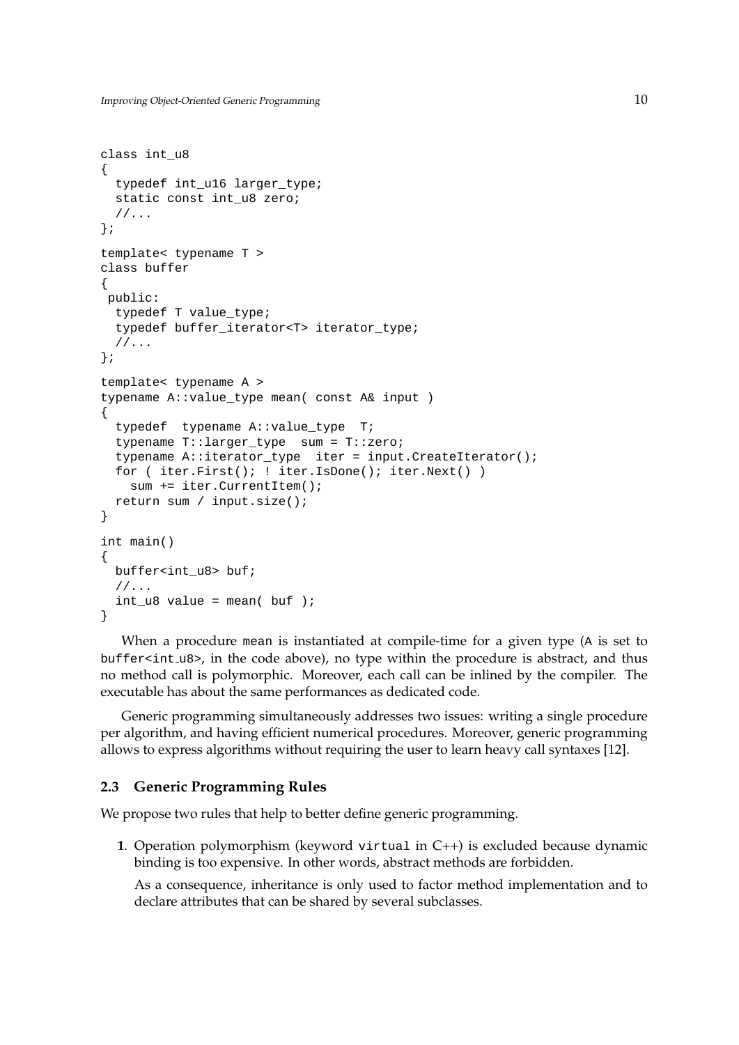```
class int_u8
{
  typedef int_u16 larger_type;
  static const int_u8 zero;
  //...
};

template< typename T >
class buffer
{
 public:
  typedef T value_type;
  typedef buffer_iterator<T> iterator_type;
  //...
};

template< typename A >
typename A::value_type mean( const A& input )
{
  typedef  typename A::value_type  T;
  typename T::larger_type  sum = T::zero;
  typename A::iterator_type  iter = input.CreateIterator();
  for ( iter.First(); ! iter.IsDone(); iter.Next() )
    sum += iter.CurrentItem();
  return sum / input.size();
}

int main()
{
  buffer<int_u8> buf;
  //...
  int_u8 value = mean( buf );
}
```

When a procedure `mean` is instantiated at compile-time for a given type (`A` is set to `buffer<int_u8>`, in the code above), no type within the procedure is abstract, and thus no method call is polymorphic. Moreover, each call can be inlined by the compiler. The executable has about the same performances as dedicated code.

Generic programming simultaneously addresses two issues: writing a single procedure per algorithm, and having efficient numerical procedures. Moreover, generic programming allows to express algorithms without requiring the user to learn heavy call syntaxes [12].

### 2.3 Generic Programming Rules

We propose two rules that help to better define generic programming.

**1**. Operation polymorphism (keyword `virtual` in C++) is excluded because dynamic binding is too expensive. In other words, abstract methods are forbidden.

As a consequence, inheritance is only used to factor method implementation and to declare attributes that can be shared by several subclasses.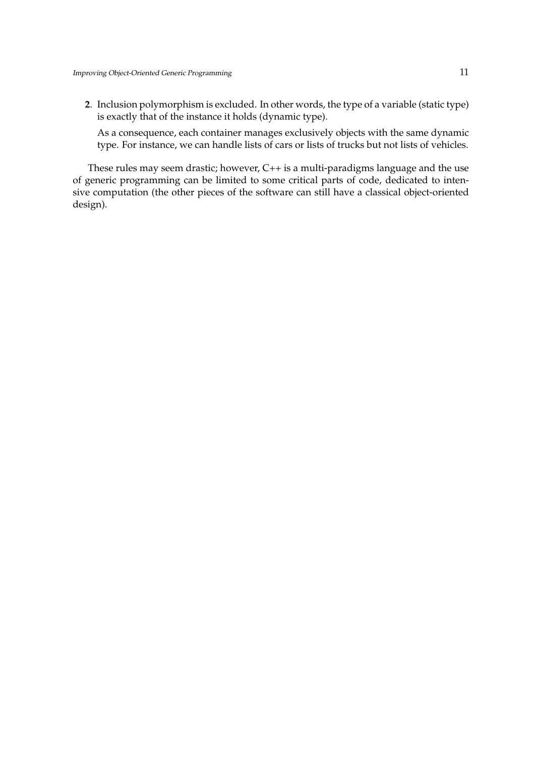**2**. Inclusion polymorphism is excluded. In other words, the type of a variable (static type) is exactly that of the instance it holds (dynamic type).

   As a consequence, each container manages exclusively objects with the same dynamic type. For instance, we can handle lists of cars or lists of trucks but not lists of vehicles.

These rules may seem drastic; however, C++ is a multi-paradigms language and the use of generic programming can be limited to some critical parts of code, dedicated to intensive computation (the other pieces of the software can still have a classical object-oriented design).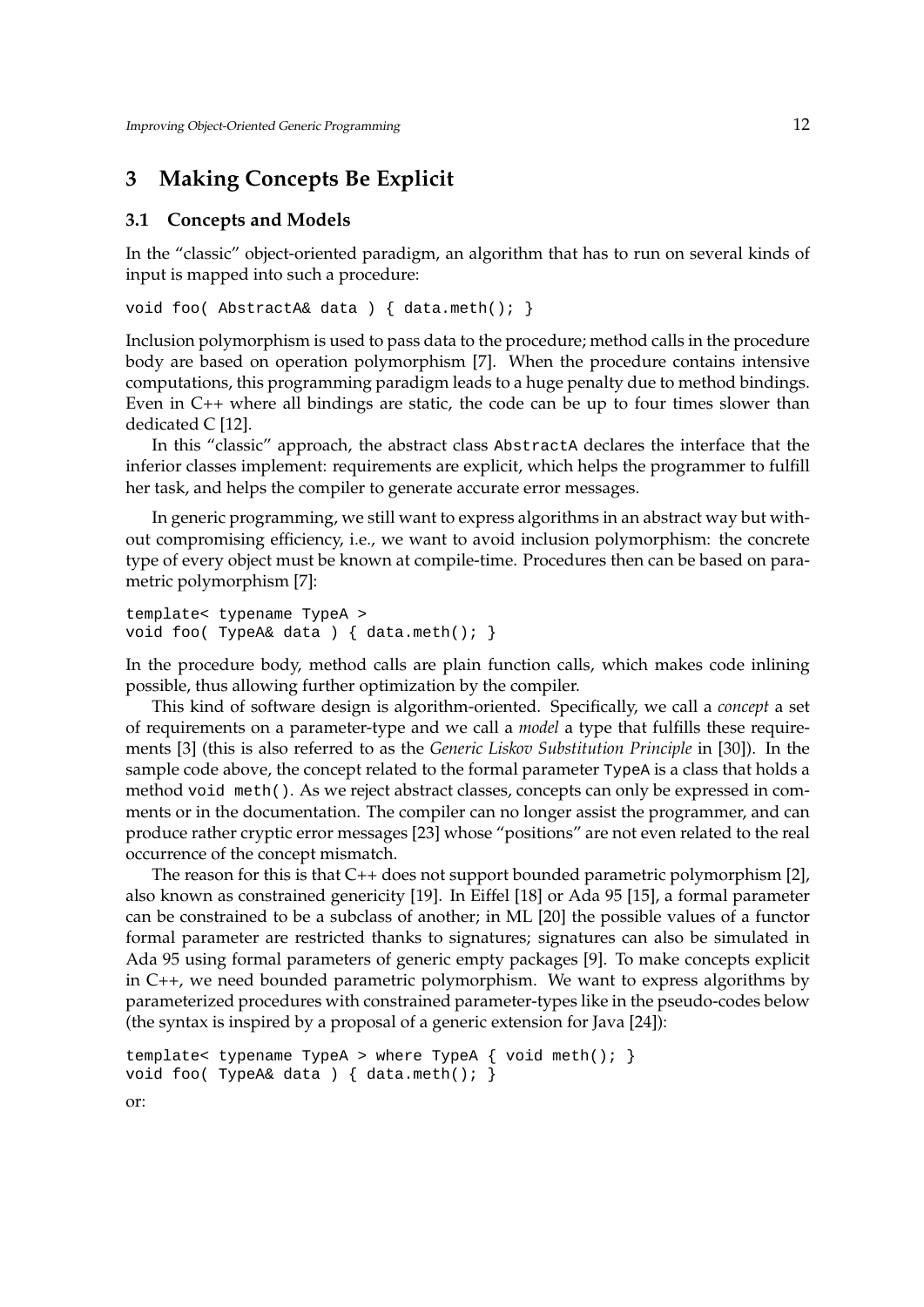## 3 Making Concepts Be Explicit

### 3.1 Concepts and Models

In the "classic" object-oriented paradigm, an algorithm that has to run on several kinds of input is mapped into such a procedure:

```
void foo( AbstractA& data ) { data.meth(); }
```

Inclusion polymorphism is used to pass data to the procedure; method calls in the procedure body are based on operation polymorphism [7]. When the procedure contains intensive computations, this programming paradigm leads to a huge penalty due to method bindings. Even in C++ where all bindings are static, the code can be up to four times slower than dedicated C [12].

In this "classic" approach, the abstract class `AbstractA` declares the interface that the inferior classes implement: requirements are explicit, which helps the programmer to fulfill her task, and helps the compiler to generate accurate error messages.

In generic programming, we still want to express algorithms in an abstract way but without compromising efficiency, i.e., we want to avoid inclusion polymorphism: the concrete type of every object must be known at compile-time. Procedures then can be based on parametric polymorphism [7]:

```
template< typename TypeA >
void foo( TypeA& data ) { data.meth(); }
```

In the procedure body, method calls are plain function calls, which makes code inlining possible, thus allowing further optimization by the compiler.

This kind of software design is algorithm-oriented. Specifically, we call a *concept* a set of requirements on a parameter-type and we call a *model* a type that fulfills these requirements [3] (this is also referred to as the *Generic Liskov Substitution Principle* in [30]). In the sample code above, the concept related to the formal parameter `TypeA` is a class that holds a method `void meth()`. As we reject abstract classes, concepts can only be expressed in comments or in the documentation. The compiler can no longer assist the programmer, and can produce rather cryptic error messages [23] whose "positions" are not even related to the real occurrence of the concept mismatch.

The reason for this is that C++ does not support bounded parametric polymorphism [2], also known as constrained genericity [19]. In Eiffel [18] or Ada 95 [15], a formal parameter can be constrained to be a subclass of another; in ML [20] the possible values of a functor formal parameter are restricted thanks to signatures; signatures can also be simulated in Ada 95 using formal parameters of generic empty packages [9]. To make concepts explicit in C++, we need bounded parametric polymorphism. We want to express algorithms by parameterized procedures with constrained parameter-types like in the pseudo-codes below (the syntax is inspired by a proposal of a generic extension for Java [24]):

```
template< typename TypeA > where TypeA { void meth(); }
void foo( TypeA& data ) { data.meth(); }
```

or: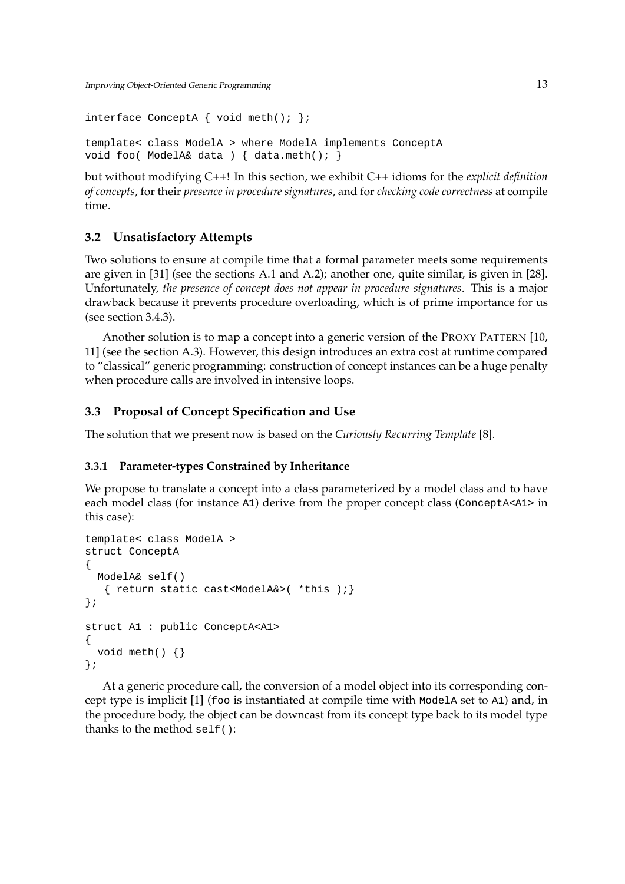```
interface ConceptA { void meth(); };

template< class ModelA > where ModelA implements ConceptA
void foo( ModelA& data ) { data.meth(); }
```

but without modifying C++! In this section, we exhibit C++ idioms for the *explicit definition of concepts*, for their *presence in procedure signatures*, and for *checking code correctness* at compile time.

### 3.2 Unsatisfactory Attempts

Two solutions to ensure at compile time that a formal parameter meets some requirements are given in [31] (see the sections A.1 and A.2); another one, quite similar, is given in [28]. Unfortunately, *the presence of concept does not appear in procedure signatures*. This is a major drawback because it prevents procedure overloading, which is of prime importance for us (see section 3.4.3).

Another solution is to map a concept into a generic version of the PROXY PATTERN [10, 11] (see the section A.3). However, this design introduces an extra cost at runtime compared to "classical" generic programming: construction of concept instances can be a huge penalty when procedure calls are involved in intensive loops.

### 3.3 Proposal of Concept Specification and Use

The solution that we present now is based on the *Curiously Recurring Template* [8].

#### 3.3.1 Parameter-types Constrained by Inheritance

We propose to translate a concept into a class parameterized by a model class and to have each model class (for instance `A1`) derive from the proper concept class (`ConceptA<A1>` in this case):

```
template< class ModelA >
struct ConceptA
{
  ModelA& self()
   { return static_cast<ModelA&>( *this );}
};

struct A1 : public ConceptA<A1>
{
  void meth() {}
};
```

At a generic procedure call, the conversion of a model object into its corresponding concept type is implicit [1] (`foo` is instantiated at compile time with `ModelA` set to `A1`) and, in the procedure body, the object can be downcast from its concept type back to its model type thanks to the method `self()`: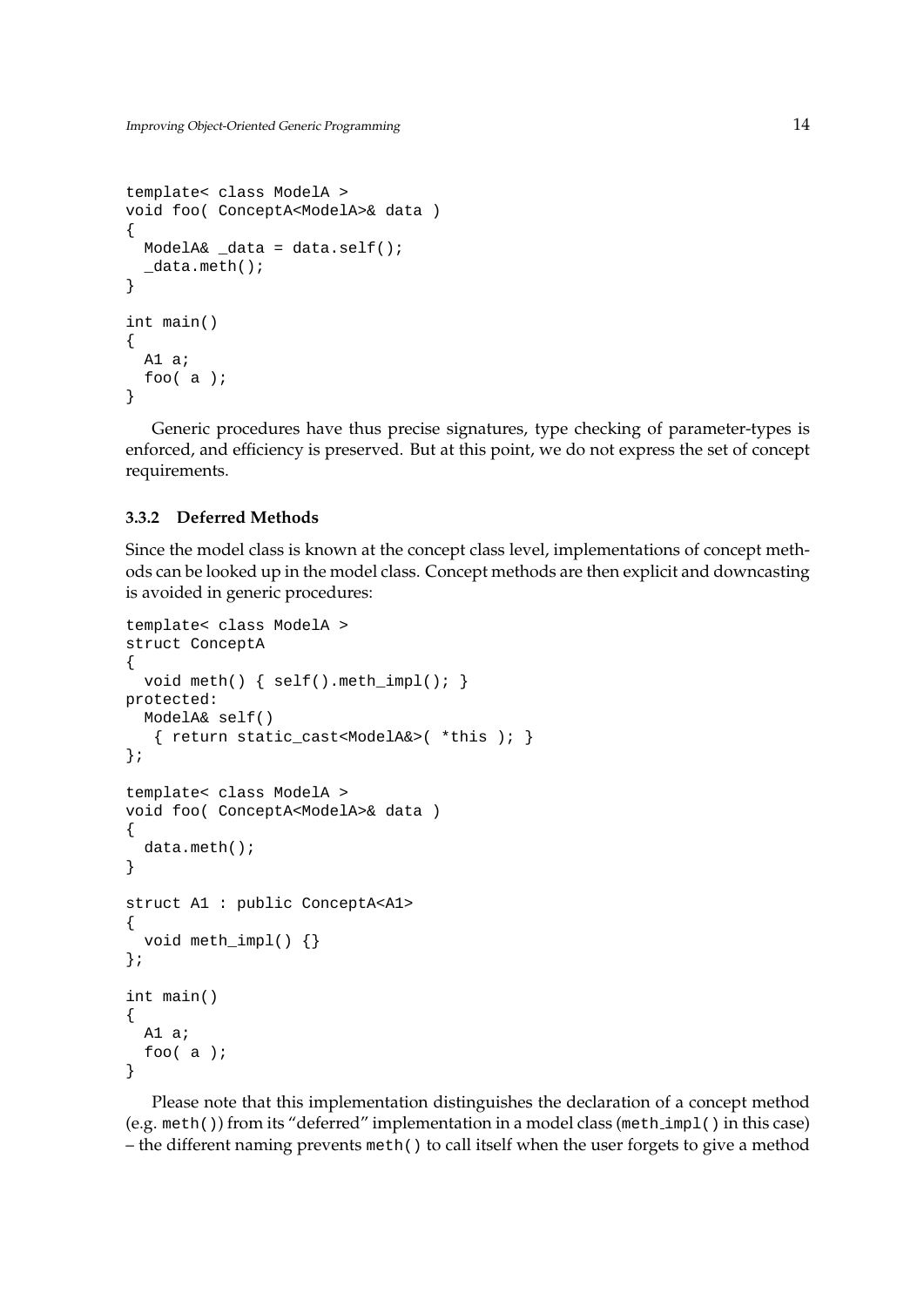```
template< class ModelA >
void foo( ConceptA<ModelA>& data )
{
  ModelA& _data = data.self();
  _data.meth();
}

int main()
{
  A1 a;
  foo( a );
}
```

Generic procedures have thus precise signatures, type checking of parameter-types is enforced, and efficiency is preserved. But at this point, we do not express the set of concept requirements.

### 3.3.2 Deferred Methods

Since the model class is known at the concept class level, implementations of concept methods can be looked up in the model class. Concept methods are then explicit and downcasting is avoided in generic procedures:

```
template< class ModelA >
struct ConceptA
{
  void meth() { self().meth_impl(); }
protected:
  ModelA& self()
   { return static_cast<ModelA&>( *this ); }
};

template< class ModelA >
void foo( ConceptA<ModelA>& data )
{
  data.meth();
}

struct A1 : public ConceptA<A1>
{
  void meth_impl() {}
};

int main()
{
  A1 a;
  foo( a );
}
```

Please note that this implementation distinguishes the declaration of a concept method (e.g. `meth()`) from its "deferred" implementation in a model class (`meth_impl()` in this case) – the different naming prevents `meth()` to call itself when the user forgets to give a method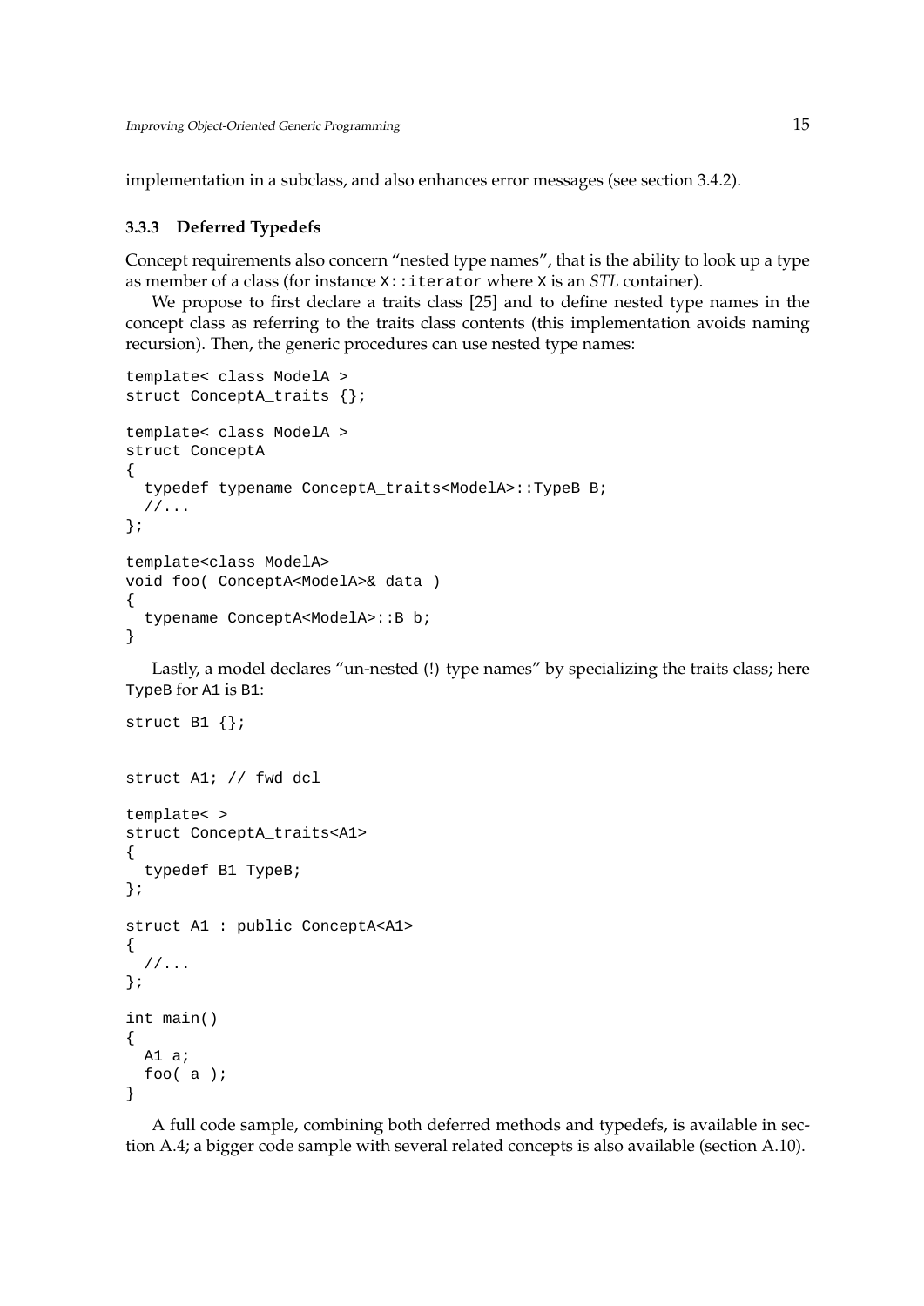implementation in a subclass, and also enhances error messages (see section 3.4.2).

#### 3.3.3 Deferred Typedefs

Concept requirements also concern "nested type names", that is the ability to look up a type as member of a class (for instance `X::iterator` where `X` is an *STL* container).

We propose to first declare a traits class [25] and to define nested type names in the concept class as referring to the traits class contents (this implementation avoids naming recursion). Then, the generic procedures can use nested type names:

```
template< class ModelA >
struct ConceptA_traits {};

template< class ModelA >
struct ConceptA
{
  typedef typename ConceptA_traits<ModelA>::TypeB B;
  //...
};

template<class ModelA>
void foo( ConceptA<ModelA>& data )
{
  typename ConceptA<ModelA>::B b;
}
```

Lastly, a model declares "un-nested (!) type names" by specializing the traits class; here `TypeB` for `A1` is `B1`:

```
struct B1 {};


struct A1; // fwd dcl

template< >
struct ConceptA_traits<A1>
{
  typedef B1 TypeB;
};

struct A1 : public ConceptA<A1>
{
  //...
};

int main()
{
  A1 a;
  foo( a );
}
```

A full code sample, combining both deferred methods and typedefs, is available in section A.4; a bigger code sample with several related concepts is also available (section A.10).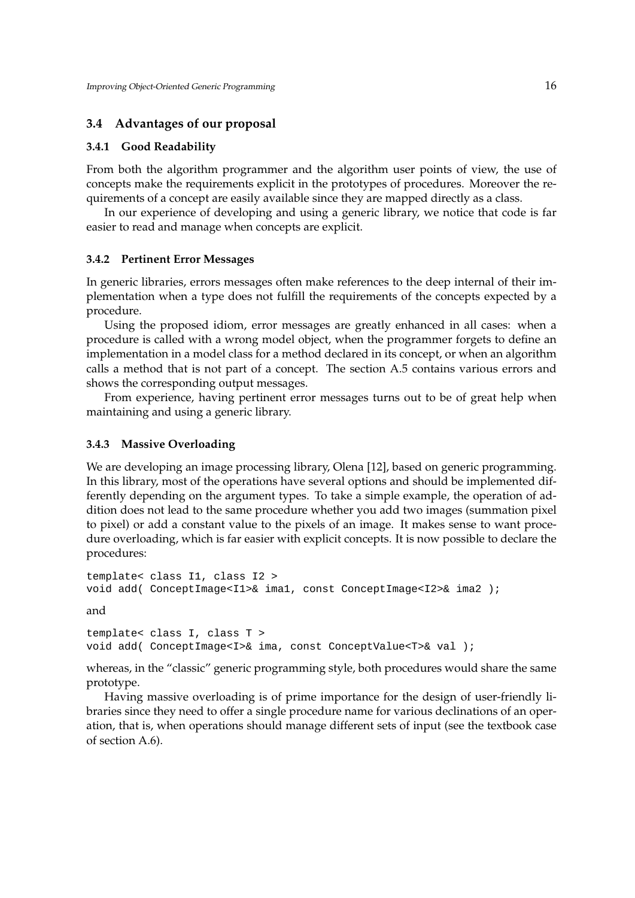## 3.4 Advantages of our proposal

### 3.4.1 Good Readability

From both the algorithm programmer and the algorithm user points of view, the use of concepts make the requirements explicit in the prototypes of procedures. Moreover the requirements of a concept are easily available since they are mapped directly as a class.

In our experience of developing and using a generic library, we notice that code is far easier to read and manage when concepts are explicit.

### 3.4.2 Pertinent Error Messages

In generic libraries, errors messages often make references to the deep internal of their implementation when a type does not fulfill the requirements of the concepts expected by a procedure.

Using the proposed idiom, error messages are greatly enhanced in all cases: when a procedure is called with a wrong model object, when the programmer forgets to define an implementation in a model class for a method declared in its concept, or when an algorithm calls a method that is not part of a concept. The section A.5 contains various errors and shows the corresponding output messages.

From experience, having pertinent error messages turns out to be of great help when maintaining and using a generic library.

### 3.4.3 Massive Overloading

We are developing an image processing library, Olena [12], based on generic programming. In this library, most of the operations have several options and should be implemented differently depending on the argument types. To take a simple example, the operation of addition does not lead to the same procedure whether you add two images (summation pixel to pixel) or add a constant value to the pixels of an image. It makes sense to want procedure overloading, which is far easier with explicit concepts. It is now possible to declare the procedures:

```
template< class I1, class I2 >
void add( ConceptImage<I1>& ima1, const ConceptImage<I2>& ima2 );
```

and

```
template< class I, class T >
void add( ConceptImage<I>& ima, const ConceptValue<T>& val );
```

whereas, in the "classic" generic programming style, both procedures would share the same prototype.

Having massive overloading is of prime importance for the design of user-friendly libraries since they need to offer a single procedure name for various declinations of an operation, that is, when operations should manage different sets of input (see the textbook case of section A.6).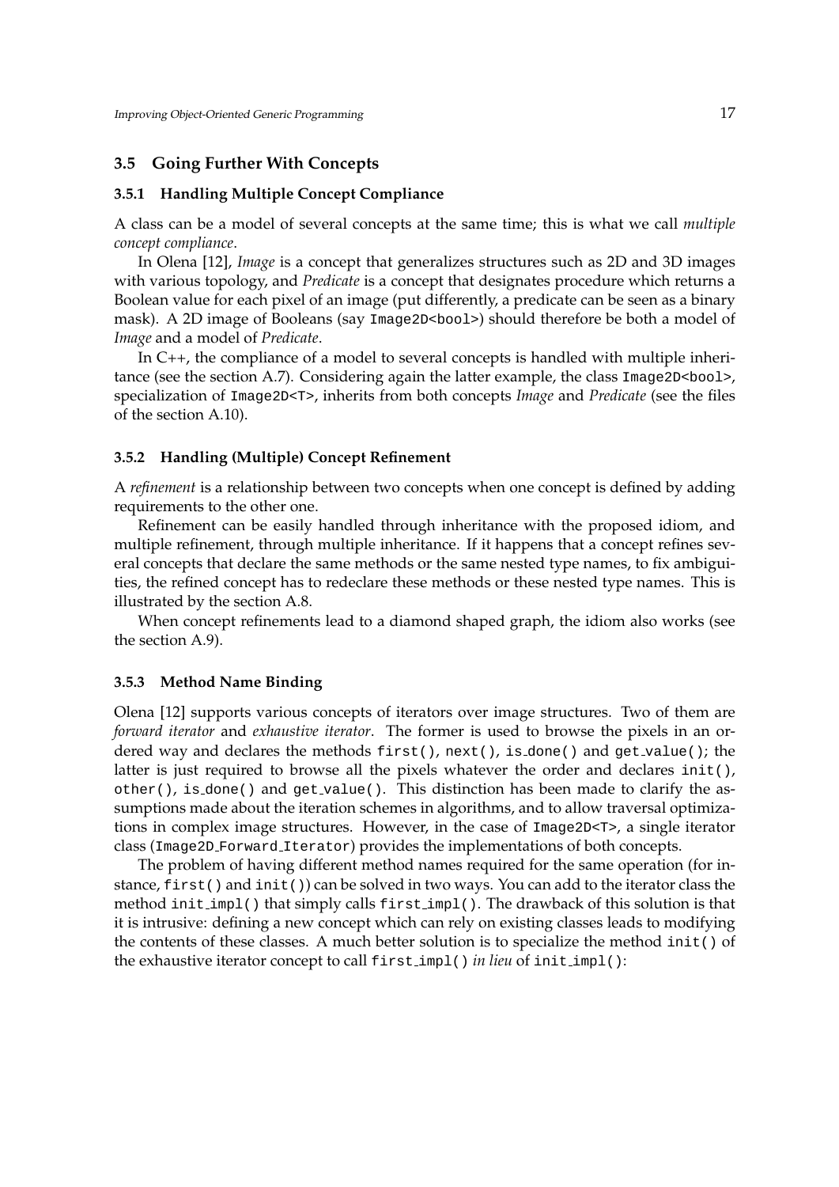### 3.5 Going Further With Concepts

#### 3.5.1 Handling Multiple Concept Compliance

A class can be a model of several concepts at the same time; this is what we call *multiple concept compliance*.

In Olena [12], *Image* is a concept that generalizes structures such as 2D and 3D images with various topology, and *Predicate* is a concept that designates procedure which returns a Boolean value for each pixel of an image (put differently, a predicate can be seen as a binary mask). A 2D image of Booleans (say `Image2D<bool>`) should therefore be both a model of *Image* and a model of *Predicate*.

In C++, the compliance of a model to several concepts is handled with multiple inheritance (see the section A.7). Considering again the latter example, the class `Image2D<bool>`, specialization of `Image2D<T>`, inherits from both concepts *Image* and *Predicate* (see the files of the section A.10).

#### 3.5.2 Handling (Multiple) Concept Refinement

A *refinement* is a relationship between two concepts when one concept is defined by adding requirements to the other one.

Refinement can be easily handled through inheritance with the proposed idiom, and multiple refinement, through multiple inheritance. If it happens that a concept refines several concepts that declare the same methods or the same nested type names, to fix ambiguities, the refined concept has to redeclare these methods or these nested type names. This is illustrated by the section A.8.

When concept refinements lead to a diamond shaped graph, the idiom also works (see the section A.9).

#### 3.5.3 Method Name Binding

Olena [12] supports various concepts of iterators over image structures. Two of them are *forward iterator* and *exhaustive iterator*. The former is used to browse the pixels in an ordered way and declares the methods `first()`, `next()`, `is_done()` and `get_value()`; the latter is just required to browse all the pixels whatever the order and declares `init()`, `other()`, `is_done()` and `get_value()`. This distinction has been made to clarify the assumptions made about the iteration schemes in algorithms, and to allow traversal optimizations in complex image structures. However, in the case of `Image2D<T>`, a single iterator class (`Image2D_Forward_Iterator`) provides the implementations of both concepts.

The problem of having different method names required for the same operation (for instance, `first()` and `init()`) can be solved in two ways. You can add to the iterator class the method `init_impl()` that simply calls `first_impl()`. The drawback of this solution is that it is intrusive: defining a new concept which can rely on existing classes leads to modifying the contents of these classes. A much better solution is to specialize the method `init()` of the exhaustive iterator concept to call `first_impl()` *in lieu* of `init_impl()`: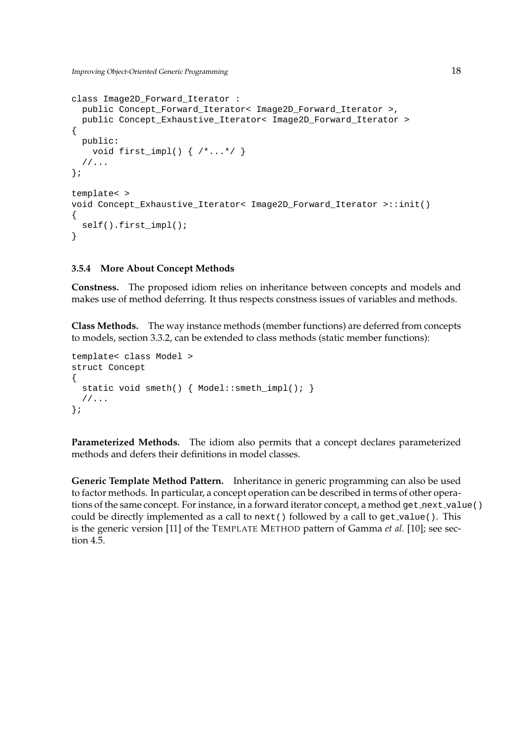```
class Image2D_Forward_Iterator :
  public Concept_Forward_Iterator< Image2D_Forward_Iterator >,
  public Concept_Exhaustive_Iterator< Image2D_Forward_Iterator >
{
  public:
    void first_impl() { /*...*/ }
  //...
};

template< >
void Concept_Exhaustive_Iterator< Image2D_Forward_Iterator >::init()
{
  self().first_impl();
}
```

### 3.5.4 More About Concept Methods

**Constness.** The proposed idiom relies on inheritance between concepts and models and makes use of method deferring. It thus respects constness issues of variables and methods.

**Class Methods.** The way instance methods (member functions) are deferred from concepts to models, section 3.3.2, can be extended to class methods (static member functions):

```
template< class Model >
struct Concept
{
  static void smeth() { Model::smeth_impl(); }
  //...
};
```

**Parameterized Methods.** The idiom also permits that a concept declares parameterized methods and defers their definitions in model classes.

**Generic Template Method Pattern.** Inheritance in generic programming can also be used to factor methods. In particular, a concept operation can be described in terms of other operations of the same concept. For instance, in a forward iterator concept, a method `get_next_value()` could be directly implemented as a call to `next()` followed by a call to `get_value()`. This is the generic version [11] of the TEMPLATE METHOD pattern of Gamma *et al.* [10]; see section 4.5.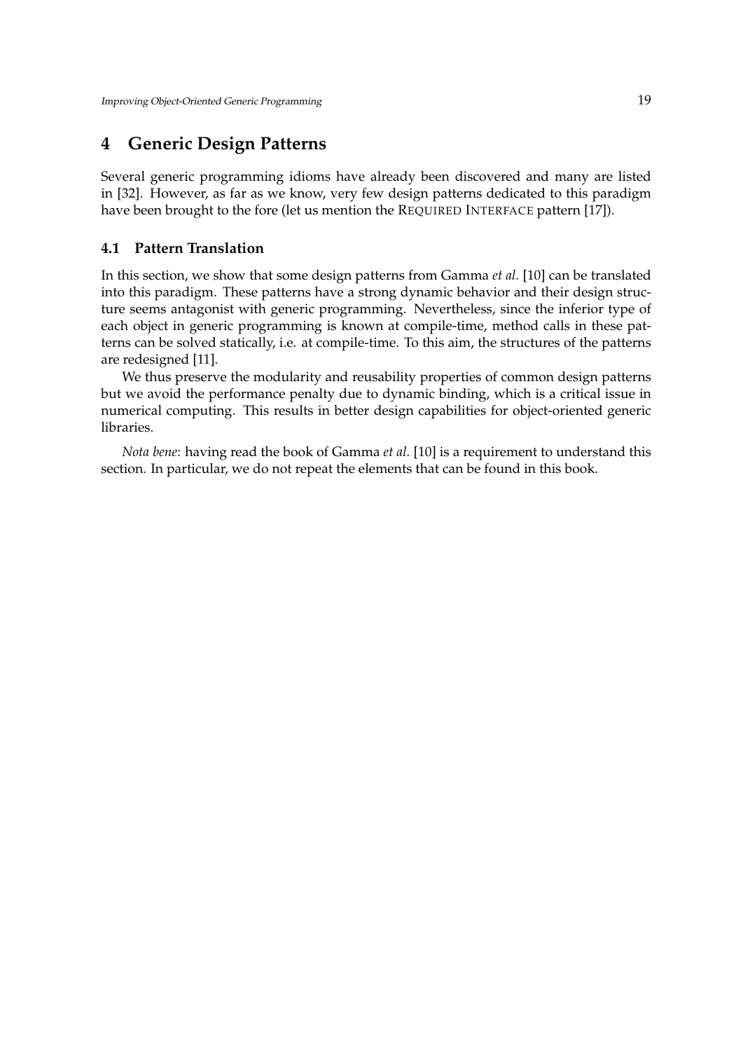# 4 Generic Design Patterns

Several generic programming idioms have already been discovered and many are listed in [32]. However, as far as we know, very few design patterns dedicated to this paradigm have been brought to the fore (let us mention the REQUIRED INTERFACE pattern [17]).

## 4.1 Pattern Translation

In this section, we show that some design patterns from Gamma *et al.* [10] can be translated into this paradigm. These patterns have a strong dynamic behavior and their design structure seems antagonist with generic programming. Nevertheless, since the inferior type of each object in generic programming is known at compile-time, method calls in these patterns can be solved statically, i.e. at compile-time. To this aim, the structures of the patterns are redesigned [11].

We thus preserve the modularity and reusability properties of common design patterns but we avoid the performance penalty due to dynamic binding, which is a critical issue in numerical computing. This results in better design capabilities for object-oriented generic libraries.

*Nota bene*: having read the book of Gamma *et al.* [10] is a requirement to understand this section. In particular, we do not repeat the elements that can be found in this book.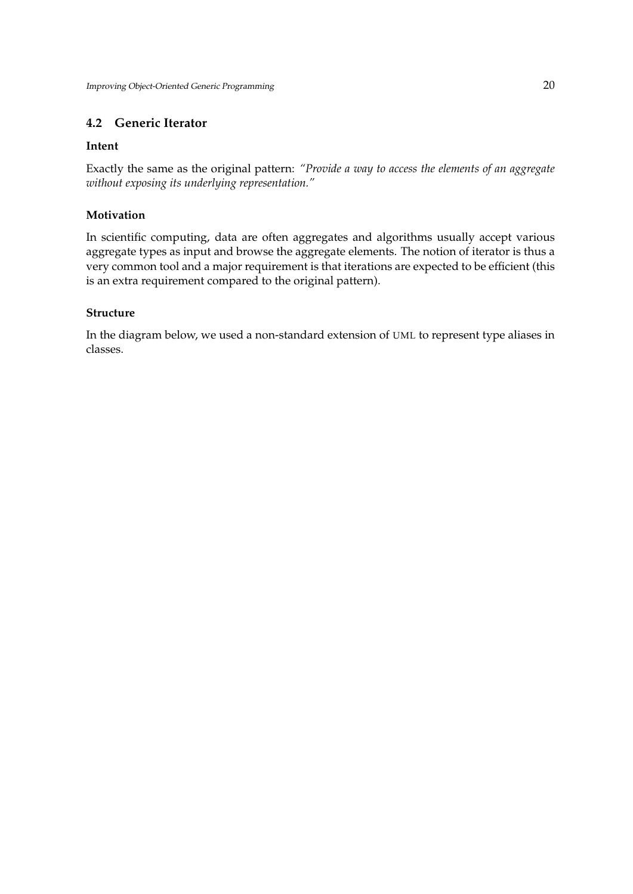## 4.2 Generic Iterator

### Intent

Exactly the same as the original pattern: *"Provide a way to access the elements of an aggregate without exposing its underlying representation."*

### Motivation

In scientific computing, data are often aggregates and algorithms usually accept various aggregate types as input and browse the aggregate elements. The notion of iterator is thus a very common tool and a major requirement is that iterations are expected to be efficient (this is an extra requirement compared to the original pattern).

### Structure

In the diagram below, we used a non-standard extension of UML to represent type aliases in classes.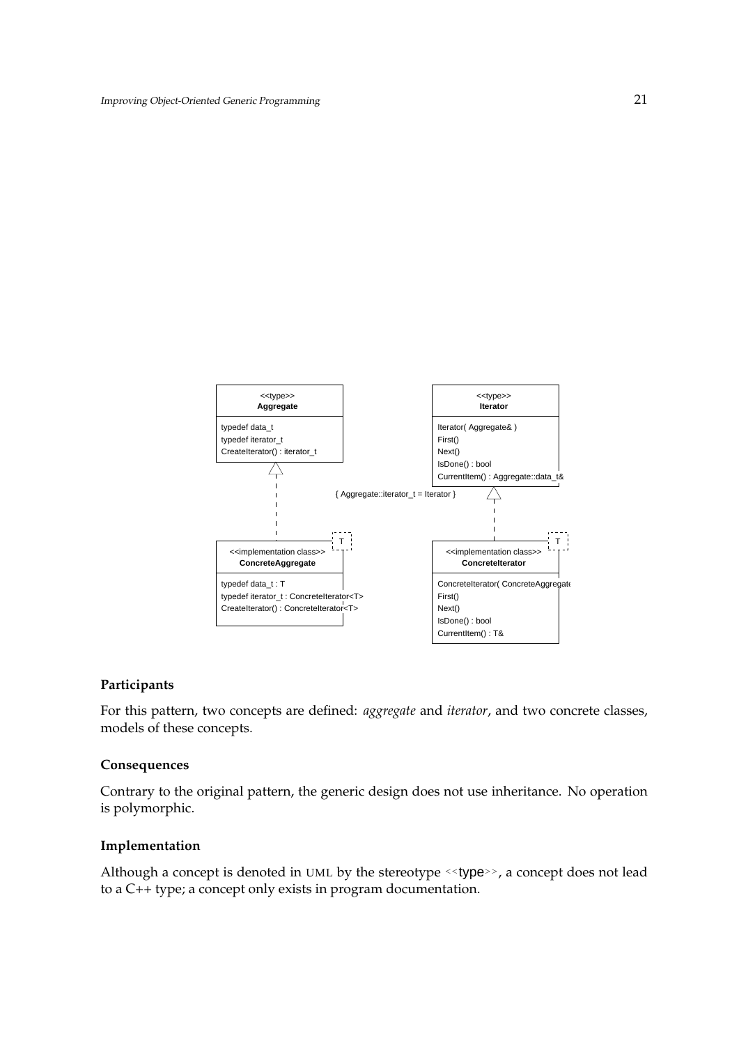<<type>>
Aggregate

typedef data_t
typedef iterator_t
CreateIterator() : iterator_t

<<type>>
Iterator

Iterator( Aggregate& )
First()
Next()
IsDone() : bool
CurrentItem() : Aggregate::data_t&

{ Aggregate::iterator_t = Iterator }

T

<<implementation class>>
ConcreteAggregate

typedef data_t : T
typedef iterator_t : ConcreteIterator<T>
CreateIterator() : ConcreteIterator<T>

T

<<implementation class>>
ConcreteIterator

ConcreteIterator( ConcreteAggregate
First()
Next()
IsDone() : bool
CurrentItem() : T&

### Participants

For this pattern, two concepts are defined: *aggregate* and *iterator*, and two concrete classes, models of these concepts.

### Consequences

Contrary to the original pattern, the generic design does not use inheritance. No operation is polymorphic.

### Implementation

Although a concept is denoted in UML by the stereotype <<type>>, a concept does not lead to a C++ type; a concept only exists in program documentation.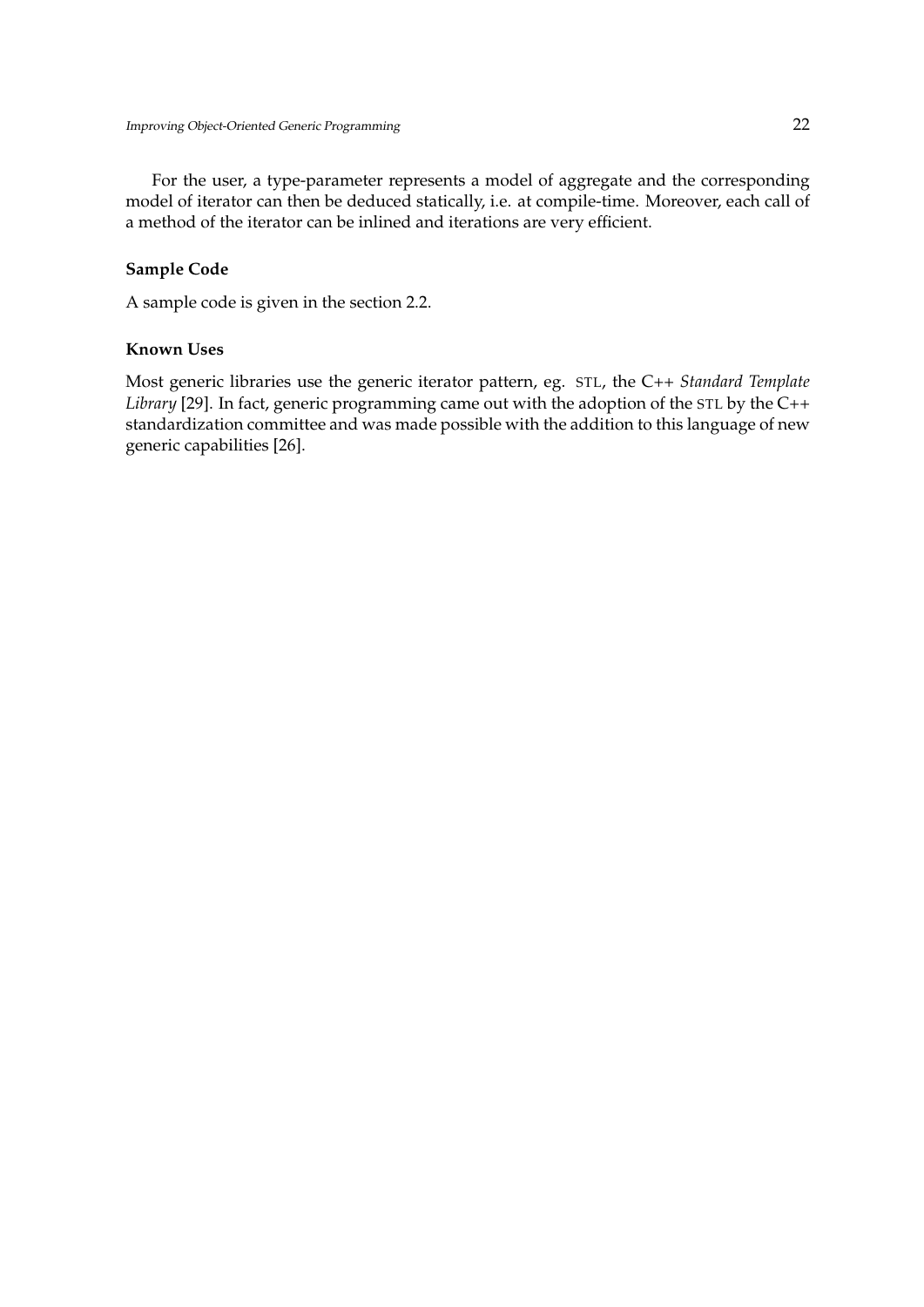For the user, a type-parameter represents a model of aggregate and the corresponding model of iterator can then be deduced statically, i.e. at compile-time. Moreover, each call of a method of the iterator can be inlined and iterations are very efficient.

### Sample Code

A sample code is given in the section 2.2.

### Known Uses

Most generic libraries use the generic iterator pattern, eg. STL, the C++ *Standard Template Library* [29]. In fact, generic programming came out with the adoption of the STL by the C++ standardization committee and was made possible with the addition to this language of new generic capabilities [26].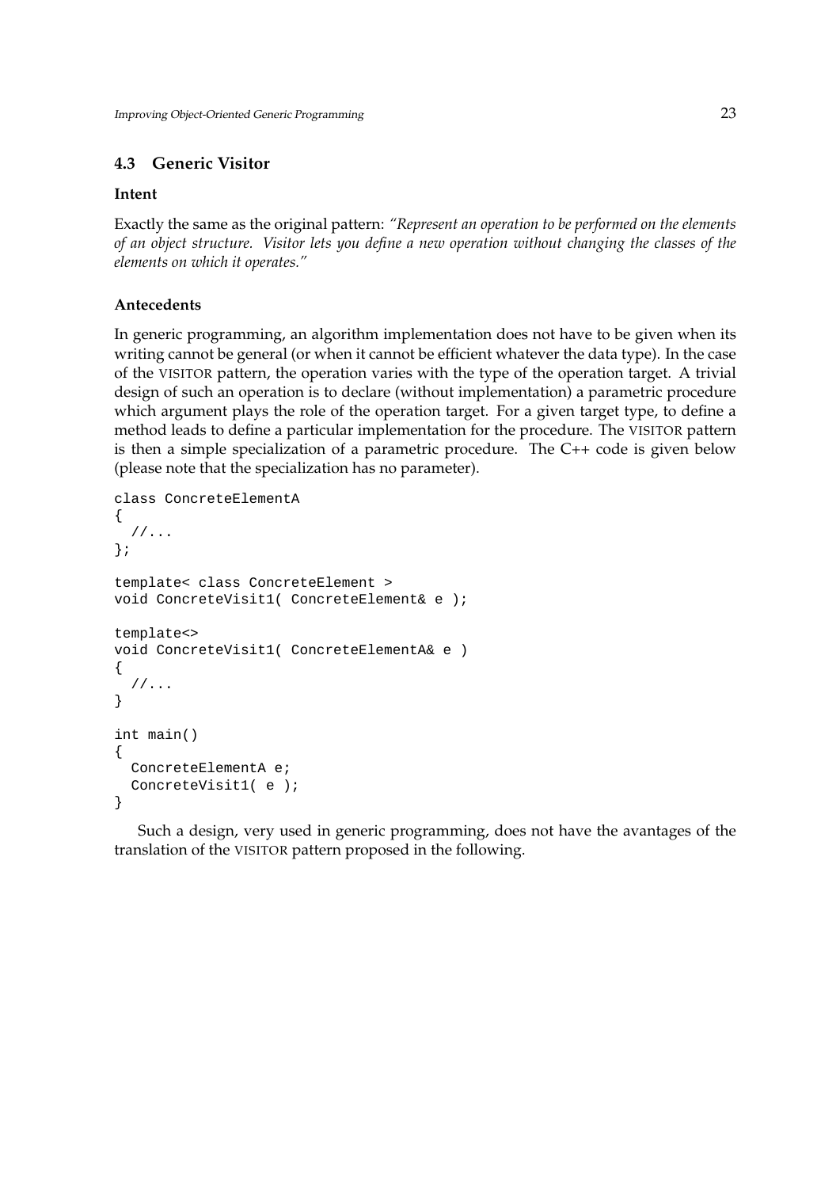## 4.3 Generic Visitor

### Intent

Exactly the same as the original pattern: *"Represent an operation to be performed on the elements of an object structure. Visitor lets you define a new operation without changing the classes of the elements on which it operates."*

### Antecedents

In generic programming, an algorithm implementation does not have to be given when its writing cannot be general (or when it cannot be efficient whatever the data type). In the case of the VISITOR pattern, the operation varies with the type of the operation target. A trivial design of such an operation is to declare (without implementation) a parametric procedure which argument plays the role of the operation target. For a given target type, to define a method leads to define a particular implementation for the procedure. The VISITOR pattern is then a simple specialization of a parametric procedure. The C++ code is given below (please note that the specialization has no parameter).

```
class ConcreteElementA
{
  //...
};

template< class ConcreteElement >
void ConcreteVisit1( ConcreteElement& e );

template<>
void ConcreteVisit1( ConcreteElementA& e )
{
  //...
}

int main()
{
  ConcreteElementA e;
  ConcreteVisit1( e );
}
```

Such a design, very used in generic programming, does not have the avantages of the translation of the VISITOR pattern proposed in the following.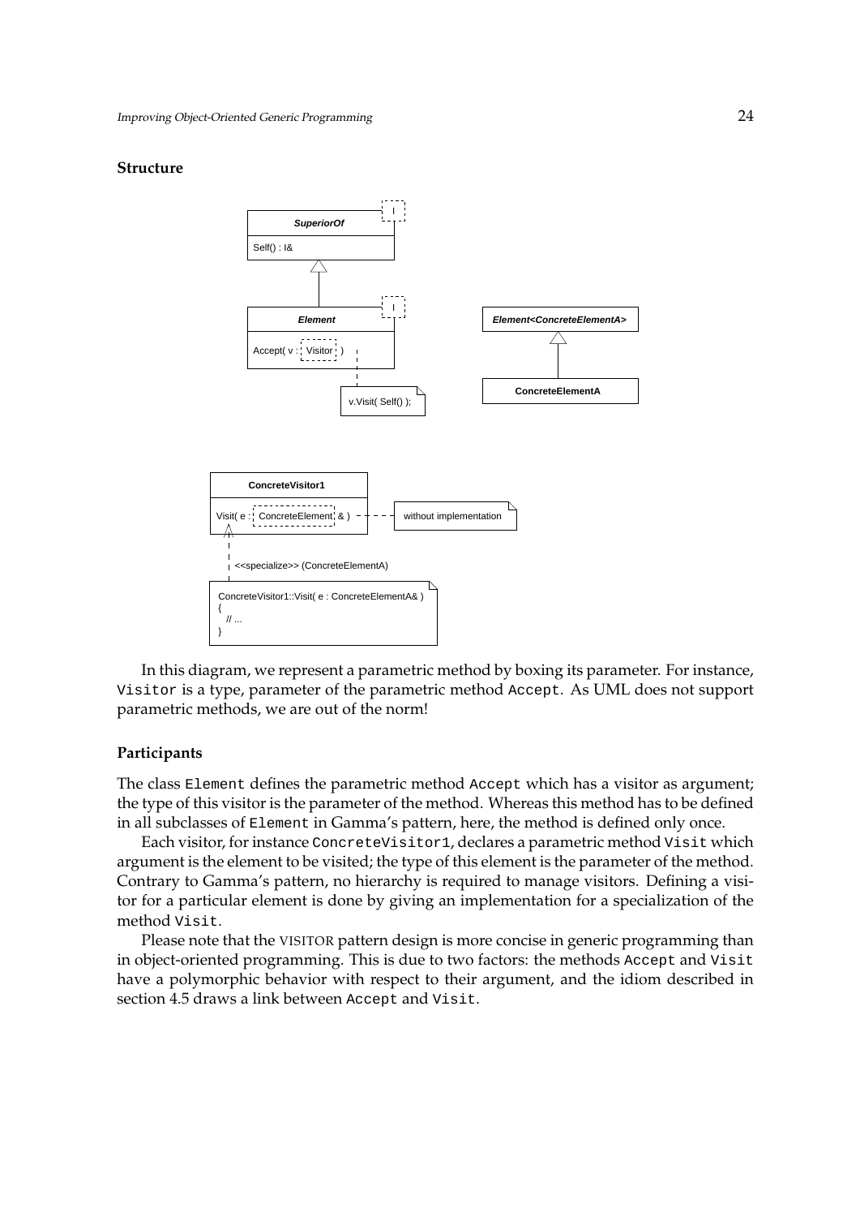### Structure

SuperiorOf
I
Self() : I&

Element
I
Accept( v : Visitor )

v.Visit( Self() );

Element<ConcreteElementA>

ConcreteElementA

ConcreteVisitor1
Visit( e : ConcreteElement & )

without implementation

<<specialize>> (ConcreteElementA)

```
ConcreteVisitor1::Visit( e : ConcreteElementA& )
{
  // ...
}
```

In this diagram, we represent a parametric method by boxing its parameter. For instance, Visitor is a type, parameter of the parametric method Accept. As UML does not support parametric methods, we are out of the norm!

### Participants

The class Element defines the parametric method Accept which has a visitor as argument; the type of this visitor is the parameter of the method. Whereas this method has to be defined in all subclasses of Element in Gamma's pattern, here, the method is defined only once.

Each visitor, for instance ConcreteVisitor1, declares a parametric method Visit which argument is the element to be visited; the type of this element is the parameter of the method. Contrary to Gamma's pattern, no hierarchy is required to manage visitors. Defining a visitor for a particular element is done by giving an implementation for a specialization of the method Visit.

Please note that the VISITOR pattern design is more concise in generic programming than in object-oriented programming. This is due to two factors: the methods Accept and Visit have a polymorphic behavior with respect to their argument, and the idiom described in section 4.5 draws a link between Accept and Visit.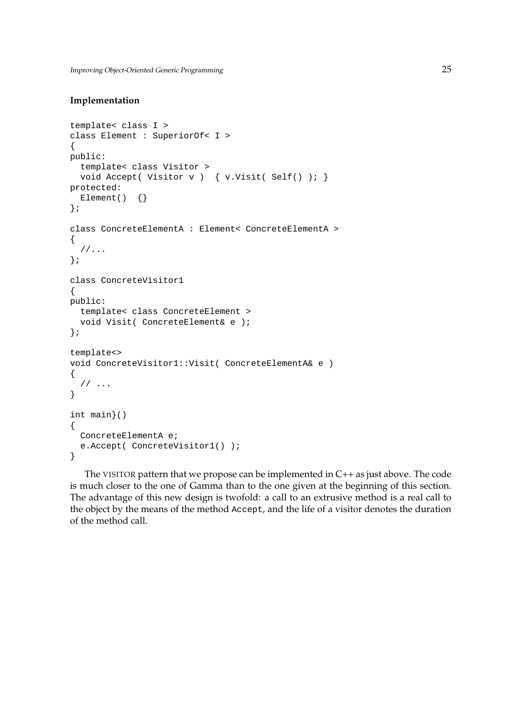**Implementation**

```
template< class I >
class Element : SuperiorOf< I >
{
public:
  template< class Visitor >
  void Accept( Visitor v )  { v.Visit( Self() ); }
protected:
  Element()  {}
};

class ConcreteElementA : Element< ConcreteElementA >
{
  //...
};

class ConcreteVisitor1
{
public:
  template< class ConcreteElement >
  void Visit( ConcreteElement& e );
};

template<>
void ConcreteVisitor1::Visit( ConcreteElementA& e )
{
  // ...
}

int main}()
{
  ConcreteElementA e;
  e.Accept( ConcreteVisitor1() );
}
```

The VISITOR pattern that we propose can be implemented in C++ as just above. The code is much closer to the one of Gamma than to the one given at the beginning of this section. The advantage of this new design is twofold: a call to an extrusive method is a real call to the object by the means of the method `Accept`, and the life of a visitor denotes the duration of the method call.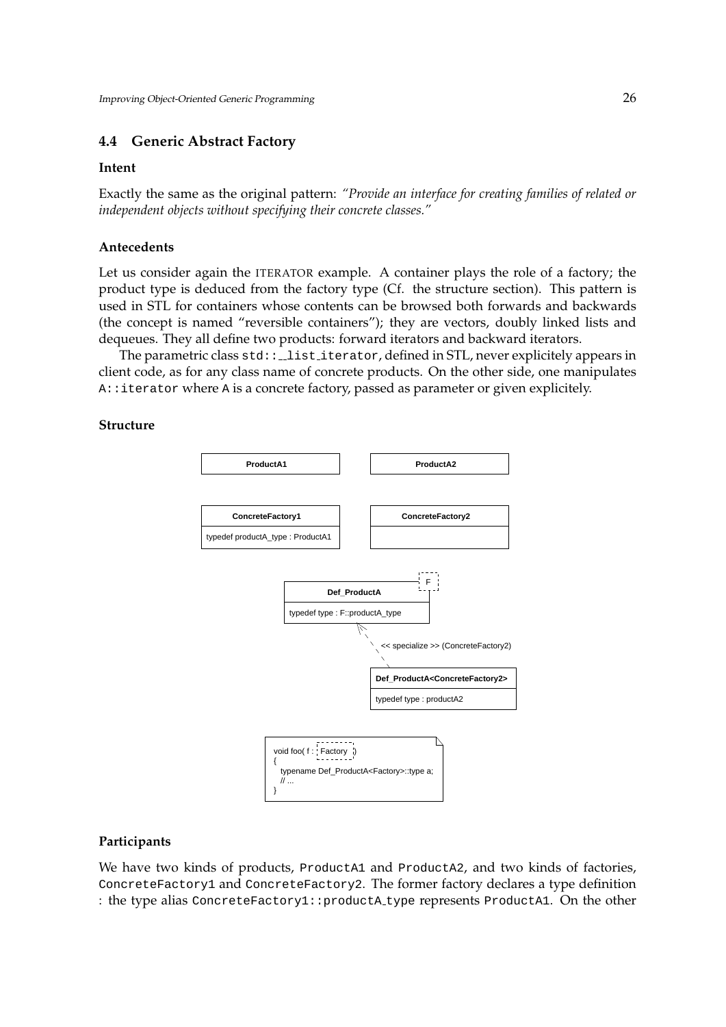### 4.4 Generic Abstract Factory

#### Intent

Exactly the same as the original pattern: *"Provide an interface for creating families of related or independent objects without specifying their concrete classes."*

#### Antecedents

Let us consider again the ITERATOR example. A container plays the role of a factory; the product type is deduced from the factory type (Cf. the structure section). This pattern is used in STL for containers whose contents can be browsed both forwards and backwards (the concept is named "reversible containers"); they are vectors, doubly linked lists and dequeues. They all define two products: forward iterators and backward iterators.

The parametric class `std::__list_iterator`, defined in STL, never explicitely appears in client code, as for any class name of concrete products. On the other side, one manipulates `A::iterator` where `A` is a concrete factory, passed as parameter or given explicitely.

#### Structure

ProductA1

ProductA2

ConcreteFactory1
typedef productA_type : ProductA1

ConcreteFactory2

F

Def_ProductA
typedef type : F::productA_type

<< specialize >> (ConcreteFactory2)

Def_ProductA<ConcreteFactory2>
typedef type : productA2

```
void foo( f : Factory )
{
  typename Def_ProductA<Factory>::type a;
  // ...
}
```

#### Participants

We have two kinds of products, `ProductA1` and `ProductA2`, and two kinds of factories, `ConcreteFactory1` and `ConcreteFactory2`. The former factory declares a type definition : the type alias `ConcreteFactory1::productA_type` represents `ProductA1`. On the other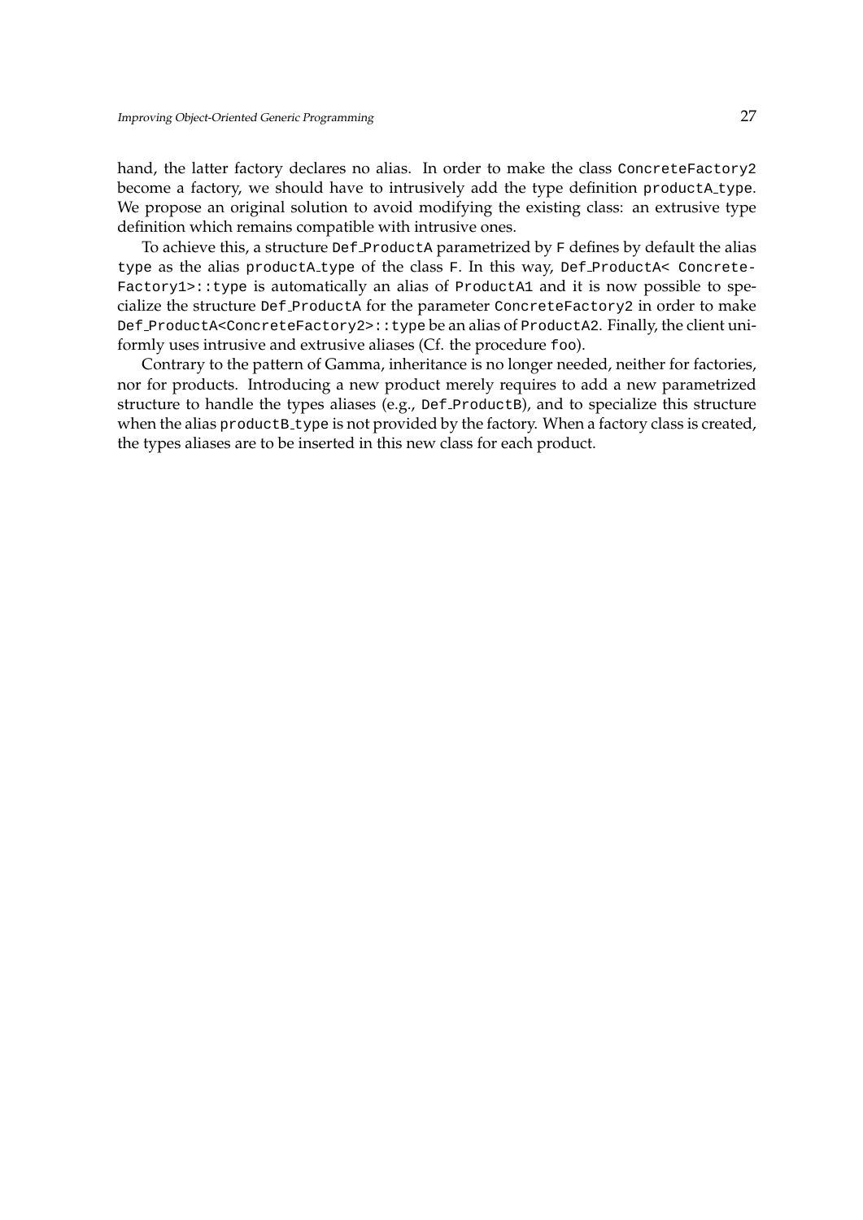hand, the latter factory declares no alias. In order to make the class ConcreteFactory2 become a factory, we should have to intrusively add the type definition productA_type. We propose an original solution to avoid modifying the existing class: an extrusive type definition which remains compatible with intrusive ones.

To achieve this, a structure Def_ProductA parametrized by F defines by default the alias type as the alias productA_type of the class F. In this way, Def_ProductA< ConcreteFactory1>::type is automatically an alias of ProductA1 and it is now possible to specialize the structure Def_ProductA for the parameter ConcreteFactory2 in order to make Def_ProductA<ConcreteFactory2>::type be an alias of ProductA2. Finally, the client uniformly uses intrusive and extrusive aliases (Cf. the procedure foo).

Contrary to the pattern of Gamma, inheritance is no longer needed, neither for factories, nor for products. Introducing a new product merely requires to add a new parametrized structure to handle the types aliases (e.g., Def_ProductB), and to specialize this structure when the alias productB_type is not provided by the factory. When a factory class is created, the types aliases are to be inserted in this new class for each product.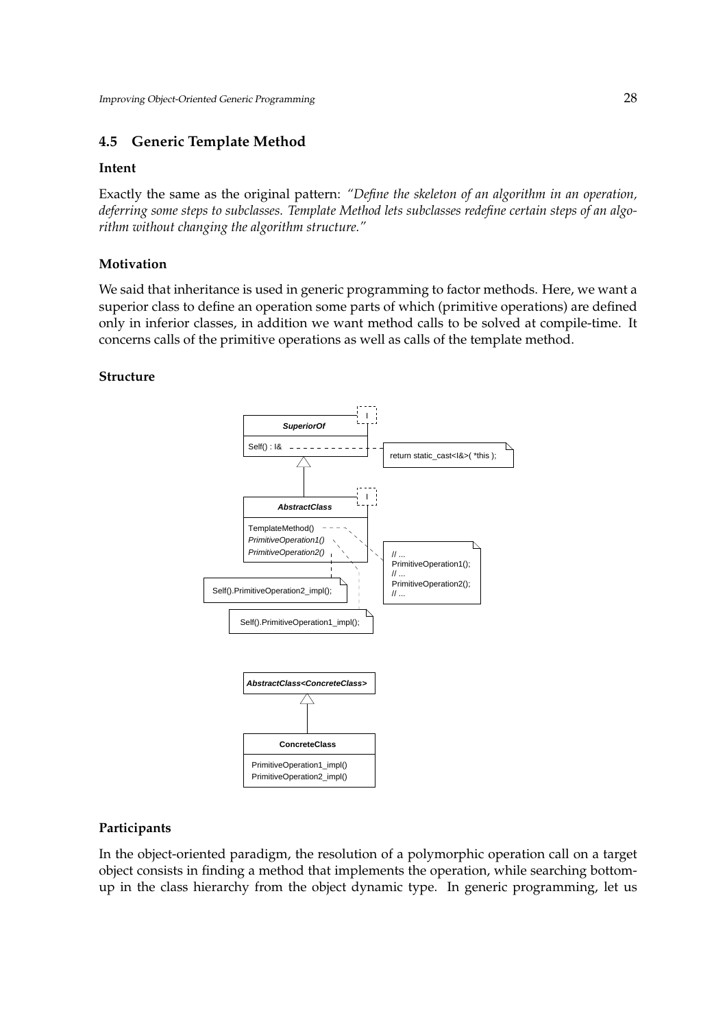## 4.5 Generic Template Method

### Intent

Exactly the same as the original pattern: *"Define the skeleton of an algorithm in an operation, deferring some steps to subclasses. Template Method lets subclasses redefine certain steps of an algorithm without changing the algorithm structure."*

### Motivation

We said that inheritance is used in generic programming to factor methods. Here, we want a superior class to define an operation some parts of which (primitive operations) are defined only in inferior classes, in addition we want method calls to be solved at compile-time. It concerns calls of the primitive operations as well as calls of the template method.

### Structure

I

**SuperiorOf**

Self() : I&

return static_cast<I&>( *this );

I

**AbstractClass**

TemplateMethod()
*PrimitiveOperation1()*
*PrimitiveOperation2()*

// ...
PrimitiveOperation1();
// ...
PrimitiveOperation2();
// ...

Self().PrimitiveOperation2_impl();

Self().PrimitiveOperation1_impl();

**AbstractClass<ConcreteClass>**

**ConcreteClass**

PrimitiveOperation1_impl()
PrimitiveOperation2_impl()

### Participants

In the object-oriented paradigm, the resolution of a polymorphic operation call on a target object consists in finding a method that implements the operation, while searching bottom-up in the class hierarchy from the object dynamic type. In generic programming, let us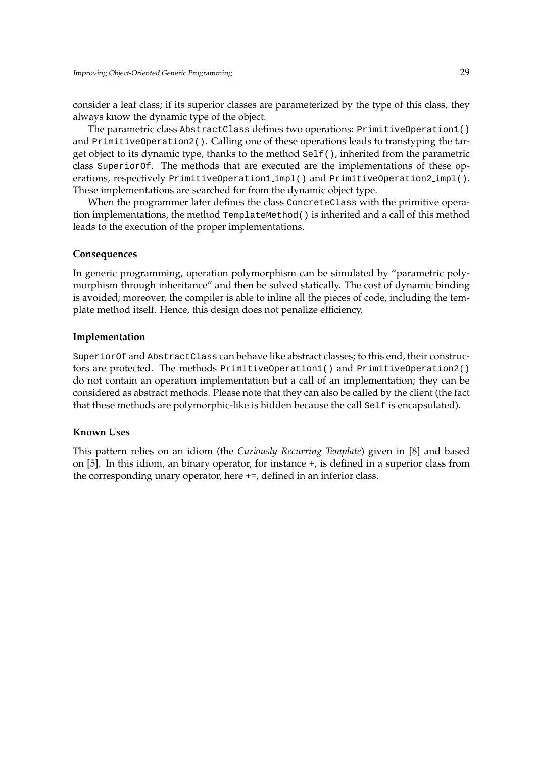consider a leaf class; if its superior classes are parameterized by the type of this class, they always know the dynamic type of the object.

The parametric class `AbstractClass` defines two operations: `PrimitiveOperation1()` and `PrimitiveOperation2()`. Calling one of these operations leads to transtyping the target object to its dynamic type, thanks to the method `Self()`, inherited from the parametric class `SuperiorOf`. The methods that are executed are the implementations of these operations, respectively `PrimitiveOperation1_impl()` and `PrimitiveOperation2_impl()`. These implementations are searched for from the dynamic object type.

When the programmer later defines the class `ConcreteClass` with the primitive operation implementations, the method `TemplateMethod()` is inherited and a call of this method leads to the execution of the proper implementations.

#### Consequences

In generic programming, operation polymorphism can be simulated by "parametric polymorphism through inheritance" and then be solved statically. The cost of dynamic binding is avoided; moreover, the compiler is able to inline all the pieces of code, including the template method itself. Hence, this design does not penalize efficiency.

#### Implementation

`SuperiorOf` and `AbstractClass` can behave like abstract classes; to this end, their constructors are protected. The methods `PrimitiveOperation1()` and `PrimitiveOperation2()` do not contain an operation implementation but a call of an implementation; they can be considered as abstract methods. Please note that they can also be called by the client (the fact that these methods are polymorphic-like is hidden because the call `Self` is encapsulated).

#### Known Uses

This pattern relies on an idiom (the *Curiously Recurring Template*) given in [8] and based on [5]. In this idiom, an binary operator, for instance `+`, is defined in a superior class from the corresponding unary operator, here `+=`, defined in an inferior class.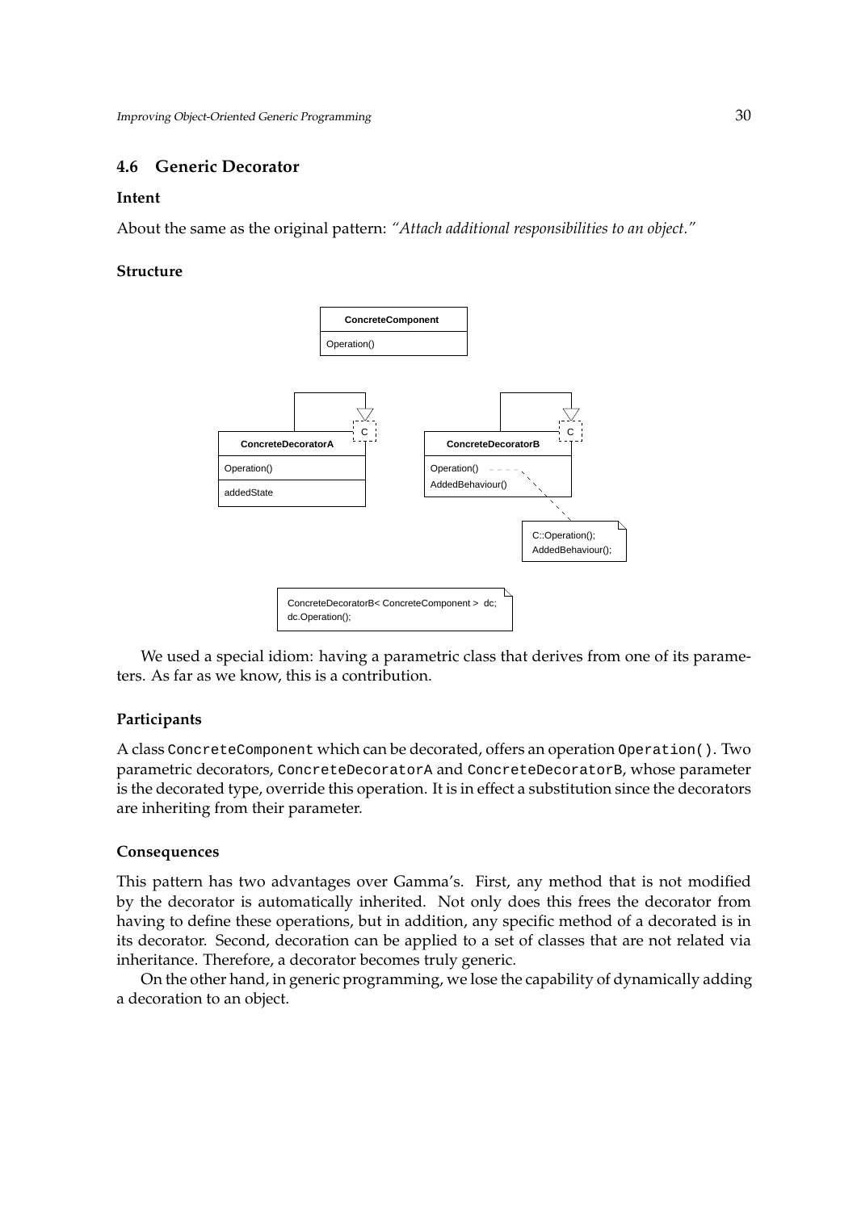## 4.6 Generic Decorator

### Intent

About the same as the original pattern: *"Attach additional responsibilities to an object."*

### Structure

ConcreteComponent
Operation()

ConcreteDecoratorA
C
Operation()
addedState

ConcreteDecoratorB
C
Operation()
AddedBehaviour()

C::Operation();
AddedBehaviour();

ConcreteDecoratorB< ConcreteComponent > dc;
dc.Operation();

We used a special idiom: having a parametric class that derives from one of its parameters. As far as we know, this is a contribution.

### Participants

A class `ConcreteComponent` which can be decorated, offers an operation `Operation()`. Two parametric decorators, `ConcreteDecoratorA` and `ConcreteDecoratorB`, whose parameter is the decorated type, override this operation. It is in effect a substitution since the decorators are inheriting from their parameter.

### Consequences

This pattern has two advantages over Gamma's. First, any method that is not modified by the decorator is automatically inherited. Not only does this frees the decorator from having to define these operations, but in addition, any specific method of a decorated is in its decorator. Second, decoration can be applied to a set of classes that are not related via inheritance. Therefore, a decorator becomes truly generic.

On the other hand, in generic programming, we lose the capability of dynamically adding a decoration to an object.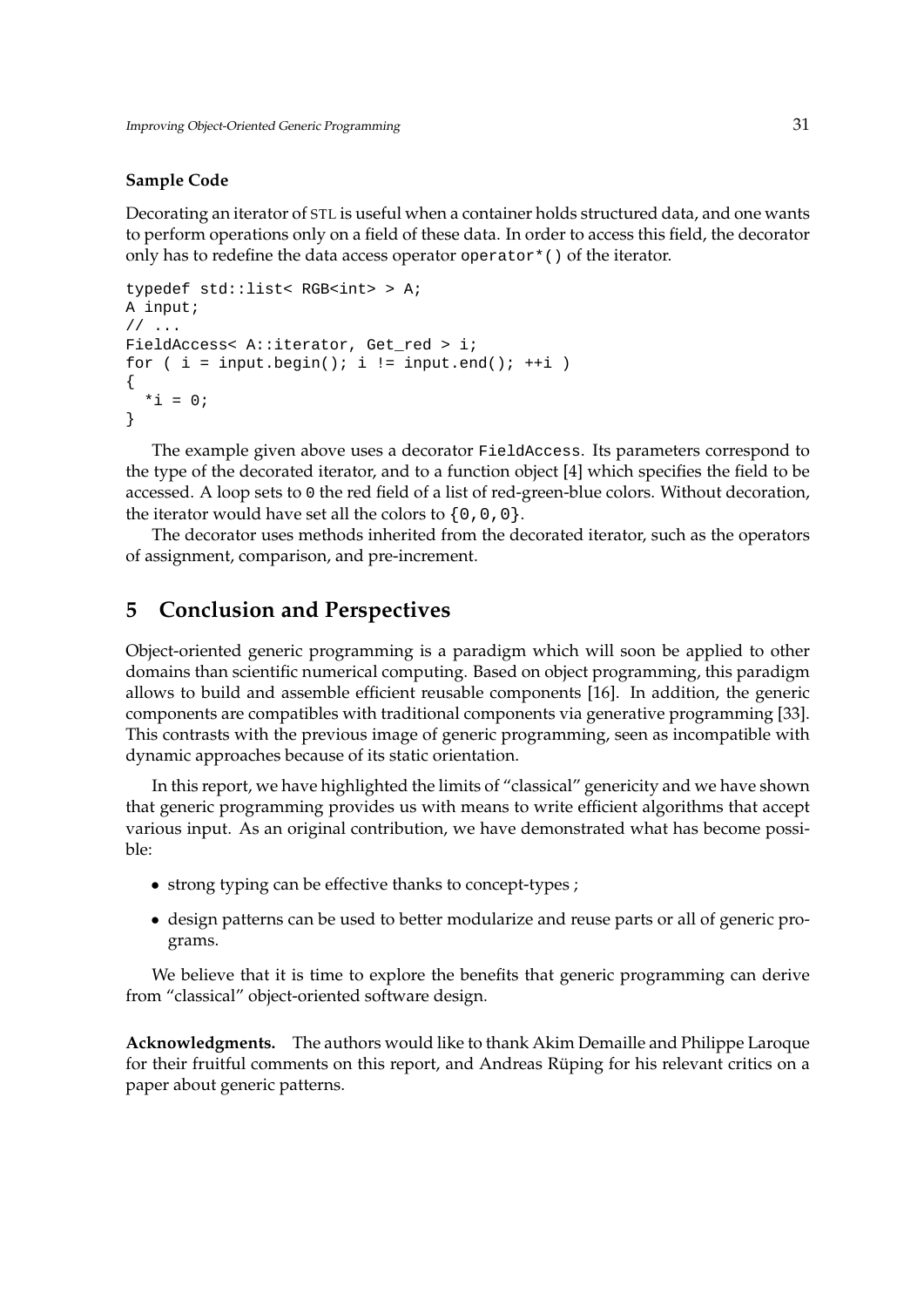**Sample Code**

Decorating an iterator of STL is useful when a container holds structured data, and one wants to perform operations only on a field of these data. In order to access this field, the decorator only has to redefine the data access operator `operator*()` of the iterator.

```
typedef std::list< RGB<int> > A;
A input;
// ...
FieldAccess< A::iterator, Get_red > i;
for ( i = input.begin(); i != input.end(); ++i )
{
  *i = 0;
}
```

The example given above uses a decorator `FieldAccess`. Its parameters correspond to the type of the decorated iterator, and to a function object [4] which specifies the field to be accessed. A loop sets to `0` the red field of a list of red-green-blue colors. Without decoration, the iterator would have set all the colors to `{0,0,0}`.

The decorator uses methods inherited from the decorated iterator, such as the operators of assignment, comparison, and pre-increment.

## 5 Conclusion and Perspectives

Object-oriented generic programming is a paradigm which will soon be applied to other domains than scientific numerical computing. Based on object programming, this paradigm allows to build and assemble efficient reusable components [16]. In addition, the generic components are compatibles with traditional components via generative programming [33]. This contrasts with the previous image of generic programming, seen as incompatible with dynamic approaches because of its static orientation.

In this report, we have highlighted the limits of "classical" genericity and we have shown that generic programming provides us with means to write efficient algorithms that accept various input. As an original contribution, we have demonstrated what has become possible:

- strong typing can be effective thanks to concept-types ;
- design patterns can be used to better modularize and reuse parts or all of generic programs.

We believe that it is time to explore the benefits that generic programming can derive from "classical" object-oriented software design.

**Acknowledgments.** The authors would like to thank Akim Demaille and Philippe Laroque for their fruitful comments on this report, and Andreas Rüping for his relevant critics on a paper about generic patterns.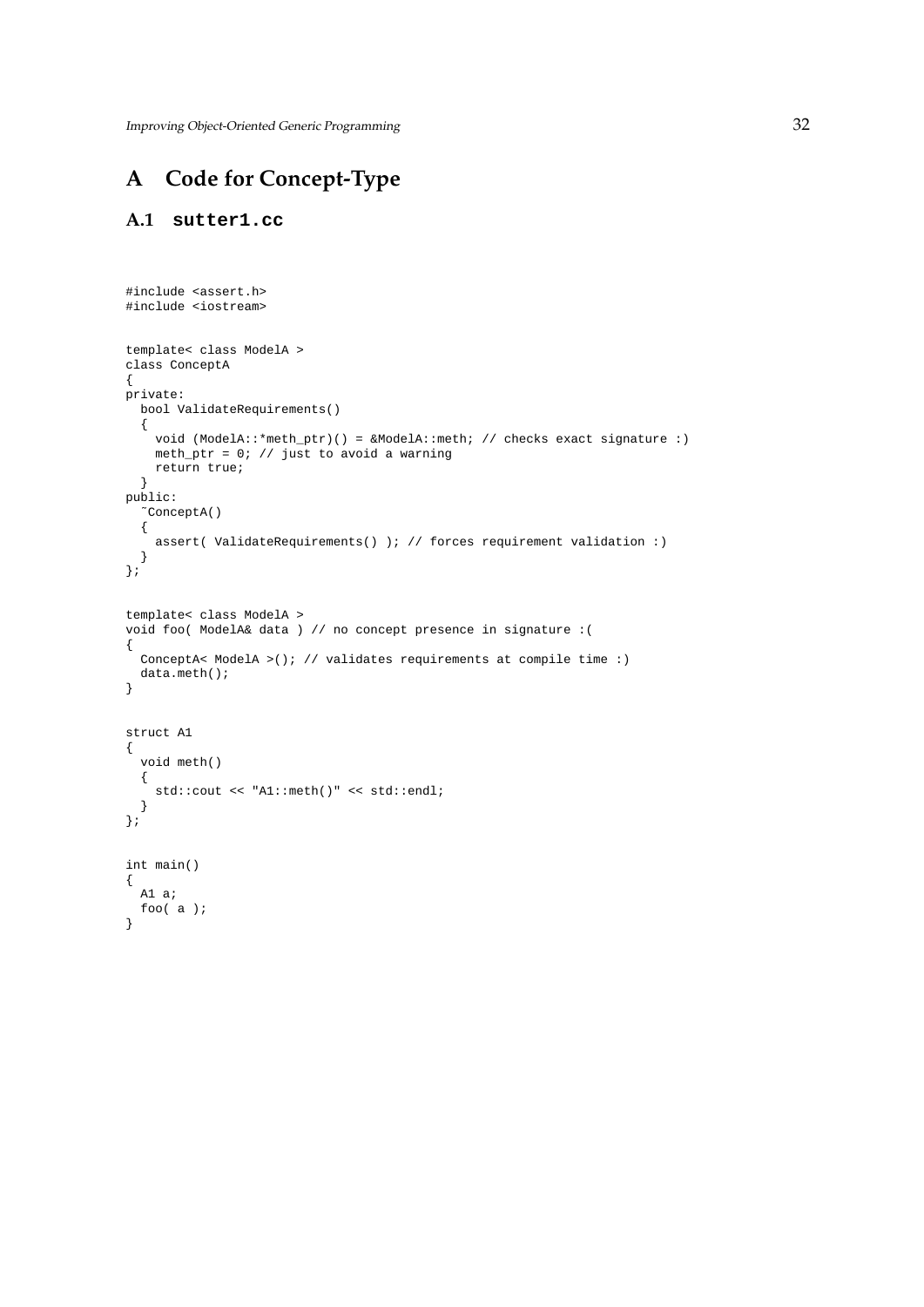# A Code for Concept-Type

## A.1 sutter1.cc

```
#include <assert.h>
#include <iostream>


template< class ModelA >
class ConceptA
{
private:
  bool ValidateRequirements()
  {
    void (ModelA::*meth_ptr)() = &ModelA::meth; // checks exact signature :)
    meth_ptr = 0; // just to avoid a warning
    return true;
  }
public:
  ~ConceptA()
  {
    assert( ValidateRequirements() ); // forces requirement validation :)
  }
};


template< class ModelA >
void foo( ModelA& data ) // no concept presence in signature :(
{
  ConceptA< ModelA >(); // validates requirements at compile time :)
  data.meth();
}


struct A1
{
  void meth()
  {
    std::cout << "A1::meth()" << std::endl;
  }
};


int main()
{
  A1 a;
  foo( a );
}
```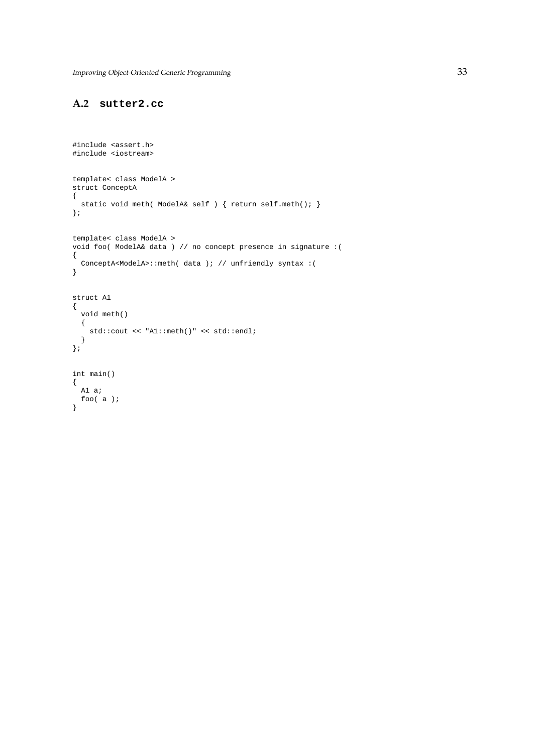## A.2 sutter2.cc

```
#include <assert.h>
#include <iostream>


template< class ModelA >
struct ConceptA
{
  static void meth( ModelA& self ) { return self.meth(); }
};


template< class ModelA >
void foo( ModelA& data ) // no concept presence in signature :(
{
  ConceptA<ModelA>::meth( data ); // unfriendly syntax :(
}


struct A1
{
  void meth()
  {
    std::cout << "A1::meth()" << std::endl;
  }
};


int main()
{
  A1 a;
  foo( a );
}
```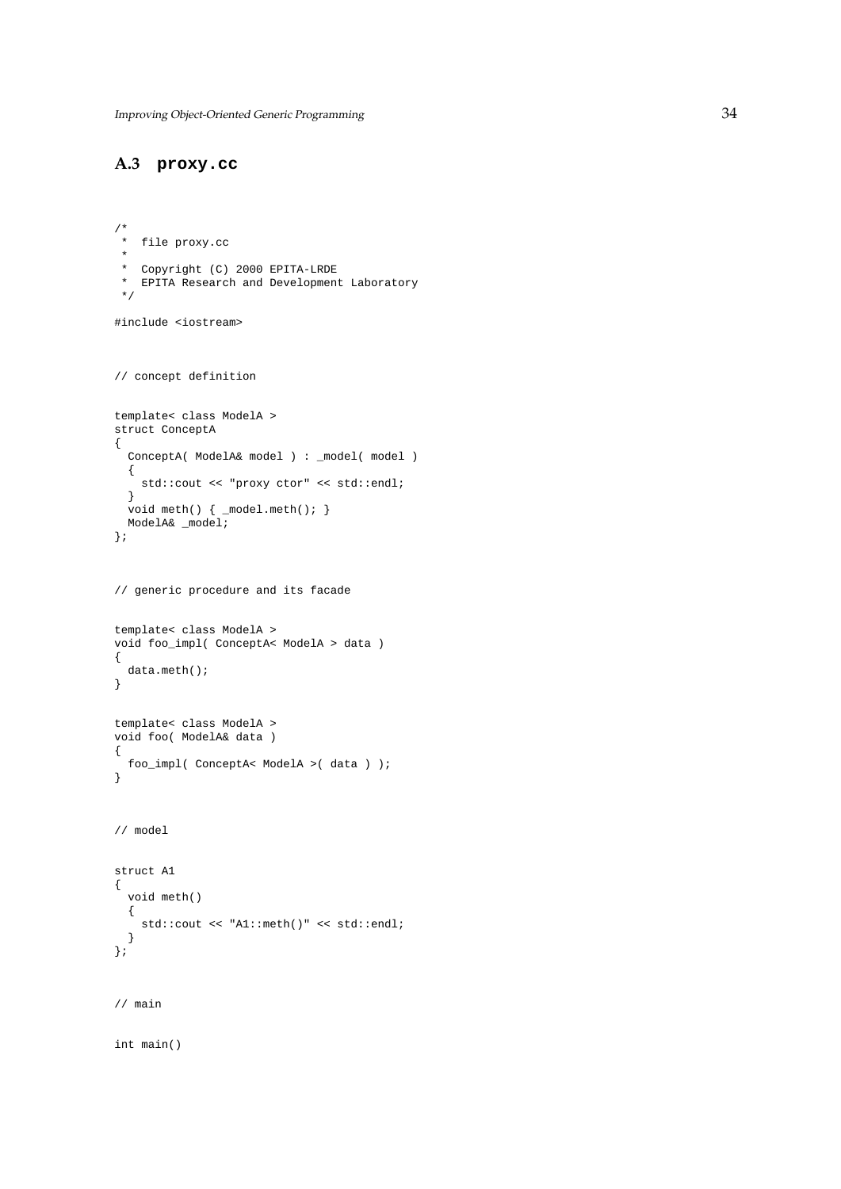## A.3 `proxy.cc`

```
/*
 *  file proxy.cc
 *
 *  Copyright (C) 2000 EPITA-LRDE
 *  EPITA Research and Development Laboratory
 */

#include <iostream>


// concept definition


template< class ModelA >
struct ConceptA
{
  ConceptA( ModelA& model ) : _model( model )
  {
    std::cout << "proxy ctor" << std::endl;
  }
  void meth() { _model.meth(); }
  ModelA& _model;
};


// generic procedure and its facade


template< class ModelA >
void foo_impl( ConceptA< ModelA > data )
{
  data.meth();
}


template< class ModelA >
void foo( ModelA& data )
{
  foo_impl( ConceptA< ModelA >( data ) );
}


// model


struct A1
{
  void meth()
  {
    std::cout << "A1::meth()" << std::endl;
  }
};


// main


int main()
```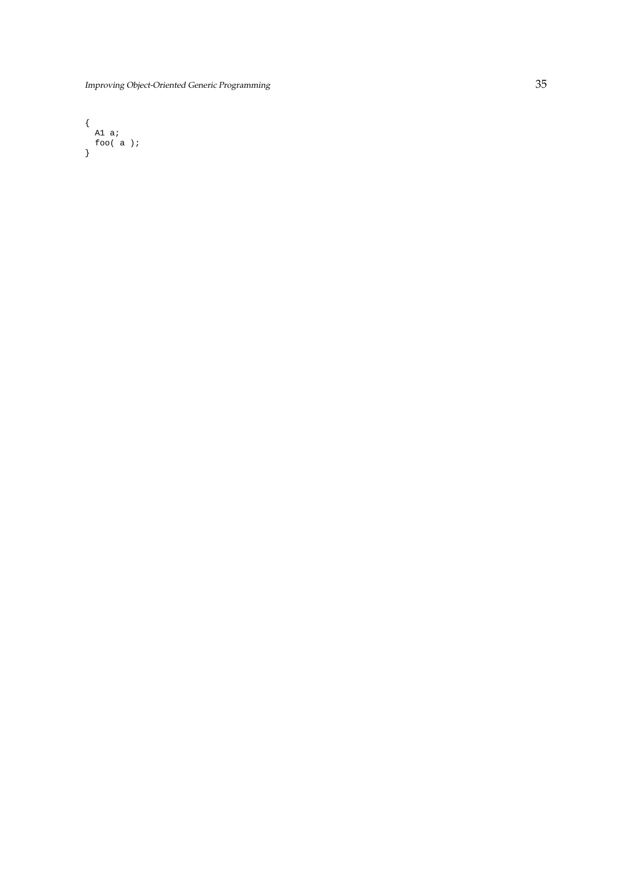```
{
  A1 a;
  foo( a );
}
```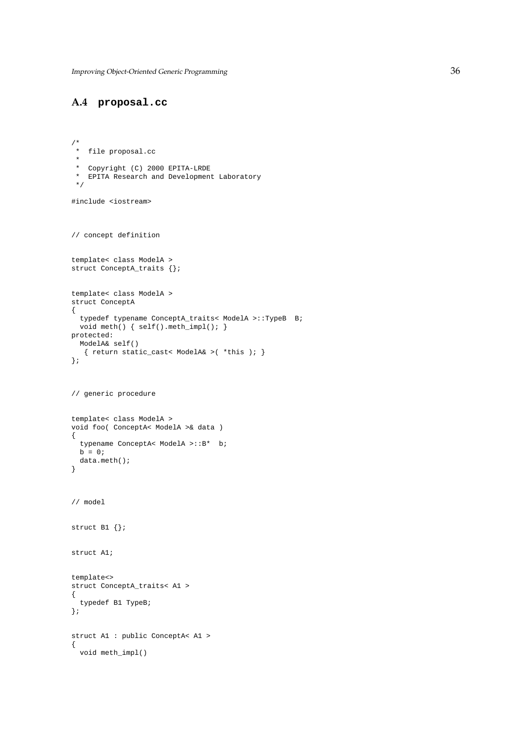## A.4 proposal.cc

```
/*
 *  file proposal.cc
 *
 *  Copyright (C) 2000 EPITA-LRDE
 *  EPITA Research and Development Laboratory
 */

#include <iostream>


// concept definition


template< class ModelA >
struct ConceptA_traits {};


template< class ModelA >
struct ConceptA
{
  typedef typename ConceptA_traits< ModelA >::TypeB  B;
  void meth() { self().meth_impl(); }
protected:
  ModelA& self()
   { return static_cast< ModelA& >( *this ); }
};


// generic procedure


template< class ModelA >
void foo( ConceptA< ModelA >& data )
{
  typename ConceptA< ModelA >::B*  b;
  b = 0;
  data.meth();
}


// model


struct B1 {};


struct A1;


template<>
struct ConceptA_traits< A1 >
{
  typedef B1 TypeB;
};


struct A1 : public ConceptA< A1 >
{
  void meth_impl()
```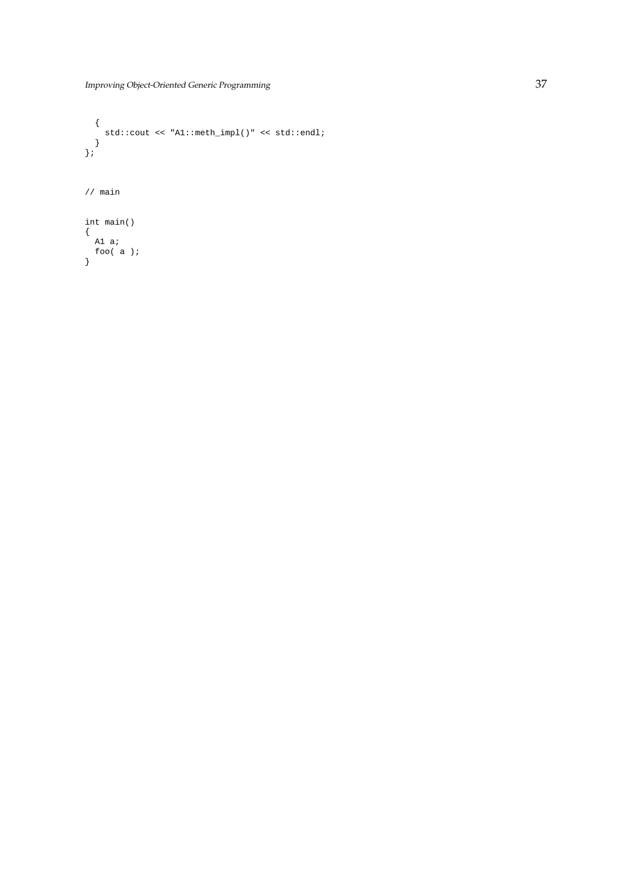```
  {
    std::cout << "A1::meth_impl()" << std::endl;
  }
};


// main


int main()
{
  A1 a;
  foo( a );
}
```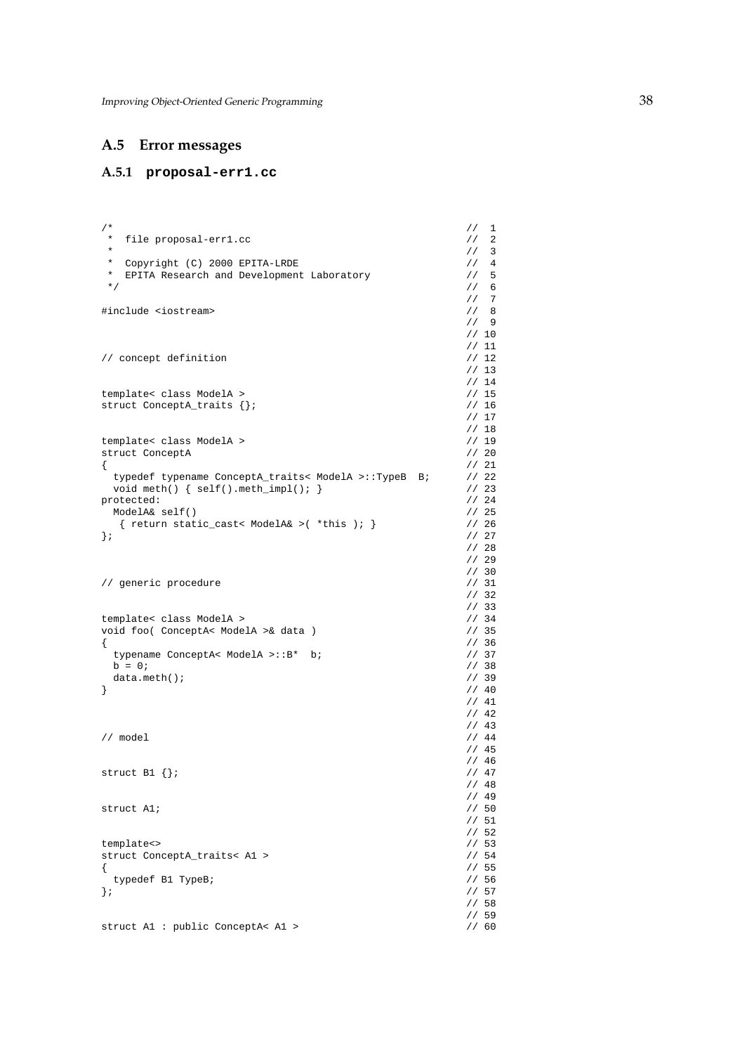## A.5 Error messages

### A.5.1 `proposal-err1.cc`

```
/*                                                          //  1
 *  file proposal-err1.cc                                   //  2
 *                                                          //  3
 *  Copyright (C) 2000 EPITA-LRDE                           //  4
 *  EPITA Research and Development Laboratory               //  5
 */                                                         //  6
                                                            //  7
#include <iostream>                                         //  8
                                                            //  9
                                                            // 10
                                                            // 11
// concept definition                                       // 12
                                                            // 13
                                                            // 14
template< class ModelA >                                    // 15
struct ConceptA_traits {};                                  // 16
                                                            // 17
                                                            // 18
template< class ModelA >                                    // 19
struct ConceptA                                             // 20
{                                                           // 21
  typedef typename ConceptA_traits< ModelA >::TypeB  B;     // 22
  void meth() { self().meth_impl(); }                       // 23
protected:                                                  // 24
  ModelA& self()                                            // 25
   { return static_cast< ModelA& >( *this ); }              // 26
};                                                          // 27
                                                            // 28
                                                            // 29
                                                            // 30
// generic procedure                                        // 31
                                                            // 32
                                                            // 33
template< class ModelA >                                    // 34
void foo( ConceptA< ModelA >& data )                        // 35
{                                                           // 36
  typename ConceptA< ModelA >::B*  b;                       // 37
  b = 0;                                                    // 38
  data.meth();                                              // 39
}                                                           // 40
                                                            // 41
                                                            // 42
                                                            // 43
// model                                                    // 44
                                                            // 45
                                                            // 46
struct B1 {};                                               // 47
                                                            // 48
                                                            // 49
struct A1;                                                  // 50
                                                            // 51
                                                            // 52
template<>                                                  // 53
struct ConceptA_traits< A1 >                                // 54
{                                                           // 55
  typedef B1 TypeB;                                         // 56
};                                                          // 57
                                                            // 58
                                                            // 59
struct A1 : public ConceptA< A1 >                           // 60
```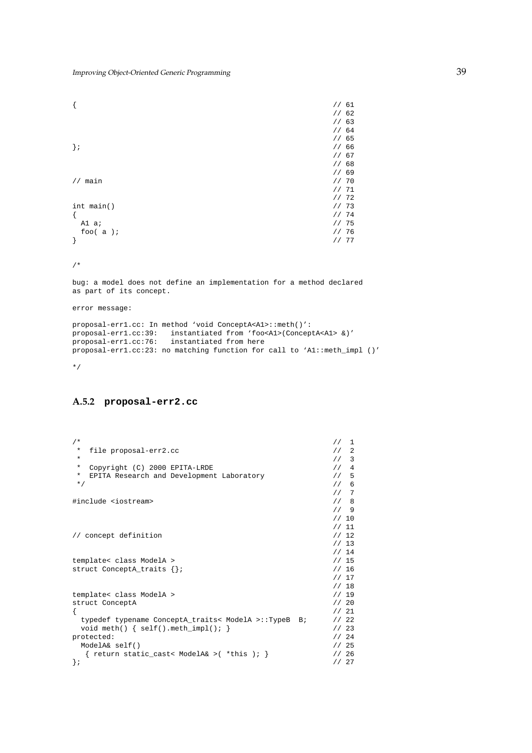```
{                                                           // 61
                                                            // 62
                                                            // 63
                                                            // 64
                                                            // 65
};                                                          // 66
                                                            // 67
                                                            // 68
                                                            // 69
// main                                                     // 70
                                                            // 71
                                                            // 72
int main()                                                  // 73
{                                                           // 74
  A1 a;                                                     // 75
  foo( a );                                                 // 76
}                                                           // 77


/*

bug: a model does not define an implementation for a method declared
as part of its concept.

error message:

proposal-err1.cc: In method 'void ConceptA<A1>::meth()':
proposal-err1.cc:39:   instantiated from 'foo<A1>(ConceptA<A1> &)'
proposal-err1.cc:76:   instantiated from here
proposal-err1.cc:23: no matching function for call to 'A1::meth_impl ()'

*/
```

### A.5.2 **proposal-err2.cc**

```
/*                                                          //  1
 *  file proposal-err2.cc                                   //  2
 *                                                          //  3
 *  Copyright (C) 2000 EPITA-LRDE                           //  4
 *  EPITA Research and Development Laboratory               //  5
 */                                                         //  6
                                                            //  7
#include <iostream>                                         //  8
                                                            //  9
                                                            // 10
                                                            // 11
// concept definition                                       // 12
                                                            // 13
                                                            // 14
template< class ModelA >                                    // 15
struct ConceptA_traits {};                                  // 16
                                                            // 17
                                                            // 18
template< class ModelA >                                    // 19
struct ConceptA                                             // 20
{                                                           // 21
  typedef typename ConceptA_traits< ModelA >::TypeB  B;     // 22
  void meth() { self().meth_impl(); }                       // 23
protected:                                                  // 24
  ModelA& self()                                            // 25
   { return static_cast< ModelA& >( *this ); }              // 26
};                                                          // 27
```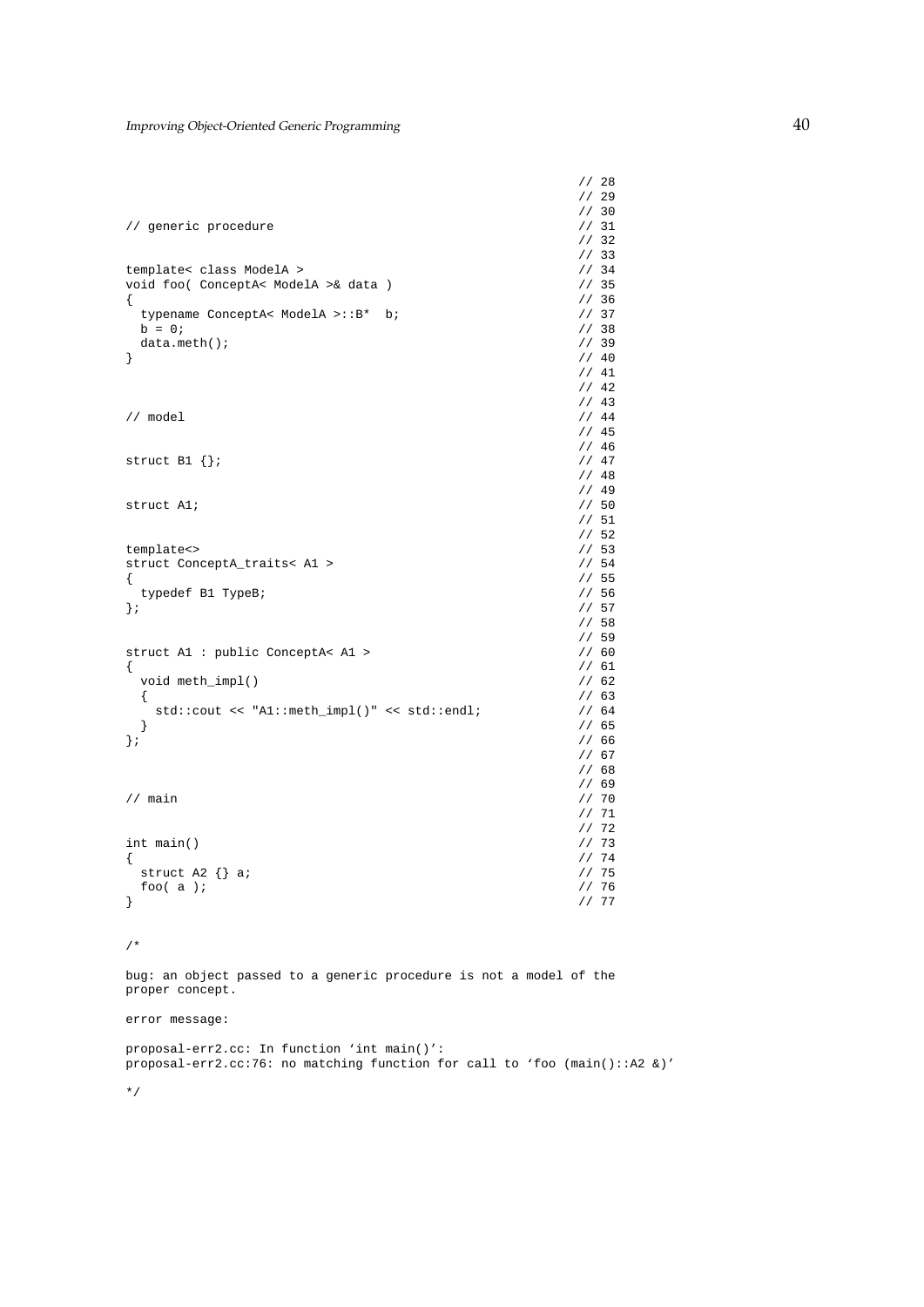```
                                                          // 28
                                                          // 29
                                                          // 30
// generic procedure                                      // 31
                                                          // 32
                                                          // 33
template< class ModelA >                                  // 34
void foo( ConceptA< ModelA >& data )                      // 35
{                                                         // 36
  typename ConceptA< ModelA >::B*  b;                     // 37
  b = 0;                                                  // 38
  data.meth();                                            // 39
}                                                         // 40
                                                          // 41
                                                          // 42
                                                          // 43
// model                                                  // 44
                                                          // 45
                                                          // 46
struct B1 {};                                             // 47
                                                          // 48
                                                          // 49
struct A1;                                                // 50
                                                          // 51
                                                          // 52
template<>                                                // 53
struct ConceptA_traits< A1 >                              // 54
{                                                         // 55
  typedef B1 TypeB;                                       // 56
};                                                        // 57
                                                          // 58
                                                          // 59
struct A1 : public ConceptA< A1 >                         // 60
{                                                         // 61
  void meth_impl()                                        // 62
  {                                                       // 63
    std::cout << "A1::meth_impl()" << std::endl;          // 64
  }                                                       // 65
};                                                        // 66
                                                          // 67
                                                          // 68
                                                          // 69
// main                                                   // 70
                                                          // 71
                                                          // 72
int main()                                                // 73
{                                                         // 74
  struct A2 {} a;                                         // 75
  foo( a );                                               // 76
}                                                         // 77


/*

bug: an object passed to a generic procedure is not a model of the
proper concept.

error message:

proposal-err2.cc: In function ‘int main()’:
proposal-err2.cc:76: no matching function for call to ‘foo (main()::A2 &)’

*/
```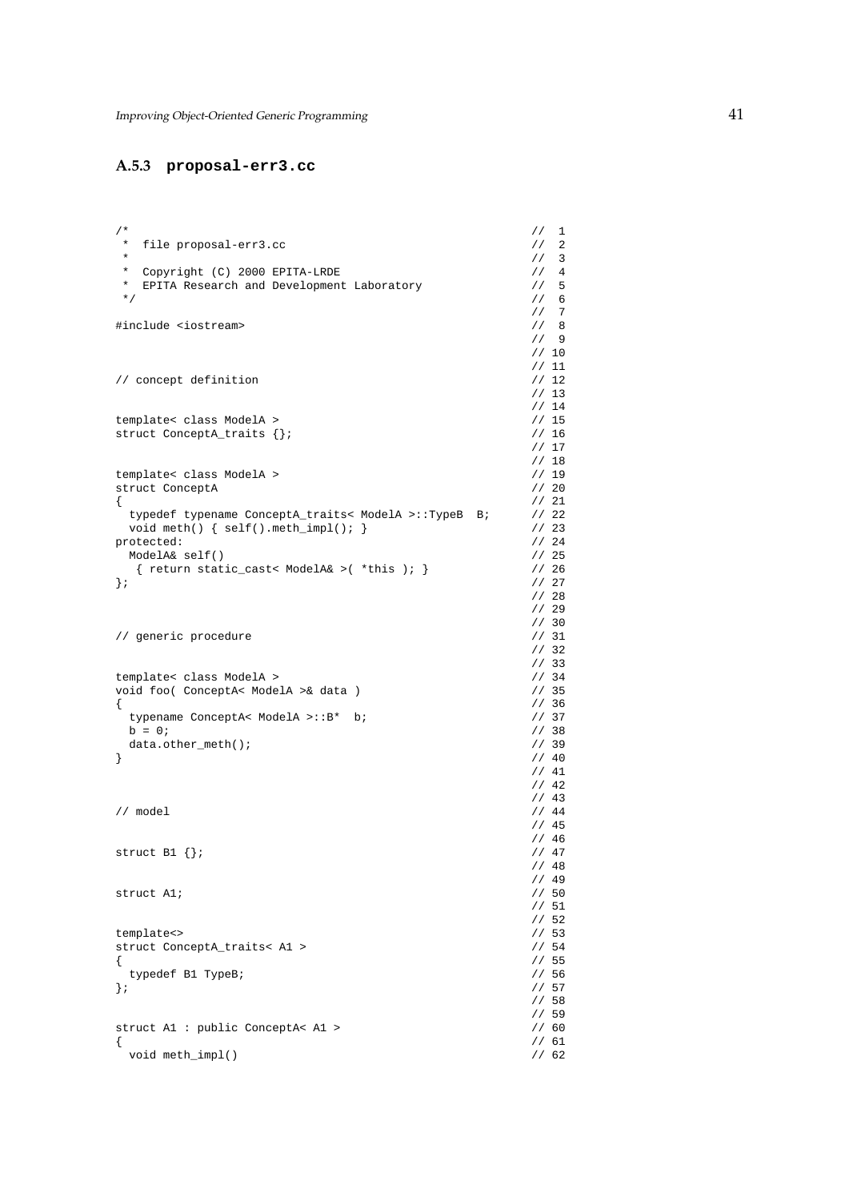### A.5.3 proposal-err3.cc

```
/*                                                         //  1
 *  file proposal-err3.cc                                  //  2
 *                                                         //  3
 *  Copyright (C) 2000 EPITA-LRDE                          //  4
 *  EPITA Research and Development Laboratory              //  5
 */                                                        //  6
                                                           //  7
#include <iostream>                                        //  8
                                                           //  9
                                                           // 10
                                                           // 11
// concept definition                                      // 12
                                                           // 13
                                                           // 14
template< class ModelA >                                   // 15
struct ConceptA_traits {};                                 // 16
                                                           // 17
                                                           // 18
template< class ModelA >                                   // 19
struct ConceptA                                            // 20
{                                                          // 21
  typedef typename ConceptA_traits< ModelA >::TypeB  B;    // 22
  void meth() { self().meth_impl(); }                      // 23
protected:                                                 // 24
  ModelA& self()                                           // 25
   { return static_cast< ModelA& >( *this ); }             // 26
};                                                         // 27
                                                           // 28
                                                           // 29
                                                           // 30
// generic procedure                                       // 31
                                                           // 32
                                                           // 33
template< class ModelA >                                   // 34
void foo( ConceptA< ModelA >& data )                       // 35
{                                                          // 36
  typename ConceptA< ModelA >::B*  b;                      // 37
  b = 0;                                                   // 38
  data.other_meth();                                       // 39
}                                                          // 40
                                                           // 41
                                                           // 42
                                                           // 43
// model                                                   // 44
                                                           // 45
                                                           // 46
struct B1 {};                                              // 47
                                                           // 48
                                                           // 49
struct A1;                                                 // 50
                                                           // 51
                                                           // 52
template<>                                                 // 53
struct ConceptA_traits< A1 >                               // 54
{                                                          // 55
  typedef B1 TypeB;                                        // 56
};                                                         // 57
                                                           // 58
                                                           // 59
struct A1 : public ConceptA< A1 >                          // 60
{                                                          // 61
  void meth_impl()                                         // 62
```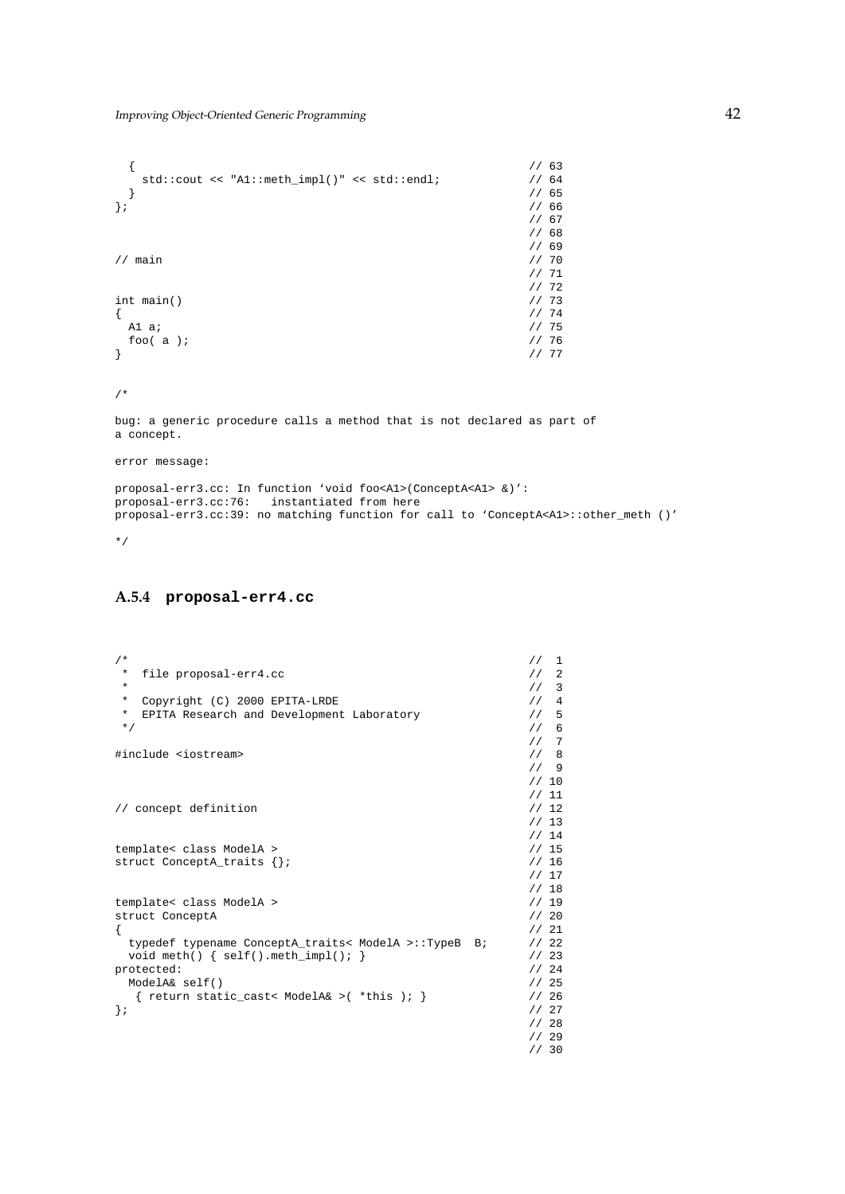```
  {                                                          // 63
    std::cout << "A1::meth_impl()" << std::endl;             // 64
  }                                                          // 65
};                                                           // 66
                                                             // 67
                                                             // 68
                                                             // 69
// main                                                      // 70
                                                             // 71
                                                             // 72
int main()                                                   // 73
{                                                            // 74
  A1 a;                                                      // 75
  foo( a );                                                  // 76
}                                                            // 77


/*

bug: a generic procedure calls a method that is not declared as part of
a concept.

error message:

proposal-err3.cc: In function ‘void foo<A1>(ConceptA<A1> &)’:
proposal-err3.cc:76:   instantiated from here
proposal-err3.cc:39: no matching function for call to ‘ConceptA<A1>::other_meth ()’

*/
```

### A.5.4 `proposal-err4.cc`

```
/*                                                           //  1
 *  file proposal-err4.cc                                    //  2
 *                                                           //  3
 *  Copyright (C) 2000 EPITA-LRDE                            //  4
 *  EPITA Research and Development Laboratory                //  5
 */                                                          //  6
                                                             //  7
#include <iostream>                                          //  8
                                                             //  9
                                                             // 10
                                                             // 11
// concept definition                                        // 12
                                                             // 13
                                                             // 14
template< class ModelA >                                     // 15
struct ConceptA_traits {};                                   // 16
                                                             // 17
                                                             // 18
template< class ModelA >                                     // 19
struct ConceptA                                              // 20
{                                                            // 21
  typedef typename ConceptA_traits< ModelA >::TypeB  B;      // 22
  void meth() { self().meth_impl(); }                        // 23
protected:                                                   // 24
  ModelA& self()                                             // 25
   { return static_cast< ModelA& >( *this ); }               // 26
};                                                           // 27
                                                             // 28
                                                             // 29
                                                             // 30
```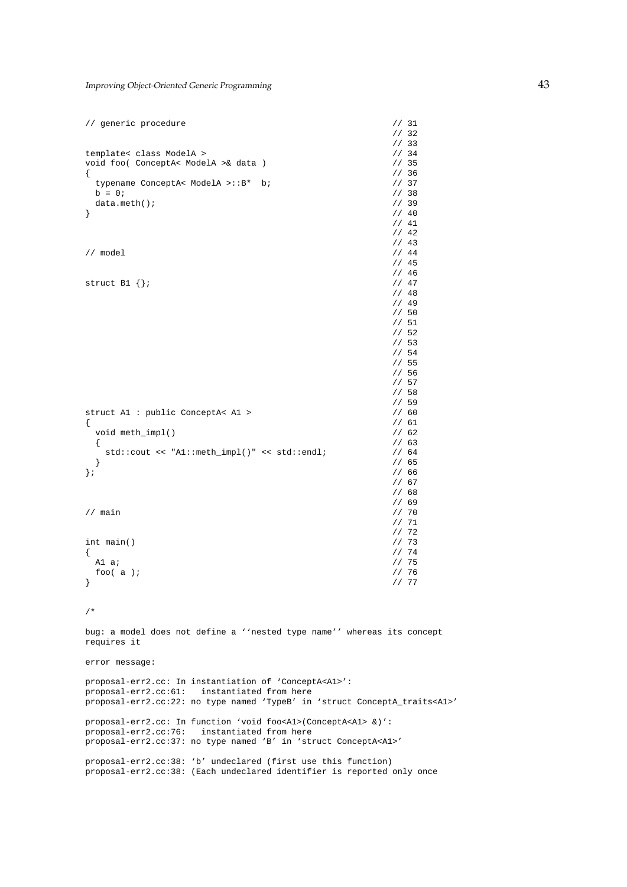```
// generic procedure                                          // 31
                                                              // 32
                                                              // 33
template< class ModelA >                                      // 34
void foo( ConceptA< ModelA >& data )                          // 35
{                                                             // 36
  typename ConceptA< ModelA >::B*  b;                         // 37
  b = 0;                                                      // 38
  data.meth();                                                // 39
}                                                             // 40
                                                              // 41
                                                              // 42
                                                              // 43
// model                                                      // 44
                                                              // 45
                                                              // 46
struct B1 {};                                                 // 47
                                                              // 48
                                                              // 49
                                                              // 50
                                                              // 51
                                                              // 52
                                                              // 53
                                                              // 54
                                                              // 55
                                                              // 56
                                                              // 57
                                                              // 58
                                                              // 59
struct A1 : public ConceptA< A1 >                             // 60
{                                                             // 61
  void meth_impl()                                            // 62
  {                                                           // 63
    std::cout << "A1::meth_impl()" << std::endl;              // 64
  }                                                           // 65
};                                                            // 66
                                                              // 67
                                                              // 68
                                                              // 69
// main                                                       // 70
                                                              // 71
                                                              // 72
int main()                                                    // 73
{                                                             // 74
  A1 a;                                                       // 75
  foo( a );                                                   // 76
}                                                             // 77


/*

bug: a model does not define a ''nested type name'' whereas its concept
requires it

error message:

proposal-err2.cc: In instantiation of 'ConceptA<A1>':
proposal-err2.cc:61:   instantiated from here
proposal-err2.cc:22: no type named 'TypeB' in 'struct ConceptA_traits<A1>'

proposal-err2.cc: In function 'void foo<A1>(ConceptA<A1> &)':
proposal-err2.cc:76:   instantiated from here
proposal-err2.cc:37: no type named 'B' in 'struct ConceptA<A1>'

proposal-err2.cc:38: 'b' undeclared (first use this function)
proposal-err2.cc:38: (Each undeclared identifier is reported only once
```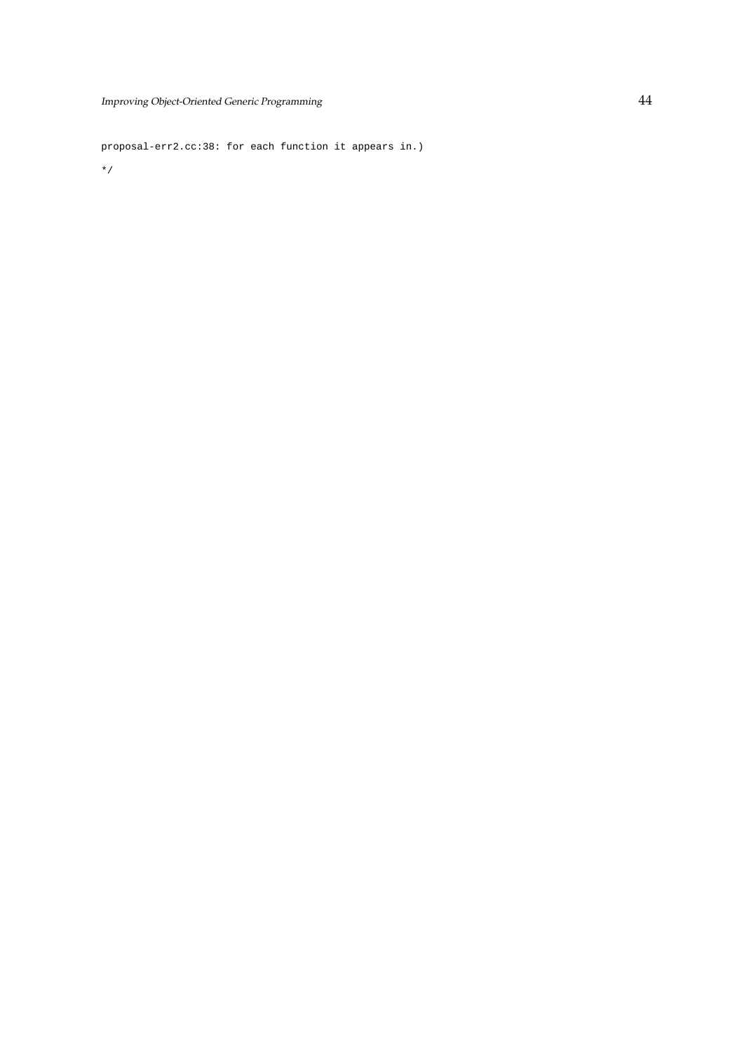```
proposal-err2.cc:38: for each function it appears in.)

*/
```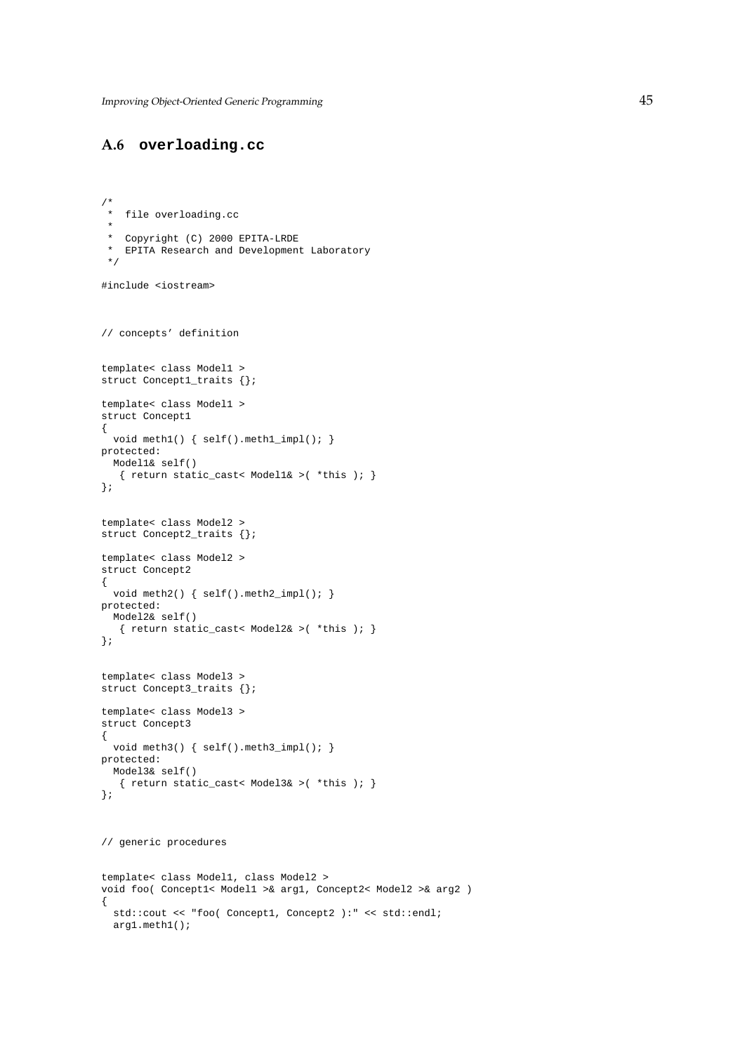## A.6 `overloading.cc`

```
/*
 *  file overloading.cc
 *
 *  Copyright (C) 2000 EPITA-LRDE
 *  EPITA Research and Development Laboratory
 */

#include <iostream>


// concepts' definition


template< class Model1 >
struct Concept1_traits {};

template< class Model1 >
struct Concept1
{
  void meth1() { self().meth1_impl(); }
protected:
  Model1& self()
   { return static_cast< Model1& >( *this ); }
};


template< class Model2 >
struct Concept2_traits {};

template< class Model2 >
struct Concept2
{
  void meth2() { self().meth2_impl(); }
protected:
  Model2& self()
   { return static_cast< Model2& >( *this ); }
};


template< class Model3 >
struct Concept3_traits {};

template< class Model3 >
struct Concept3
{
  void meth3() { self().meth3_impl(); }
protected:
  Model3& self()
   { return static_cast< Model3& >( *this ); }
};



// generic procedures


template< class Model1, class Model2 >
void foo( Concept1< Model1 >& arg1, Concept2< Model2 >& arg2 )
{
  std::cout << "foo( Concept1, Concept2 ):" << std::endl;
  arg1.meth1();
```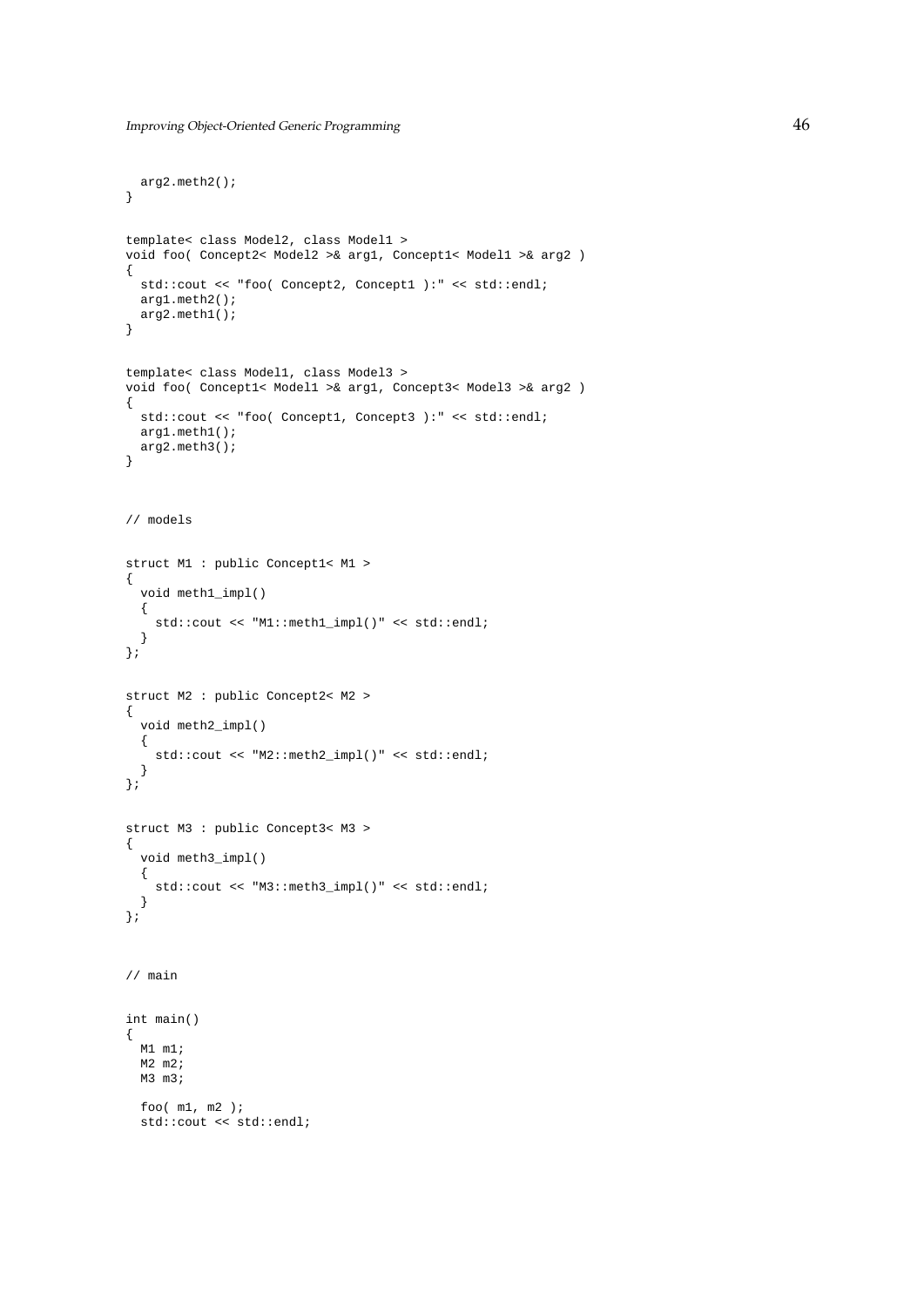```
  arg2.meth2();
}


template< class Model2, class Model1 >
void foo( Concept2< Model2 >& arg1, Concept1< Model1 >& arg2 )
{
  std::cout << "foo( Concept2, Concept1 ):" << std::endl;
  arg1.meth2();
  arg2.meth1();
}


template< class Model1, class Model3 >
void foo( Concept1< Model1 >& arg1, Concept3< Model3 >& arg2 )
{
  std::cout << "foo( Concept1, Concept3 ):" << std::endl;
  arg1.meth1();
  arg2.meth3();
}



// models


struct M1 : public Concept1< M1 >
{
  void meth1_impl()
  {
    std::cout << "M1::meth1_impl()" << std::endl;
  }
};


struct M2 : public Concept2< M2 >
{
  void meth2_impl()
  {
    std::cout << "M2::meth2_impl()" << std::endl;
  }
};


struct M3 : public Concept3< M3 >
{
  void meth3_impl()
  {
    std::cout << "M3::meth3_impl()" << std::endl;
  }
};



// main


int main()
{
  M1 m1;
  M2 m2;
  M3 m3;

  foo( m1, m2 );
  std::cout << std::endl;
```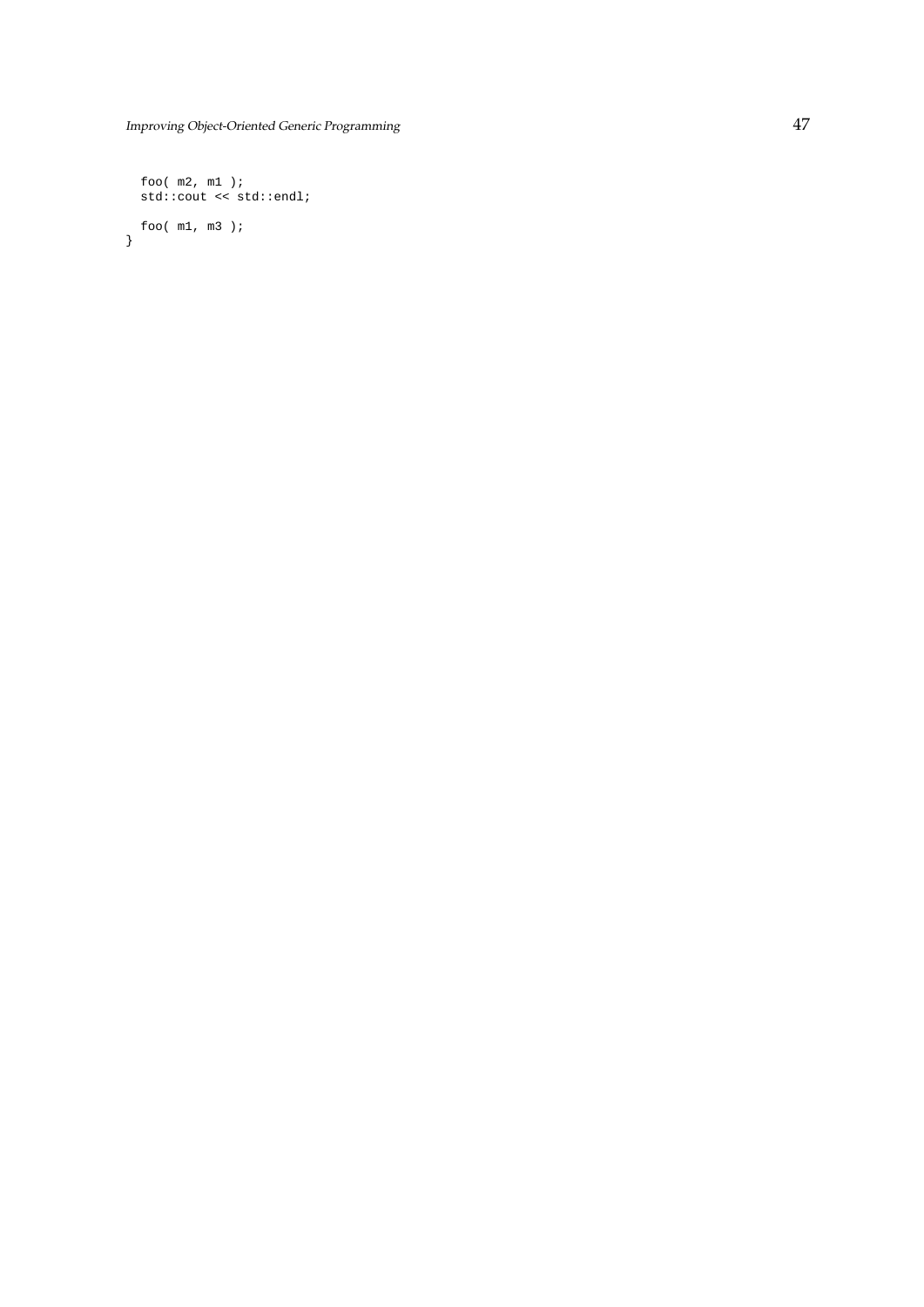```
  foo( m2, m1 );
  std::cout << std::endl;

  foo( m1, m3 );
}
```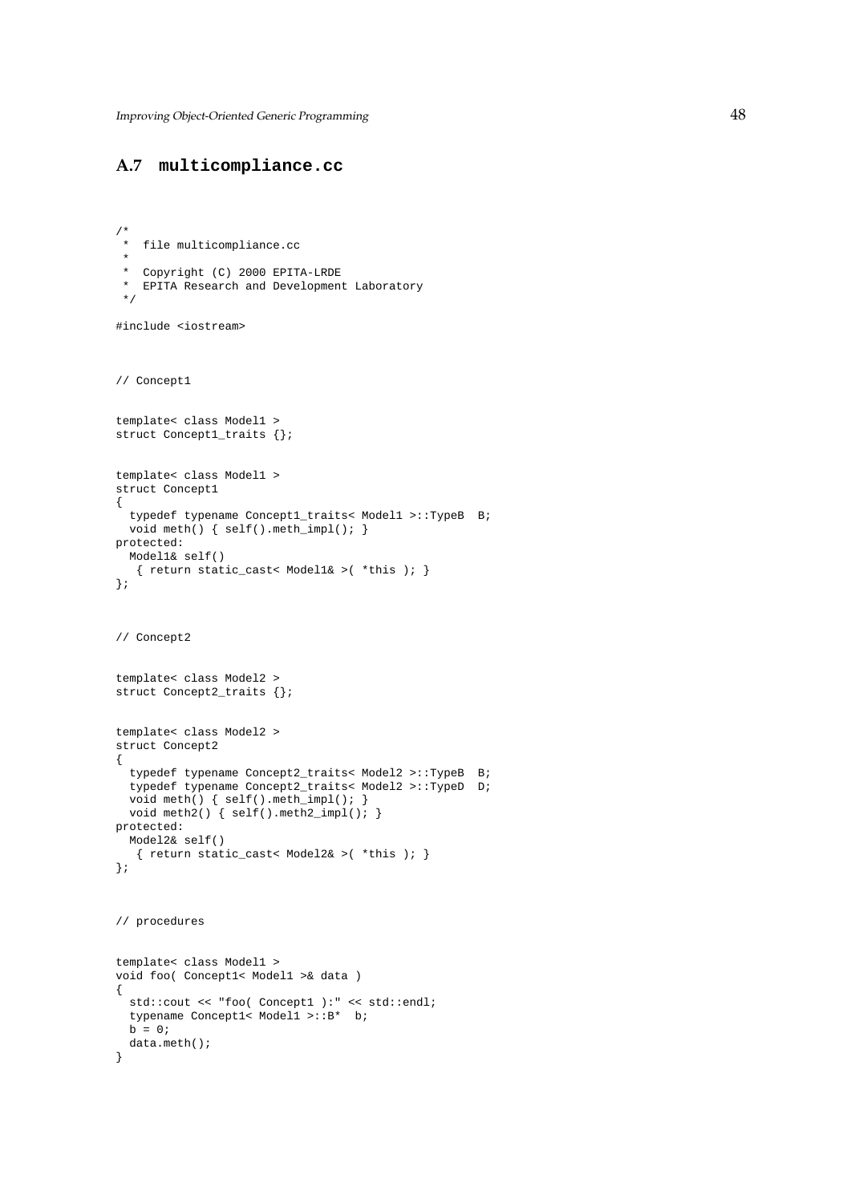## A.7 multicompliance.cc

```
/*
 *  file multicompliance.cc
 *
 *  Copyright (C) 2000 EPITA-LRDE
 *  EPITA Research and Development Laboratory
 */

#include <iostream>



// Concept1


template< class Model1 >
struct Concept1_traits {};


template< class Model1 >
struct Concept1
{
  typedef typename Concept1_traits< Model1 >::TypeB  B;
  void meth() { self().meth_impl(); }
protected:
  Model1& self()
   { return static_cast< Model1& >( *this ); }
};



// Concept2


template< class Model2 >
struct Concept2_traits {};


template< class Model2 >
struct Concept2
{
  typedef typename Concept2_traits< Model2 >::TypeB  B;
  typedef typename Concept2_traits< Model2 >::TypeD  D;
  void meth() { self().meth_impl(); }
  void meth2() { self().meth2_impl(); }
protected:
  Model2& self()
   { return static_cast< Model2& >( *this ); }
};



// procedures


template< class Model1 >
void foo( Concept1< Model1 >& data )
{
  std::cout << "foo( Concept1 ):" << std::endl;
  typename Concept1< Model1 >::B*  b;
  b = 0;
  data.meth();
}
```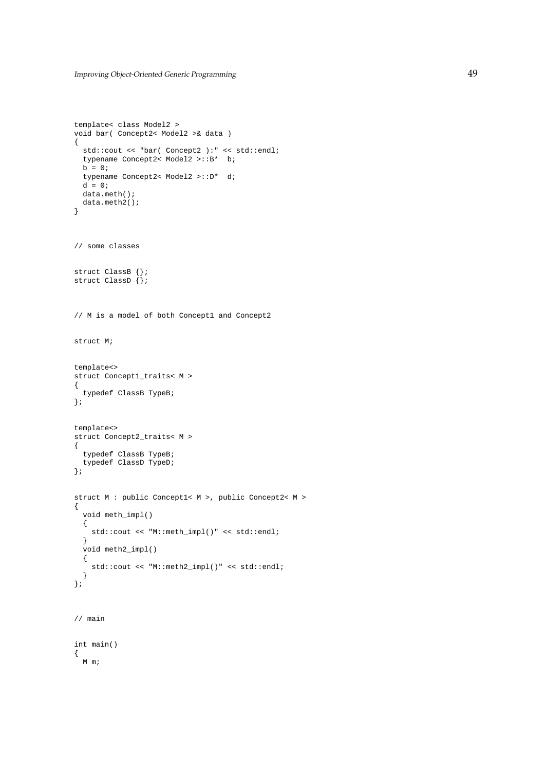```
template< class Model2 >
void bar( Concept2< Model2 >& data )
{
  std::cout << "bar( Concept2 ):" << std::endl;
  typename Concept2< Model2 >::B*  b;
  b = 0;
  typename Concept2< Model2 >::D*  d;
  d = 0;
  data.meth();
  data.meth2();
}


// some classes


struct ClassB {};
struct ClassD {};


// M is a model of both Concept1 and Concept2


struct M;


template<>
struct Concept1_traits< M >
{
  typedef ClassB TypeB;
};


template<>
struct Concept2_traits< M >
{
  typedef ClassB TypeB;
  typedef ClassD TypeD;
};


struct M : public Concept1< M >, public Concept2< M >
{
  void meth_impl()
  {
    std::cout << "M::meth_impl()" << std::endl;
  }
  void meth2_impl()
  {
    std::cout << "M::meth2_impl()" << std::endl;
  }
};


// main


int main()
{
  M m;
```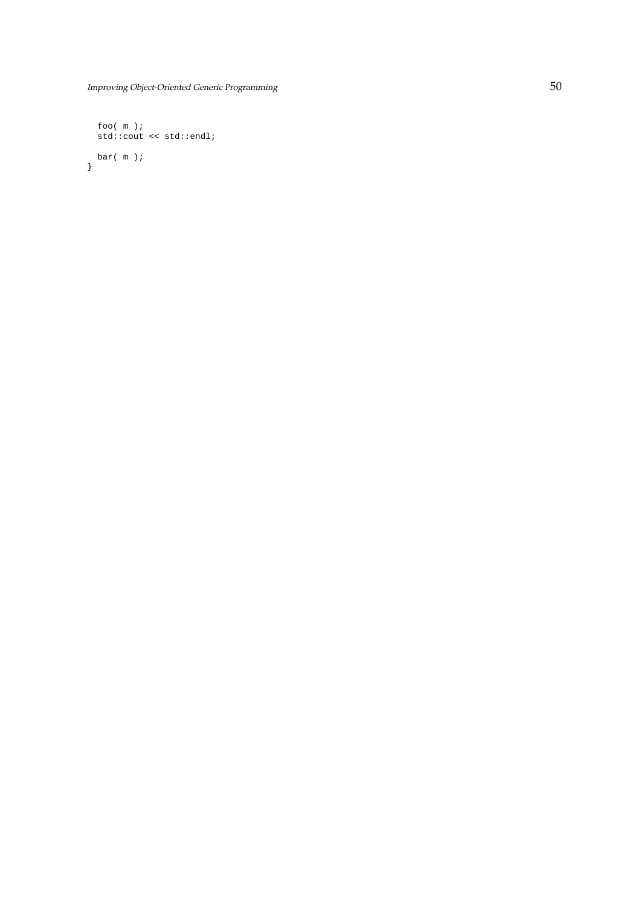```
  foo( m );
  std::cout << std::endl;

  bar( m );
}
```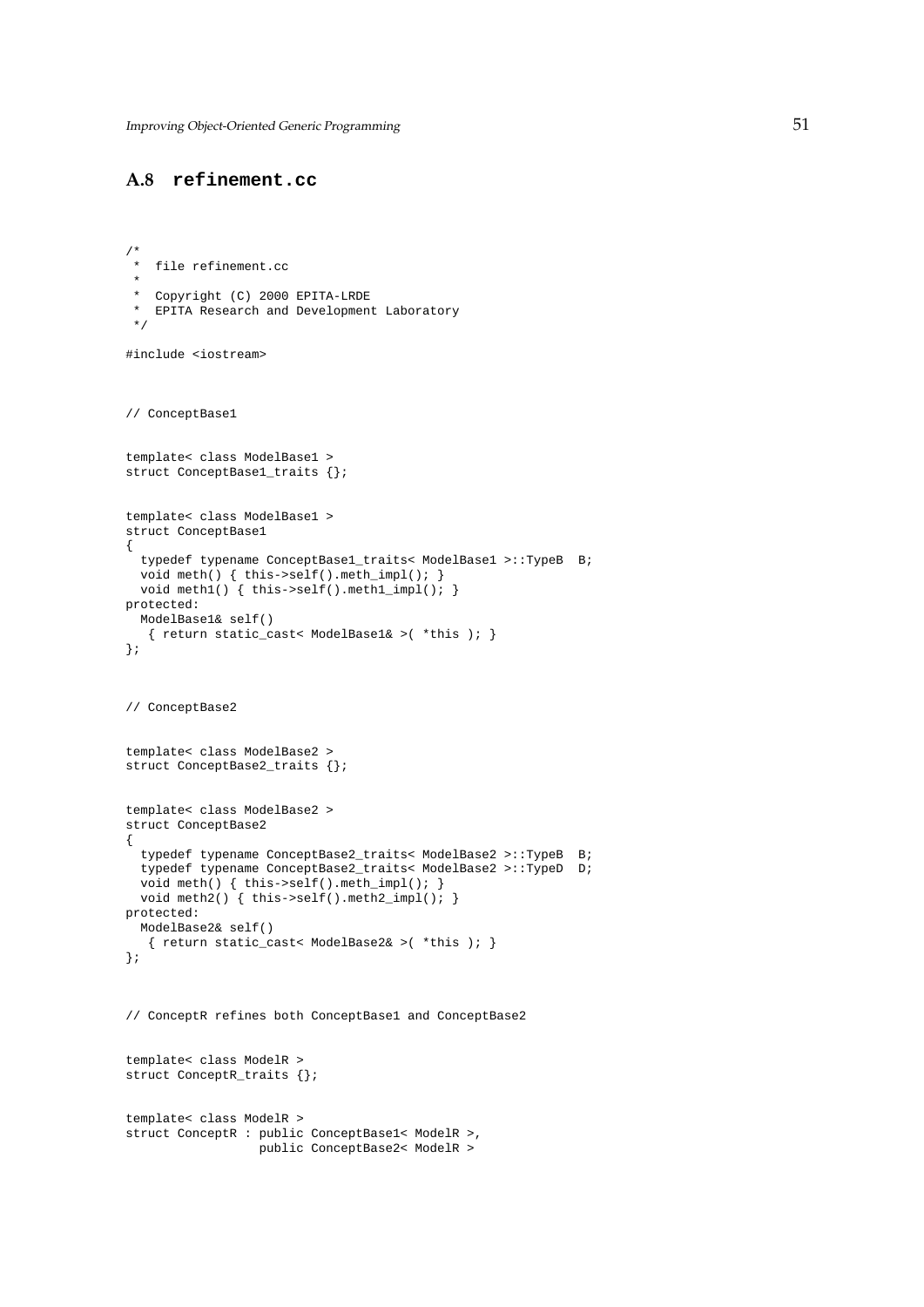## A.8 refinement.cc

```
/*
 *  file refinement.cc
 *
 *  Copyright (C) 2000 EPITA-LRDE
 *  EPITA Research and Development Laboratory
 */

#include <iostream>



// ConceptBase1


template< class ModelBase1 >
struct ConceptBase1_traits {};


template< class ModelBase1 >
struct ConceptBase1
{
  typedef typename ConceptBase1_traits< ModelBase1 >::TypeB  B;
  void meth() { this->self().meth_impl(); }
  void meth1() { this->self().meth1_impl(); }
protected:
  ModelBase1& self()
   { return static_cast< ModelBase1& >( *this ); }
};



// ConceptBase2


template< class ModelBase2 >
struct ConceptBase2_traits {};


template< class ModelBase2 >
struct ConceptBase2
{
  typedef typename ConceptBase2_traits< ModelBase2 >::TypeB  B;
  typedef typename ConceptBase2_traits< ModelBase2 >::TypeD  D;
  void meth() { this->self().meth_impl(); }
  void meth2() { this->self().meth2_impl(); }
protected:
  ModelBase2& self()
   { return static_cast< ModelBase2& >( *this ); }
};



// ConceptR refines both ConceptBase1 and ConceptBase2


template< class ModelR >
struct ConceptR_traits {};


template< class ModelR >
struct ConceptR : public ConceptBase1< ModelR >,
                  public ConceptBase2< ModelR >
```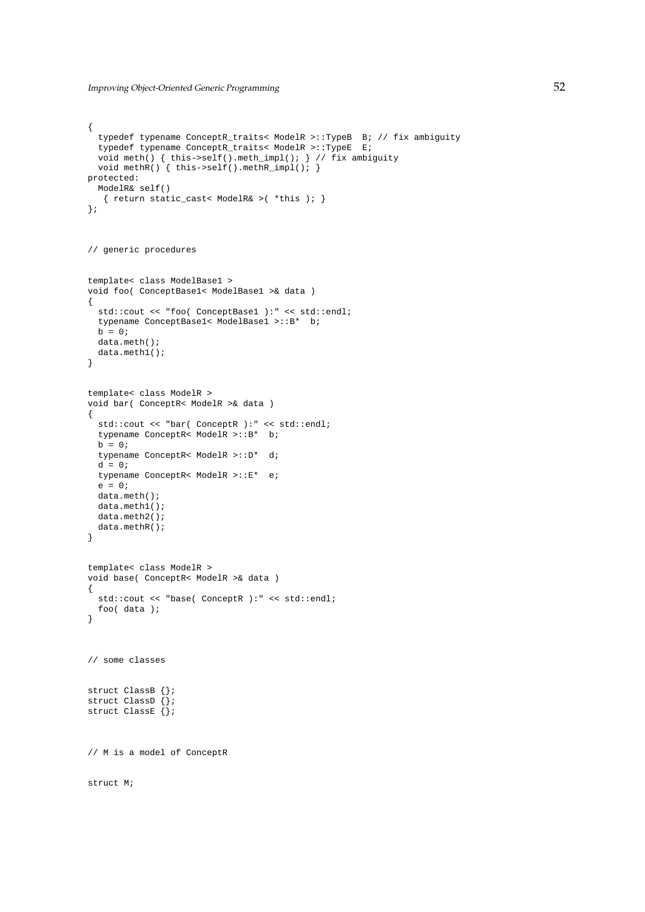```
{
  typedef typename ConceptR_traits< ModelR >::TypeB  B; // fix ambiguity
  typedef typename ConceptR_traits< ModelR >::TypeE  E;
  void meth() { this->self().meth_impl(); } // fix ambiguity
  void methR() { this->self().methR_impl(); }
protected:
  ModelR& self()
   { return static_cast< ModelR& >( *this ); }
};


// generic procedures


template< class ModelBase1 >
void foo( ConceptBase1< ModelBase1 >& data )
{
  std::cout << "foo( ConceptBase1 ):" << std::endl;
  typename ConceptBase1< ModelBase1 >::B*  b;
  b = 0;
  data.meth();
  data.meth1();
}


template< class ModelR >
void bar( ConceptR< ModelR >& data )
{
  std::cout << "bar( ConceptR ):" << std::endl;
  typename ConceptR< ModelR >::B*  b;
  b = 0;
  typename ConceptR< ModelR >::D*  d;
  d = 0;
  typename ConceptR< ModelR >::E*  e;
  e = 0;
  data.meth();
  data.meth1();
  data.meth2();
  data.methR();
}


template< class ModelR >
void base( ConceptR< ModelR >& data )
{
  std::cout << "base( ConceptR ):" << std::endl;
  foo( data );
}



// some classes


struct ClassB {};
struct ClassD {};
struct ClassE {};



// M is a model of ConceptR


struct M;
```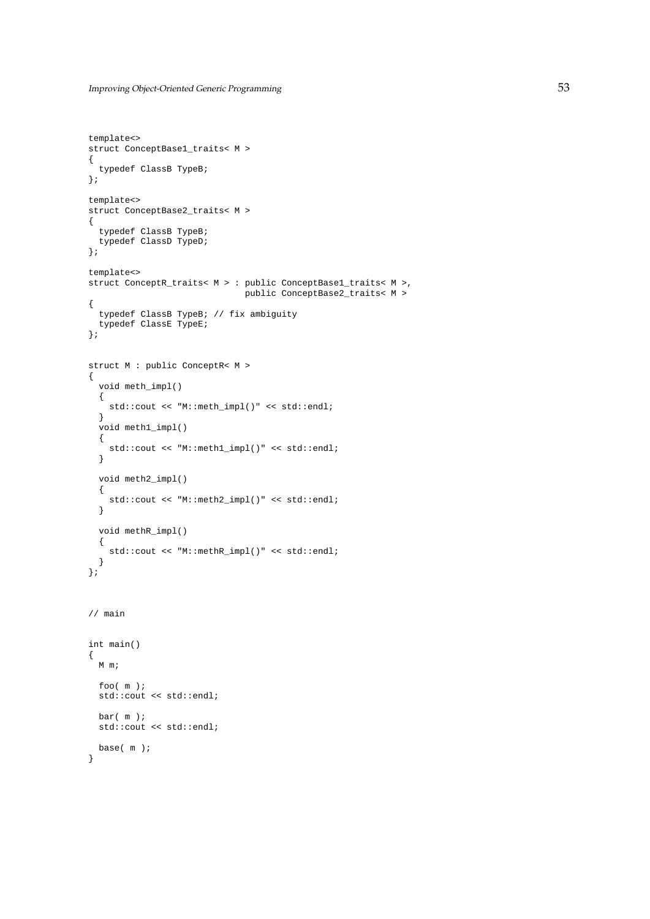```
template<>
struct ConceptBase1_traits< M >
{
  typedef ClassB TypeB;
};

template<>
struct ConceptBase2_traits< M >
{
  typedef ClassB TypeB;
  typedef ClassD TypeD;
};

template<>
struct ConceptR_traits< M > : public ConceptBase1_traits< M >,
                              public ConceptBase2_traits< M >
{
  typedef ClassB TypeB; // fix ambiguity
  typedef ClassE TypeE;
};


struct M : public ConceptR< M >
{
  void meth_impl()
  {
    std::cout << "M::meth_impl()" << std::endl;
  }
  void meth1_impl()
  {
    std::cout << "M::meth1_impl()" << std::endl;
  }

  void meth2_impl()
  {
    std::cout << "M::meth2_impl()" << std::endl;
  }

  void methR_impl()
  {
    std::cout << "M::methR_impl()" << std::endl;
  }
};



// main


int main()
{
  M m;

  foo( m );
  std::cout << std::endl;

  bar( m );
  std::cout << std::endl;

  base( m );
}
```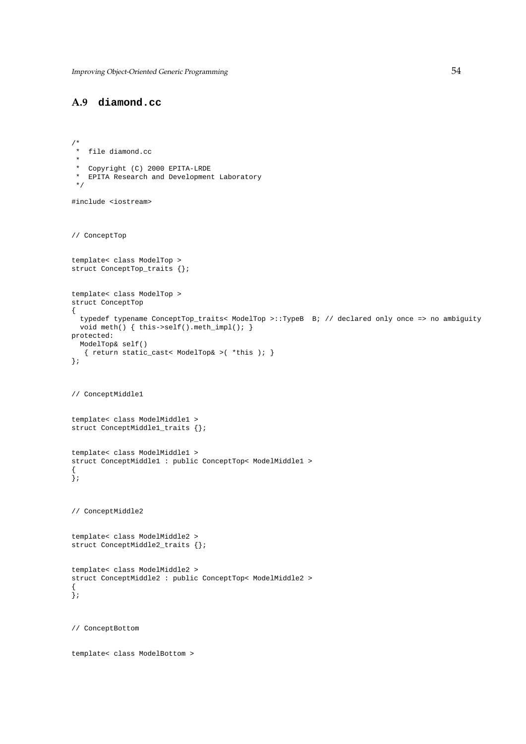## A.9 diamond.cc

```
/*
 *  file diamond.cc
 *
 *  Copyright (C) 2000 EPITA-LRDE
 *  EPITA Research and Development Laboratory
 */

#include <iostream>



// ConceptTop


template< class ModelTop >
struct ConceptTop_traits {};


template< class ModelTop >
struct ConceptTop
{
  typedef typename ConceptTop_traits< ModelTop >::TypeB  B; // declared only once => no ambiguity
  void meth() { this->self().meth_impl(); }
protected:
  ModelTop& self()
   { return static_cast< ModelTop& >( *this ); }
};



// ConceptMiddle1


template< class ModelMiddle1 >
struct ConceptMiddle1_traits {};


template< class ModelMiddle1 >
struct ConceptMiddle1 : public ConceptTop< ModelMiddle1 >
{
};



// ConceptMiddle2


template< class ModelMiddle2 >
struct ConceptMiddle2_traits {};


template< class ModelMiddle2 >
struct ConceptMiddle2 : public ConceptTop< ModelMiddle2 >
{
};



// ConceptBottom


template< class ModelBottom >
```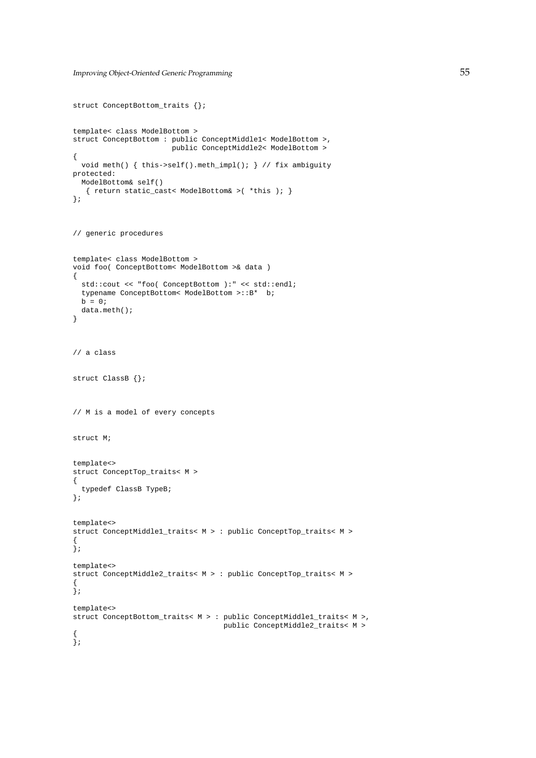```
struct ConceptBottom_traits {};

template< class ModelBottom >
struct ConceptBottom : public ConceptMiddle1< ModelBottom >,
                       public ConceptMiddle2< ModelBottom >
{
  void meth() { this->self().meth_impl(); } // fix ambiguity
protected:
  ModelBottom& self()
   { return static_cast< ModelBottom& >( *this ); }
};


// generic procedures

template< class ModelBottom >
void foo( ConceptBottom< ModelBottom >& data )
{
  std::cout << "foo( ConceptBottom ):" << std::endl;
  typename ConceptBottom< ModelBottom >::B*  b;
  b = 0;
  data.meth();
}


// a class

struct ClassB {};


// M is a model of every concepts

struct M;

template<>
struct ConceptTop_traits< M >
{
  typedef ClassB TypeB;
};

template<>
struct ConceptMiddle1_traits< M > : public ConceptTop_traits< M >
{
};

template<>
struct ConceptMiddle2_traits< M > : public ConceptTop_traits< M >
{
};

template<>
struct ConceptBottom_traits< M > : public ConceptMiddle1_traits< M >,
                                   public ConceptMiddle2_traits< M >
{
};
```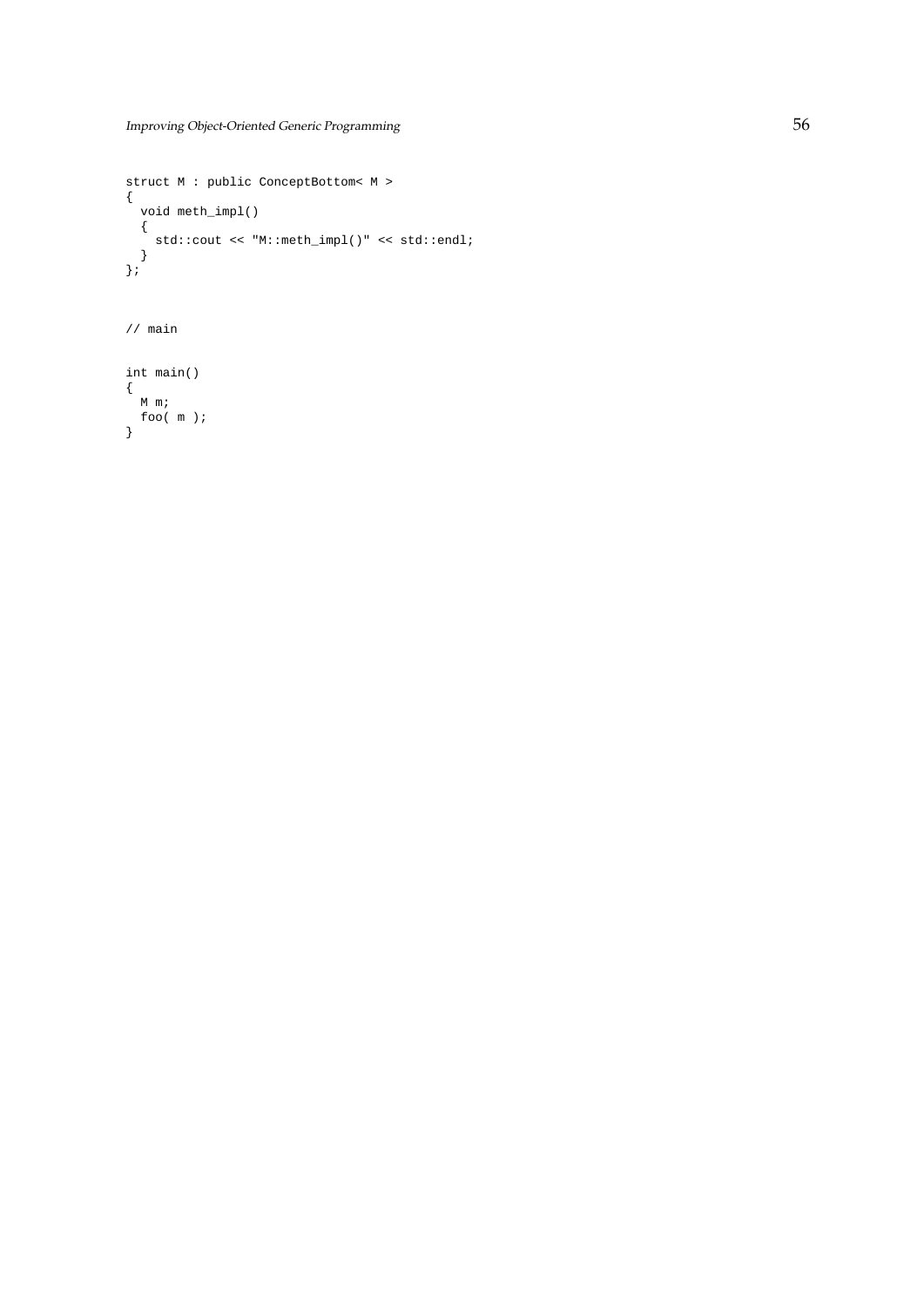```
struct M : public ConceptBottom< M >
{
  void meth_impl()
  {
    std::cout << "M::meth_impl()" << std::endl;
  }
};


// main


int main()
{
  M m;
  foo( m );
}
```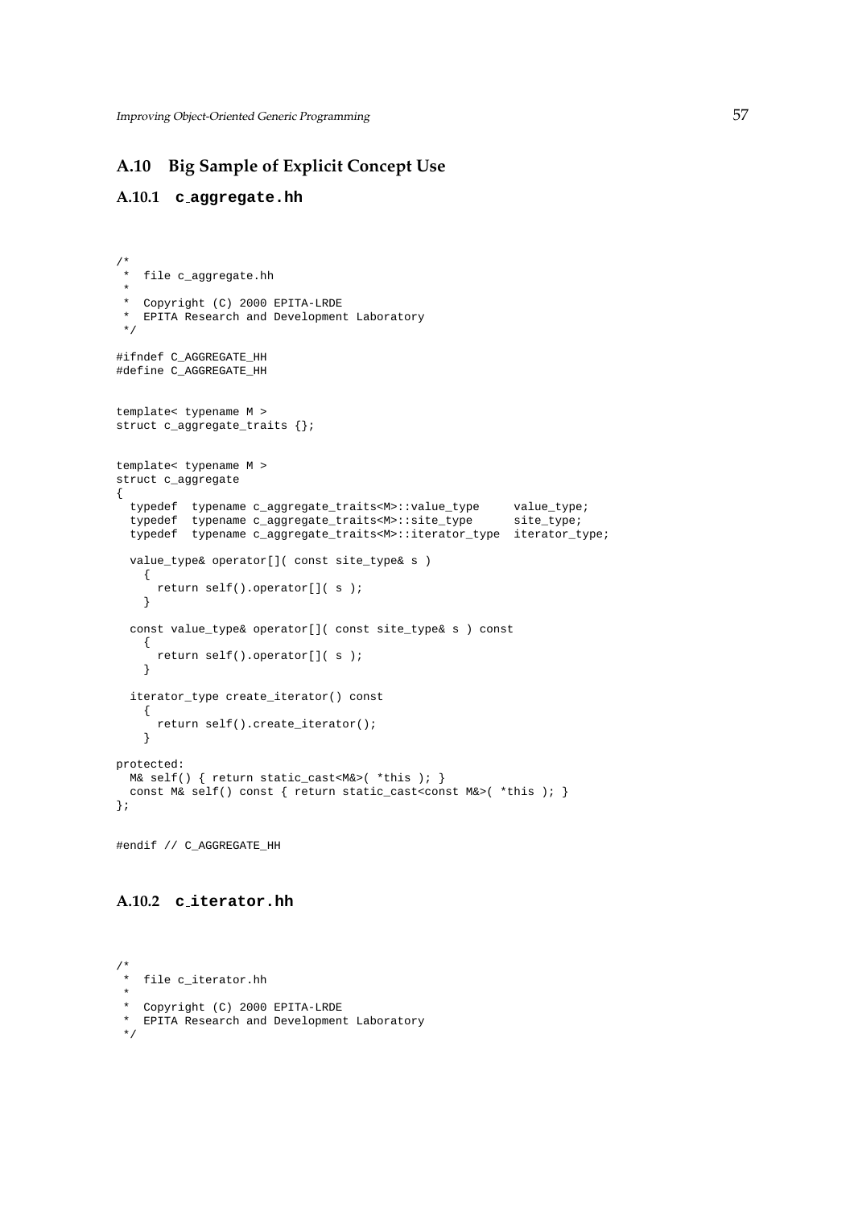## A.10 Big Sample of Explicit Concept Use

### A.10.1 c_aggregate.hh

```
/*
 *  file c_aggregate.hh
 *
 *  Copyright (C) 2000 EPITA-LRDE
 *  EPITA Research and Development Laboratory
 */

#ifndef C_AGGREGATE_HH
#define C_AGGREGATE_HH


template< typename M >
struct c_aggregate_traits {};


template< typename M >
struct c_aggregate
{
  typedef  typename c_aggregate_traits<M>::value_type     value_type;
  typedef  typename c_aggregate_traits<M>::site_type      site_type;
  typedef  typename c_aggregate_traits<M>::iterator_type  iterator_type;

  value_type& operator[]( const site_type& s )
    {
      return self().operator[]( s );
    }

  const value_type& operator[]( const site_type& s ) const
    {
      return self().operator[]( s );
    }

  iterator_type create_iterator() const
    {
      return self().create_iterator();
    }

protected:
  M& self() { return static_cast<M&>( *this ); }
  const M& self() const { return static_cast<const M&>( *this ); }
};

#endif // C_AGGREGATE_HH
```

### A.10.2 c_iterator.hh

```
/*
 *  file c_iterator.hh
 *
 *  Copyright (C) 2000 EPITA-LRDE
 *  EPITA Research and Development Laboratory
 */
```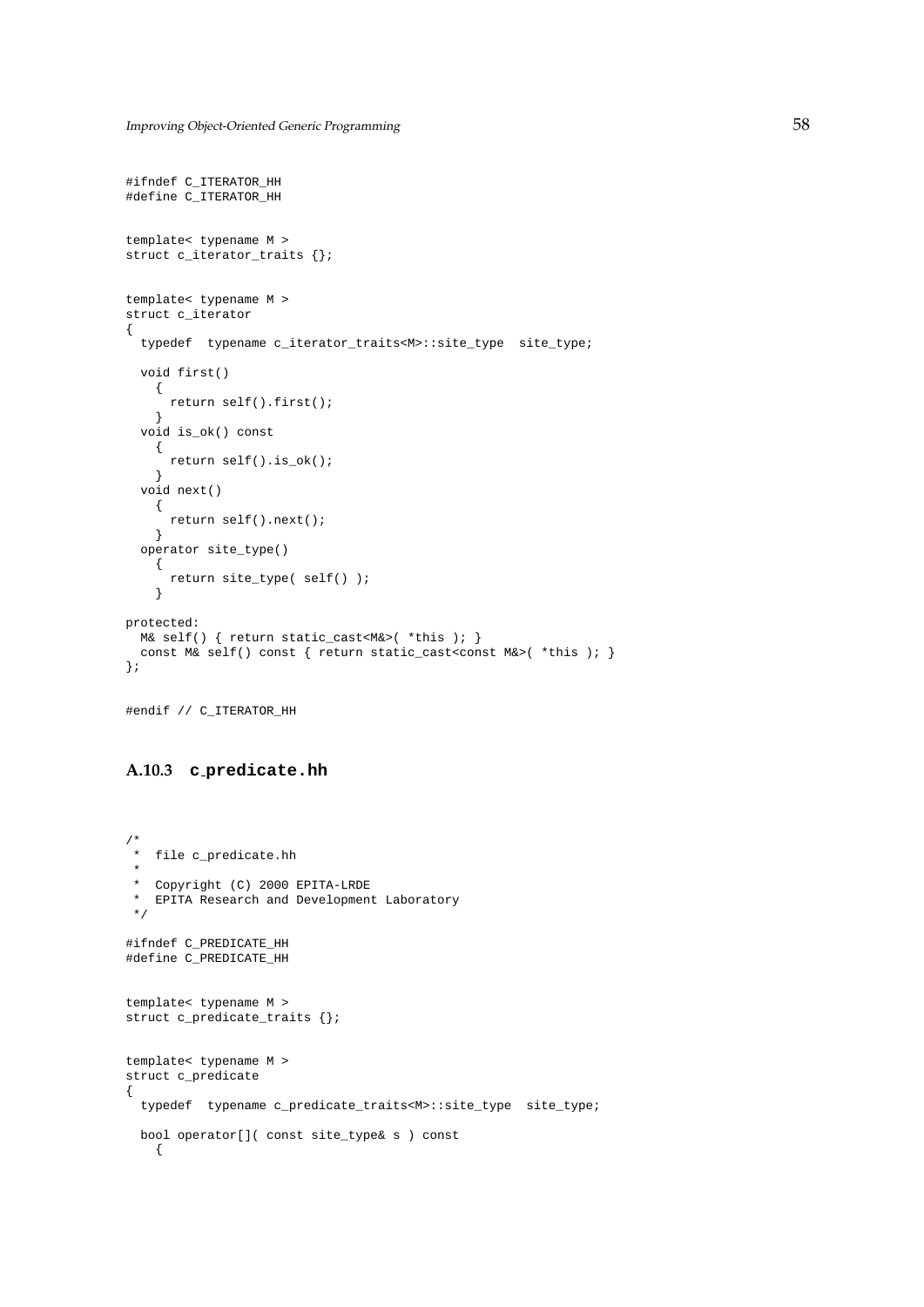```
#ifndef C_ITERATOR_HH
#define C_ITERATOR_HH


template< typename M >
struct c_iterator_traits {};


template< typename M >
struct c_iterator
{
  typedef  typename c_iterator_traits<M>::site_type  site_type;

  void first()
    {
      return self().first();
    }
  void is_ok() const
    {
      return self().is_ok();
    }
  void next()
    {
      return self().next();
    }
  operator site_type()
    {
      return site_type( self() );
    }

protected:
  M& self() { return static_cast<M&>( *this ); }
  const M& self() const { return static_cast<const M&>( *this ); }
};


#endif // C_ITERATOR_HH
```

### A.10.3 c_predicate.hh

```
/*
 *  file c_predicate.hh
 *
 *  Copyright (C) 2000 EPITA-LRDE
 *  EPITA Research and Development Laboratory
 */

#ifndef C_PREDICATE_HH
#define C_PREDICATE_HH


template< typename M >
struct c_predicate_traits {};


template< typename M >
struct c_predicate
{
  typedef  typename c_predicate_traits<M>::site_type  site_type;

  bool operator[]( const site_type& s ) const
    {
```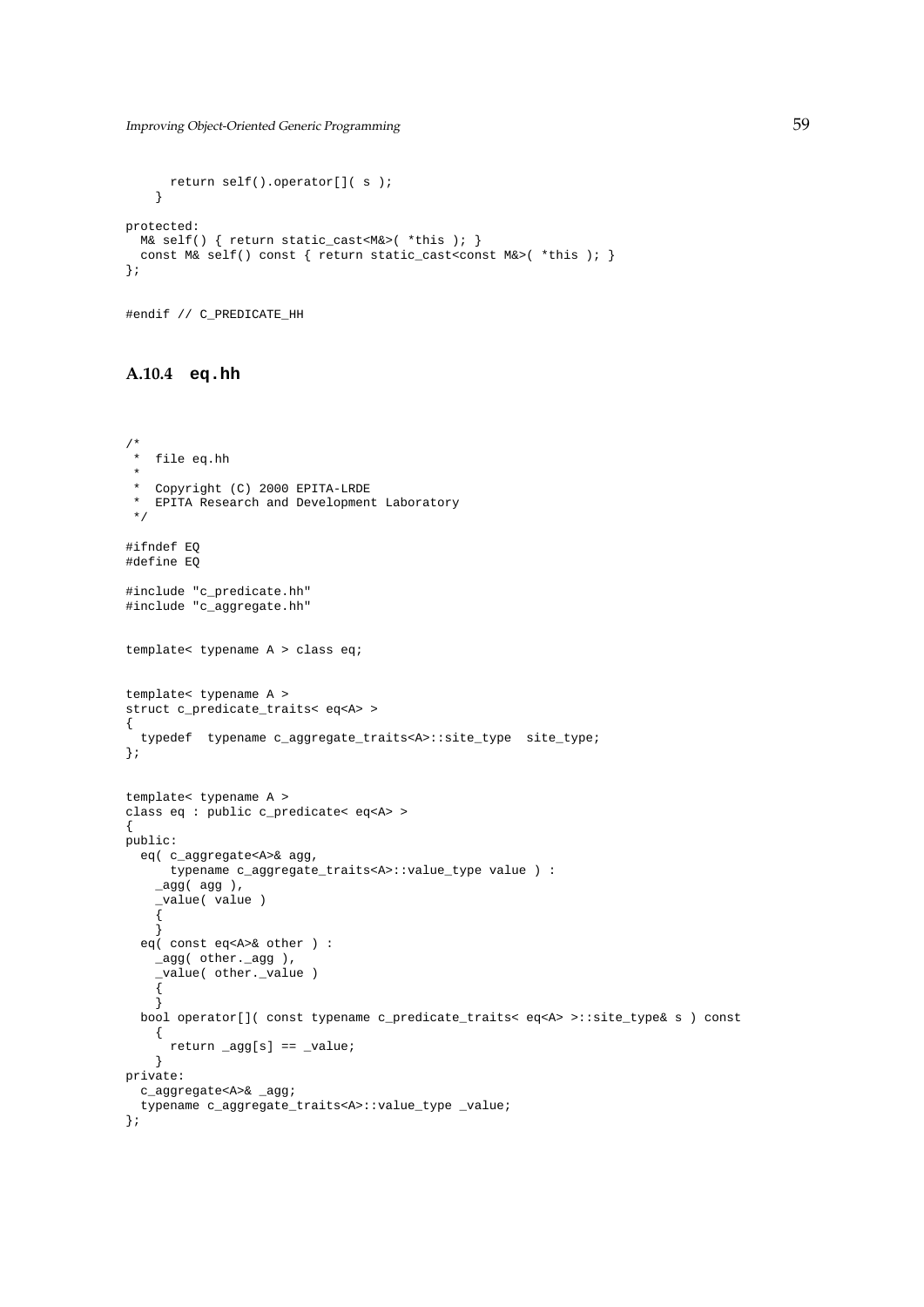```
      return self().operator[]( s );
    }

protected:
  M& self() { return static_cast<M&>( *this ); }
  const M& self() const { return static_cast<const M&>( *this ); }
};

#endif // C_PREDICATE_HH
```

### A.10.4 eq.hh

```
/*
 *  file eq.hh
 *
 *  Copyright (C) 2000 EPITA-LRDE
 *  EPITA Research and Development Laboratory
 */

#ifndef EQ
#define EQ

#include "c_predicate.hh"
#include "c_aggregate.hh"


template< typename A > class eq;


template< typename A >
struct c_predicate_traits< eq<A> >
{
  typedef  typename c_aggregate_traits<A>::site_type  site_type;
};


template< typename A >
class eq : public c_predicate< eq<A> >
{
public:
  eq( c_aggregate<A>& agg,
      typename c_aggregate_traits<A>::value_type value ) :
    _agg( agg ),
    _value( value )
    {
    }
  eq( const eq<A>& other ) :
    _agg( other._agg ),
    _value( other._value )
    {
    }
  bool operator[]( const typename c_predicate_traits< eq<A> >::site_type& s ) const
    {
      return _agg[s] == _value;
    }
private:
  c_aggregate<A>& _agg;
  typename c_aggregate_traits<A>::value_type _value;
};
```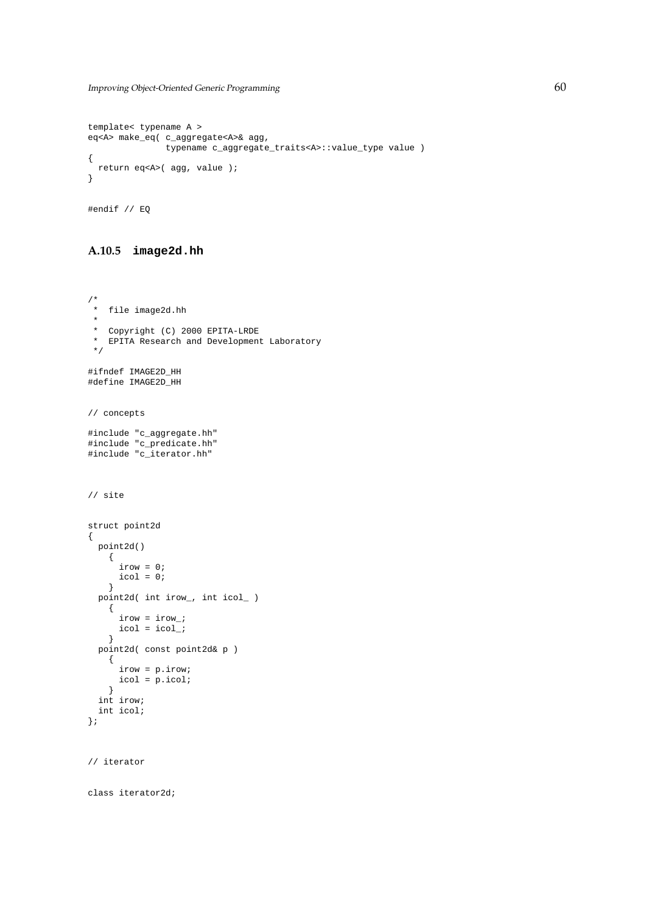```
template< typename A >
eq<A> make_eq( c_aggregate<A>& agg,
               typename c_aggregate_traits<A>::value_type value )
{
  return eq<A>( agg, value );
}


#endif // EQ
```

### A.10.5 `image2d.hh`

```
/*
 *  file image2d.hh
 *
 *  Copyright (C) 2000 EPITA-LRDE
 *  EPITA Research and Development Laboratory
 */

#ifndef IMAGE2D_HH
#define IMAGE2D_HH


// concepts

#include "c_aggregate.hh"
#include "c_predicate.hh"
#include "c_iterator.hh"



// site


struct point2d
{
  point2d()
    {
      irow = 0;
      icol = 0;
    }
  point2d( int irow_, int icol_ )
    {
      irow = irow_;
      icol = icol_;
    }
  point2d( const point2d& p )
    {
      irow = p.irow;
      icol = p.icol;
    }
  int irow;
  int icol;
};



// iterator


class iterator2d;
```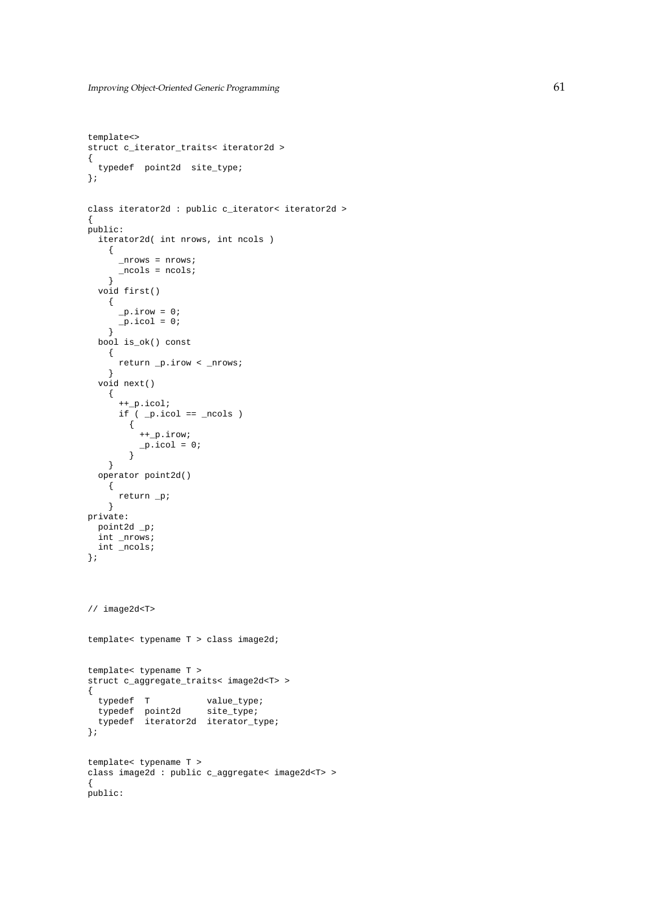```
template<>
struct c_iterator_traits< iterator2d >
{
  typedef  point2d  site_type;
};


class iterator2d : public c_iterator< iterator2d >
{
public:
  iterator2d( int nrows, int ncols )
    {
      _nrows = nrows;
      _ncols = ncols;
    }
  void first()
    {
      _p.irow = 0;
      _p.icol = 0;
    }
  bool is_ok() const
    {
      return _p.irow < _nrows;
    }
  void next()
    {
      ++_p.icol;
      if ( _p.icol == _ncols )
        {
          ++_p.irow;
          _p.icol = 0;
        }
    }
  operator point2d()
    {
      return _p;
    }
private:
  point2d _p;
  int _nrows;
  int _ncols;
};



// image2d<T>


template< typename T > class image2d;


template< typename T >
struct c_aggregate_traits< image2d<T> >
{
  typedef  T          value_type;
  typedef  point2d    site_type;
  typedef  iterator2d  iterator_type;
};


template< typename T >
class image2d : public c_aggregate< image2d<T> >
{
public:
```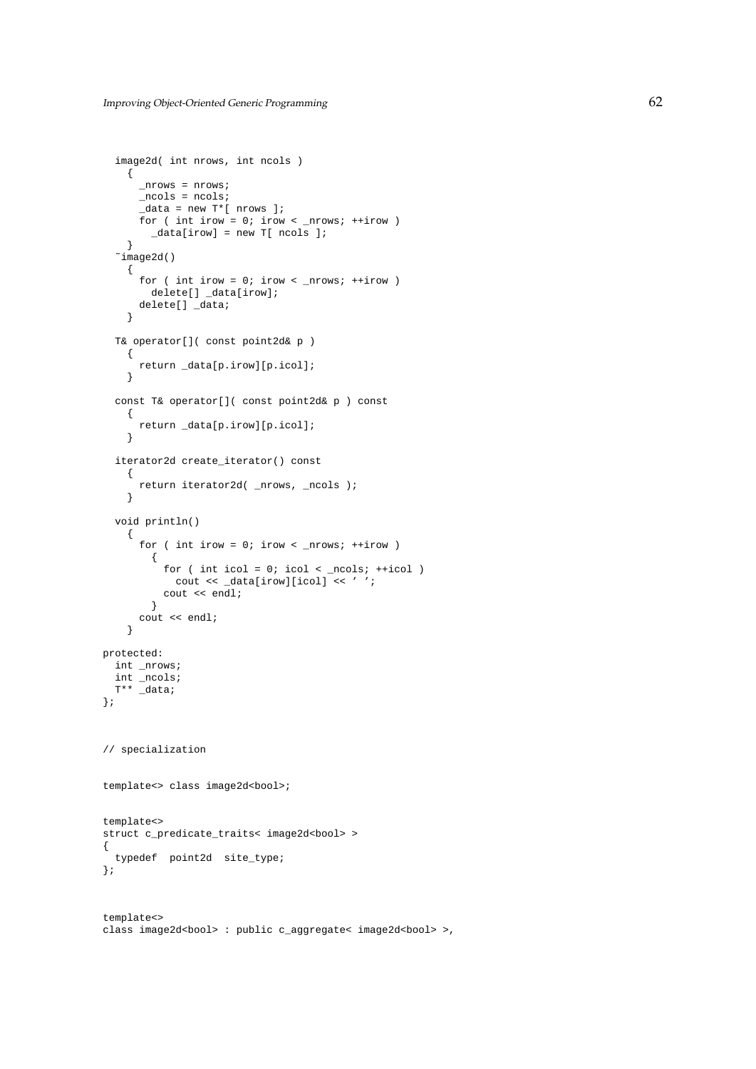```
  image2d( int nrows, int ncols )
    {
      _nrows = nrows;
      _ncols = ncols;
      _data = new T*[ nrows ];
      for ( int irow = 0; irow < _nrows; ++irow )
        _data[irow] = new T[ ncols ];
    }
  ~image2d()
    {
      for ( int irow = 0; irow < _nrows; ++irow )
        delete[] _data[irow];
      delete[] _data;
    }

  T& operator[]( const point2d& p )
    {
      return _data[p.irow][p.icol];
    }

  const T& operator[]( const point2d& p ) const
    {
      return _data[p.irow][p.icol];
    }

  iterator2d create_iterator() const
    {
      return iterator2d( _nrows, _ncols );
    }

  void println()
    {
      for ( int irow = 0; irow < _nrows; ++irow )
        {
          for ( int icol = 0; icol < _ncols; ++icol )
            cout << _data[irow][icol] << ' ';
          cout << endl;
        }
      cout << endl;
    }

protected:
  int _nrows;
  int _ncols;
  T** _data;
};


// specialization


template<> class image2d<bool>;


template<>
struct c_predicate_traits< image2d<bool> >
{
  typedef  point2d  site_type;
};


template<>
class image2d<bool> : public c_aggregate< image2d<bool> >,
```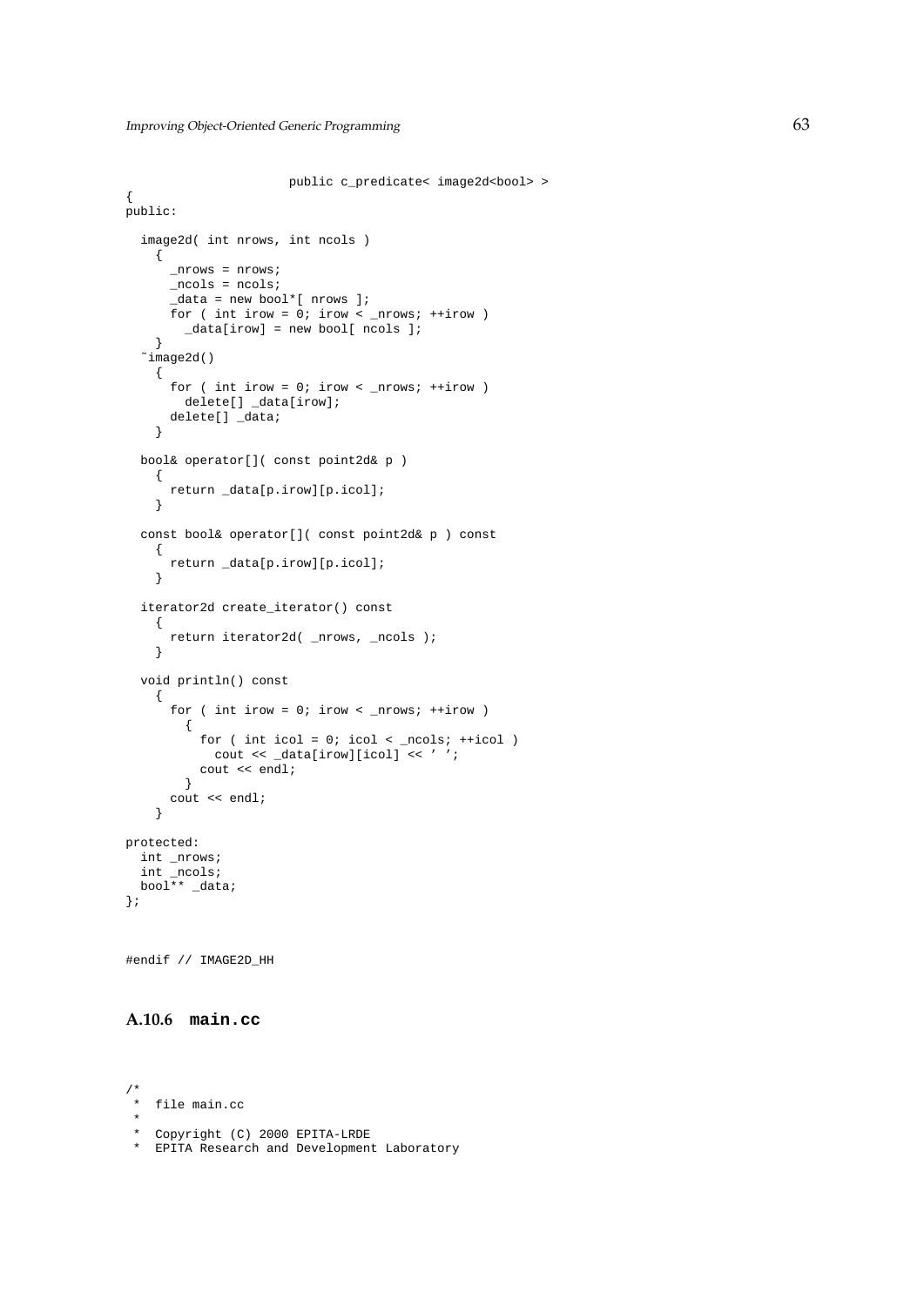```
                      public c_predicate< image2d<bool> >
{
public:

  image2d( int nrows, int ncols )
    {
      _nrows = nrows;
      _ncols = ncols;
      _data = new bool*[ nrows ];
      for ( int irow = 0; irow < _nrows; ++irow )
        _data[irow] = new bool[ ncols ];
    }
  ~image2d()
    {
      for ( int irow = 0; irow < _nrows; ++irow )
        delete[] _data[irow];
      delete[] _data;
    }

  bool& operator[]( const point2d& p )
    {
      return _data[p.irow][p.icol];
    }

  const bool& operator[]( const point2d& p ) const
    {
      return _data[p.irow][p.icol];
    }

  iterator2d create_iterator() const
    {
      return iterator2d( _nrows, _ncols );
    }

  void println() const
    {
      for ( int irow = 0; irow < _nrows; ++irow )
        {
          for ( int icol = 0; icol < _ncols; ++icol )
            cout << _data[irow][icol] << ' ';
          cout << endl;
        }
      cout << endl;
    }

protected:
  int _nrows;
  int _ncols;
  bool** _data;
};


#endif // IMAGE2D_HH
```

### A.10.6 `main.cc`

```
/*
 *  file main.cc
 *
 *  Copyright (C) 2000 EPITA-LRDE
 *  EPITA Research and Development Laboratory
```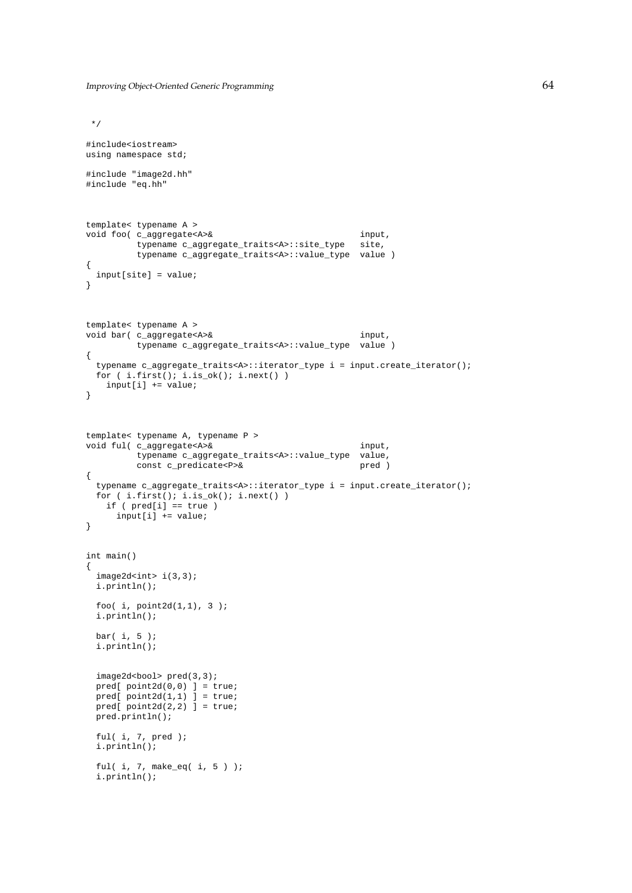```
 */

#include<iostream>
using namespace std;

#include "image2d.hh"
#include "eq.hh"



template< typename A >
void foo( c_aggregate<A>&                               input,
          typename c_aggregate_traits<A>::site_type   site,
          typename c_aggregate_traits<A>::value_type  value )
{
  input[site] = value;
}



template< typename A >
void bar( c_aggregate<A>&                               input,
          typename c_aggregate_traits<A>::value_type  value )
{
  typename c_aggregate_traits<A>::iterator_type i = input.create_iterator();
  for ( i.first(); i.is_ok(); i.next() )
    input[i] += value;
}



template< typename A, typename P >
void ful( c_aggregate<A>&                               input,
          typename c_aggregate_traits<A>::value_type  value,
          const c_predicate<P>&                       pred )
{
  typename c_aggregate_traits<A>::iterator_type i = input.create_iterator();
  for ( i.first(); i.is_ok(); i.next() )
    if ( pred[i] == true )
      input[i] += value;
}


int main()
{
  image2d<int> i(3,3);
  i.println();

  foo( i, point2d(1,1), 3 );
  i.println();

  bar( i, 5 );
  i.println();


  image2d<bool> pred(3,3);
  pred[ point2d(0,0) ] = true;
  pred[ point2d(1,1) ] = true;
  pred[ point2d(2,2) ] = true;
  pred.println();

  ful( i, 7, pred );
  i.println();

  ful( i, 7, make_eq( i, 5 ) );
  i.println();
```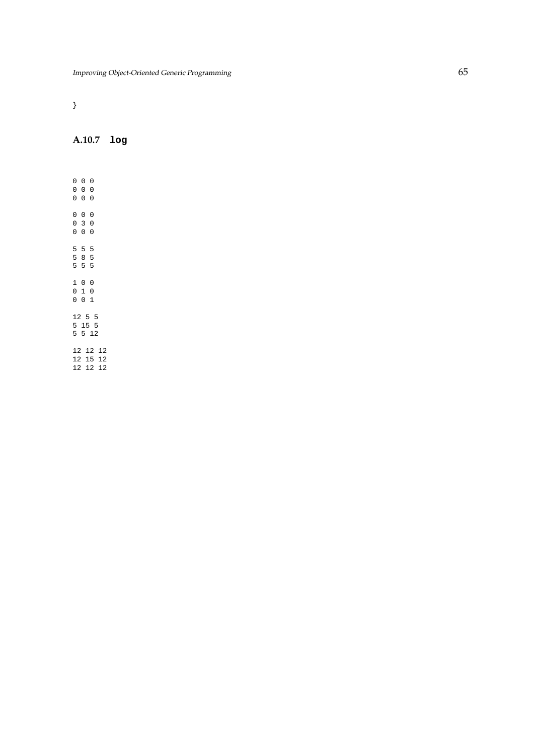```
}
```

### A.10.7 `log`

```
0 0 0
0 0 0
0 0 0

0 0 0
0 3 0
0 0 0

5 5 5
5 8 5
5 5 5

1 0 0
0 1 0
0 0 1

12 5 5
5 15 5
5 5 12

12 12 12
12 15 12
12 12 12
```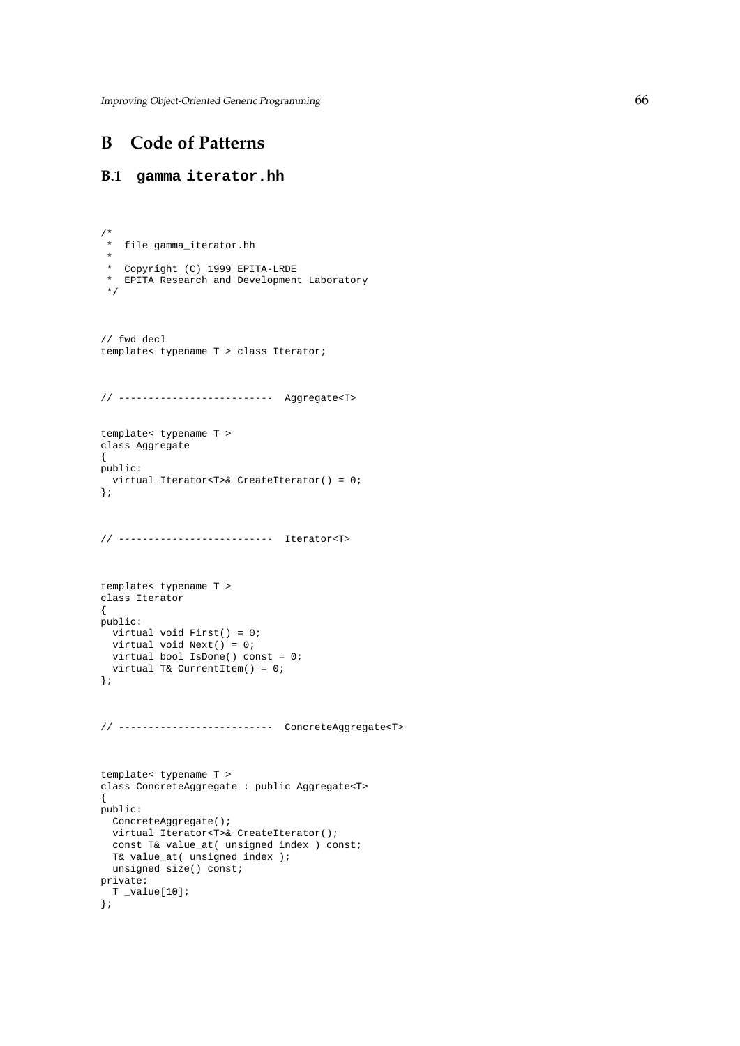# B Code of Patterns

## B.1 gamma_iterator.hh

```
/*
 *  file gamma_iterator.hh
 *
 *  Copyright (C) 1999 EPITA-LRDE
 *  EPITA Research and Development Laboratory
 */


// fwd decl
template< typename T > class Iterator;


// -------------------------  Aggregate<T>


template< typename T >
class Aggregate
{
public:
  virtual Iterator<T>& CreateIterator() = 0;
};


// -------------------------  Iterator<T>


template< typename T >
class Iterator
{
public:
  virtual void First() = 0;
  virtual void Next() = 0;
  virtual bool IsDone() const = 0;
  virtual T& CurrentItem() = 0;
};


// -------------------------  ConcreteAggregate<T>


template< typename T >
class ConcreteAggregate : public Aggregate<T>
{
public:
  ConcreteAggregate();
  virtual Iterator<T>& CreateIterator();
  const T& value_at( unsigned index ) const;
  T& value_at( unsigned index );
  unsigned size() const;
private:
  T _value[10];
};
```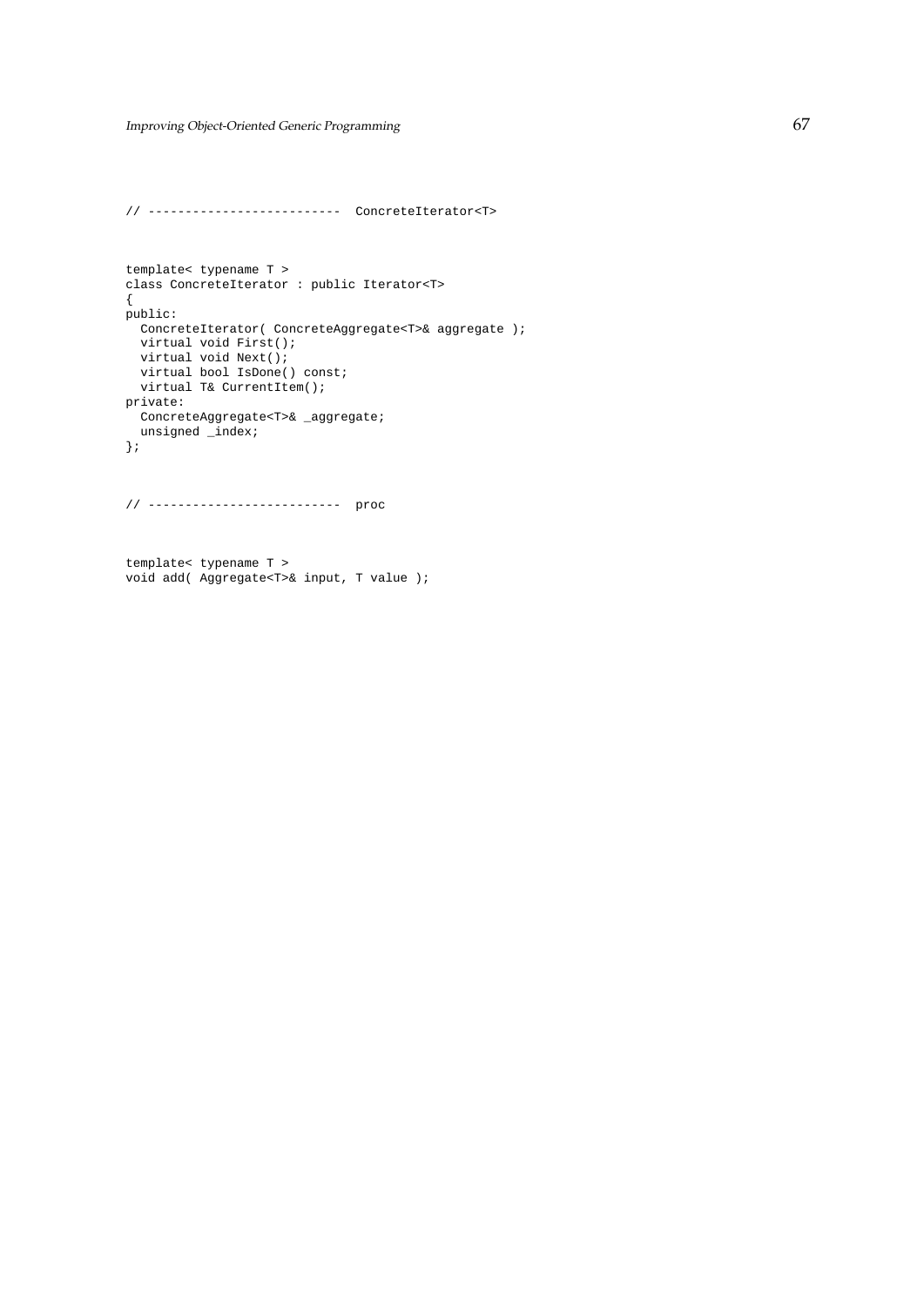```
// --------------------------  ConcreteIterator<T>


template< typename T >
class ConcreteIterator : public Iterator<T>
{
public:
  ConcreteIterator( ConcreteAggregate<T>& aggregate );
  virtual void First();
  virtual void Next();
  virtual bool IsDone() const;
  virtual T& CurrentItem();
private:
  ConcreteAggregate<T>& _aggregate;
  unsigned _index;
};


// --------------------------  proc


template< typename T >
void add( Aggregate<T>& input, T value );
```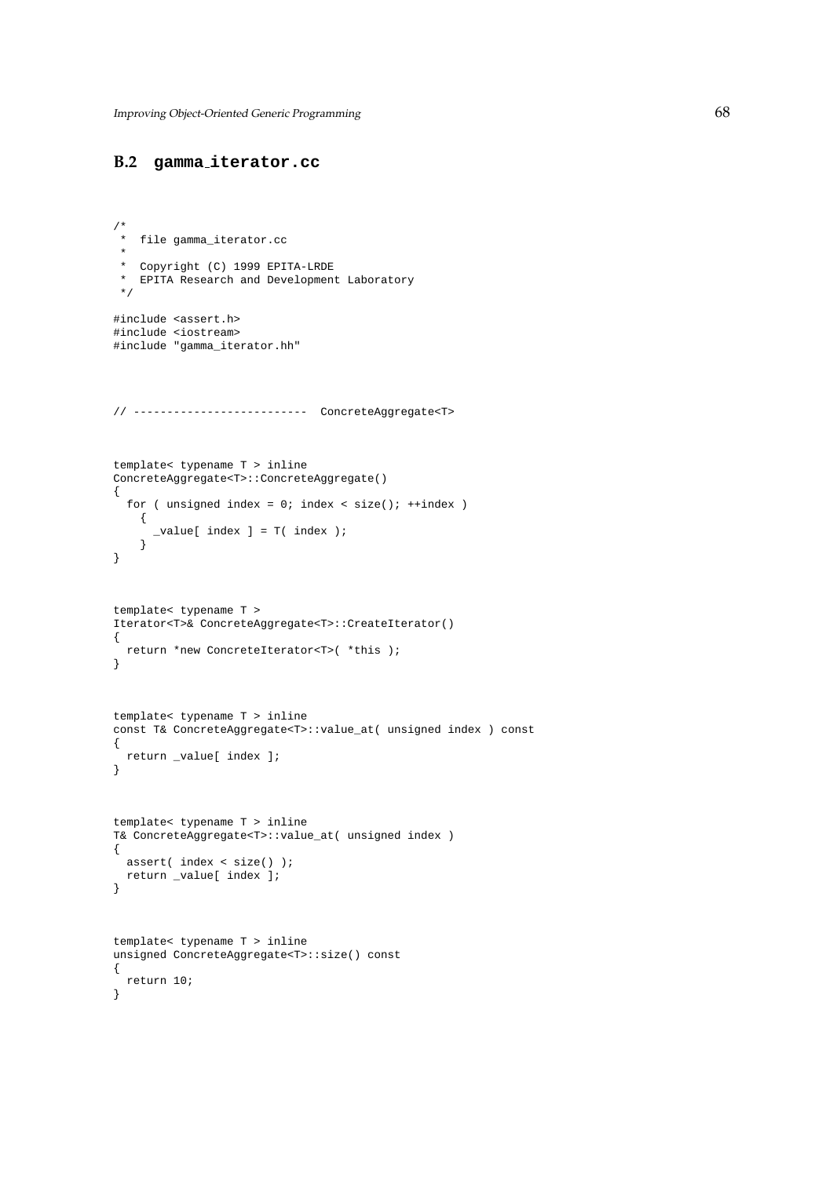## B.2 gamma_iterator.cc

```
/*
 *  file gamma_iterator.cc
 *
 *  Copyright (C) 1999 EPITA-LRDE
 *  EPITA Research and Development Laboratory
 */

#include <assert.h>
#include <iostream>
#include "gamma_iterator.hh"



// --------------------------  ConcreteAggregate<T>


template< typename T > inline
ConcreteAggregate<T>::ConcreteAggregate()
{
  for ( unsigned index = 0; index < size(); ++index )
    {
      _value[ index ] = T( index );
    }
}


template< typename T >
Iterator<T>& ConcreteAggregate<T>::CreateIterator()
{
  return *new ConcreteIterator<T>( *this );
}


template< typename T > inline
const T& ConcreteAggregate<T>::value_at( unsigned index ) const
{
  return _value[ index ];
}


template< typename T > inline
T& ConcreteAggregate<T>::value_at( unsigned index )
{
  assert( index < size() );
  return _value[ index ];
}


template< typename T > inline
unsigned ConcreteAggregate<T>::size() const
{
  return 10;
}
```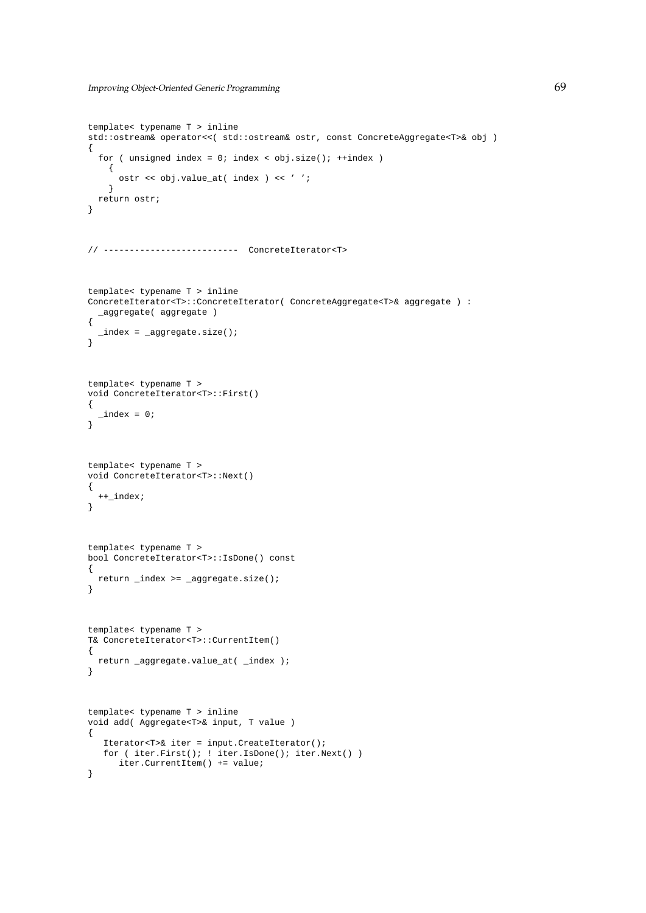```
template< typename T > inline
std::ostream& operator<<( std::ostream& ostr, const ConcreteAggregate<T>& obj )
{
  for ( unsigned index = 0; index < obj.size(); ++index )
    {
      ostr << obj.value_at( index ) << ' ';
    }
  return ostr;
}


// --------------------------  ConcreteIterator<T>


template< typename T > inline
ConcreteIterator<T>::ConcreteIterator( ConcreteAggregate<T>& aggregate ) :
  _aggregate( aggregate )
{
  _index = _aggregate.size();
}


template< typename T >
void ConcreteIterator<T>::First()
{
  _index = 0;
}


template< typename T >
void ConcreteIterator<T>::Next()
{
  ++_index;
}


template< typename T >
bool ConcreteIterator<T>::IsDone() const
{
  return _index >= _aggregate.size();
}


template< typename T >
T& ConcreteIterator<T>::CurrentItem()
{
  return _aggregate.value_at( _index );
}


template< typename T > inline
void add( Aggregate<T>& input, T value )
{
   Iterator<T>& iter = input.CreateIterator();
   for ( iter.First(); ! iter.IsDone(); iter.Next() )
      iter.CurrentItem() += value;
}
```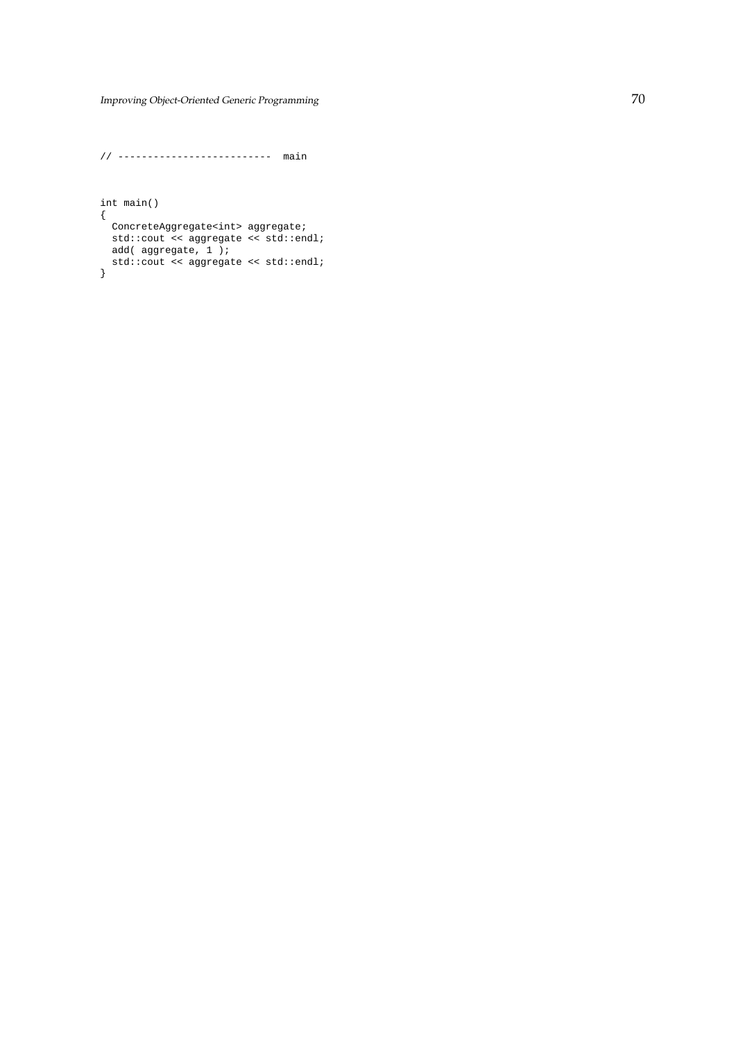```
// --------------------------  main


int main()
{
  ConcreteAggregate<int> aggregate;
  std::cout << aggregate << std::endl;
  add( aggregate, 1 );
  std::cout << aggregate << std::endl;
}
```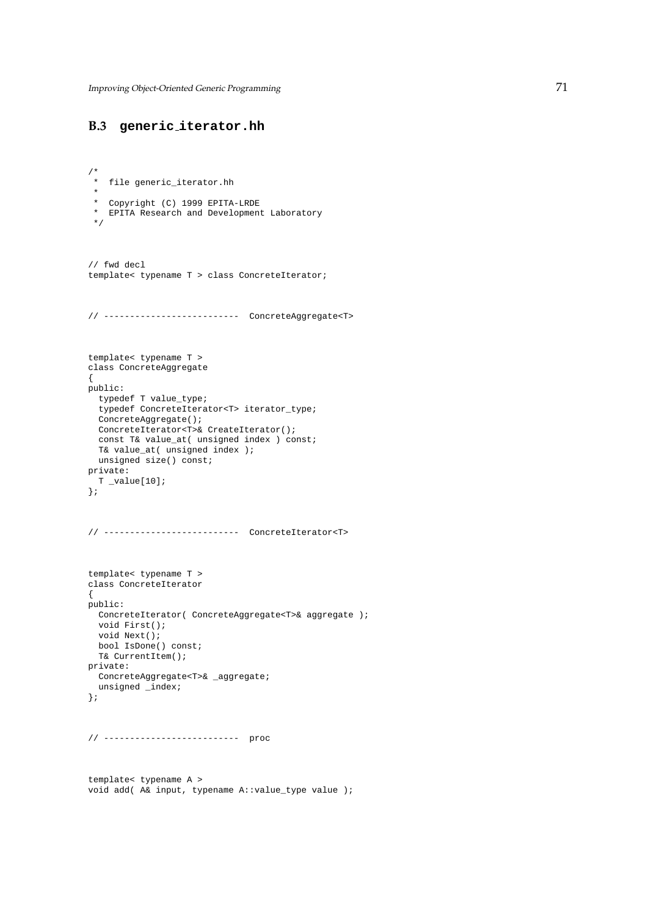### B.3 generic_iterator.hh

```
/*
 *  file generic_iterator.hh
 *
 *  Copyright (C) 1999 EPITA-LRDE
 *  EPITA Research and Development Laboratory
 */


// fwd decl
template< typename T > class ConcreteIterator;


// --------------------------  ConcreteAggregate<T>


template< typename T >
class ConcreteAggregate
{
public:
  typedef T value_type;
  typedef ConcreteIterator<T> iterator_type;
  ConcreteAggregate();
  ConcreteIterator<T>& CreateIterator();
  const T& value_at( unsigned index ) const;
  T& value_at( unsigned index );
  unsigned size() const;
private:
  T _value[10];
};


// --------------------------  ConcreteIterator<T>


template< typename T >
class ConcreteIterator
{
public:
  ConcreteIterator( ConcreteAggregate<T>& aggregate );
  void First();
  void Next();
  bool IsDone() const;
  T& CurrentItem();
private:
  ConcreteAggregate<T>& _aggregate;
  unsigned _index;
};


// --------------------------  proc


template< typename A >
void add( A& input, typename A::value_type value );
```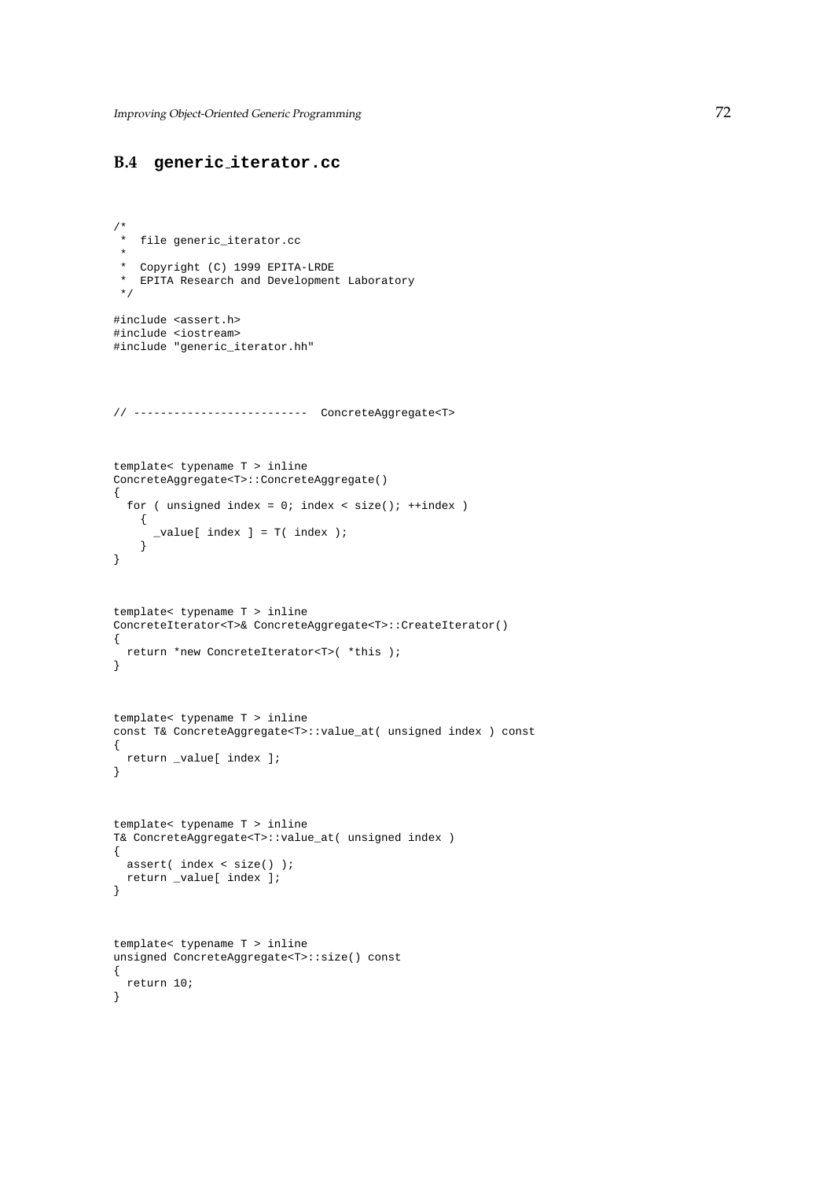### B.4 generic_iterator.cc

```
/*
 *  file generic_iterator.cc
 *
 *  Copyright (C) 1999 EPITA-LRDE
 *  EPITA Research and Development Laboratory
 */

#include <assert.h>
#include <iostream>
#include "generic_iterator.hh"



// --------------------------  ConcreteAggregate<T>


template< typename T > inline
ConcreteAggregate<T>::ConcreteAggregate()
{
  for ( unsigned index = 0; index < size(); ++index )
    {
      _value[ index ] = T( index );
    }
}


template< typename T > inline
ConcreteIterator<T>& ConcreteAggregate<T>::CreateIterator()
{
  return *new ConcreteIterator<T>( *this );
}


template< typename T > inline
const T& ConcreteAggregate<T>::value_at( unsigned index ) const
{
  return _value[ index ];
}


template< typename T > inline
T& ConcreteAggregate<T>::value_at( unsigned index )
{
  assert( index < size() );
  return _value[ index ];
}


template< typename T > inline
unsigned ConcreteAggregate<T>::size() const
{
  return 10;
}
```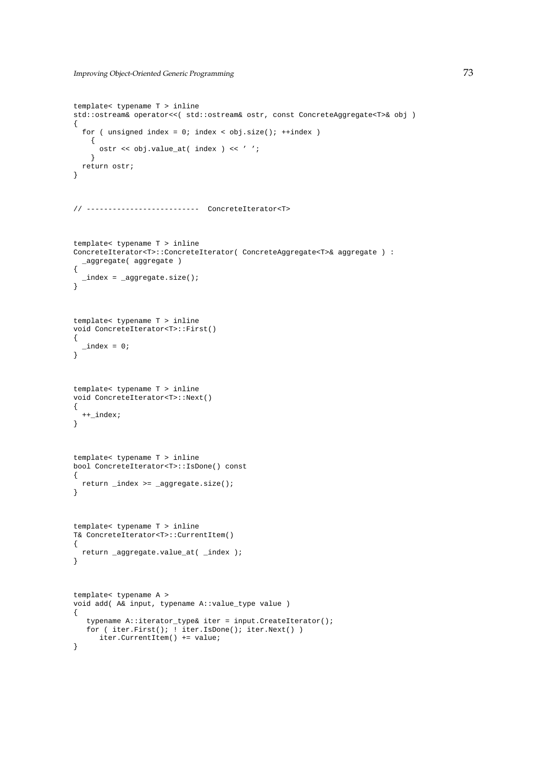```
template< typename T > inline
std::ostream& operator<<( std::ostream& ostr, const ConcreteAggregate<T>& obj )
{
  for ( unsigned index = 0; index < obj.size(); ++index )
    {
      ostr << obj.value_at( index ) << ' ';
    }
  return ostr;
}


// --------------------------  ConcreteIterator<T>


template< typename T > inline
ConcreteIterator<T>::ConcreteIterator( ConcreteAggregate<T>& aggregate ) :
  _aggregate( aggregate )
{
  _index = _aggregate.size();
}


template< typename T > inline
void ConcreteIterator<T>::First()
{
  _index = 0;
}


template< typename T > inline
void ConcreteIterator<T>::Next()
{
  ++_index;
}


template< typename T > inline
bool ConcreteIterator<T>::IsDone() const
{
  return _index >= _aggregate.size();
}


template< typename T > inline
T& ConcreteIterator<T>::CurrentItem()
{
  return _aggregate.value_at( _index );
}


template< typename A >
void add( A& input, typename A::value_type value )
{
   typename A::iterator_type& iter = input.CreateIterator();
   for ( iter.First(); ! iter.IsDone(); iter.Next() )
      iter.CurrentItem() += value;
}
```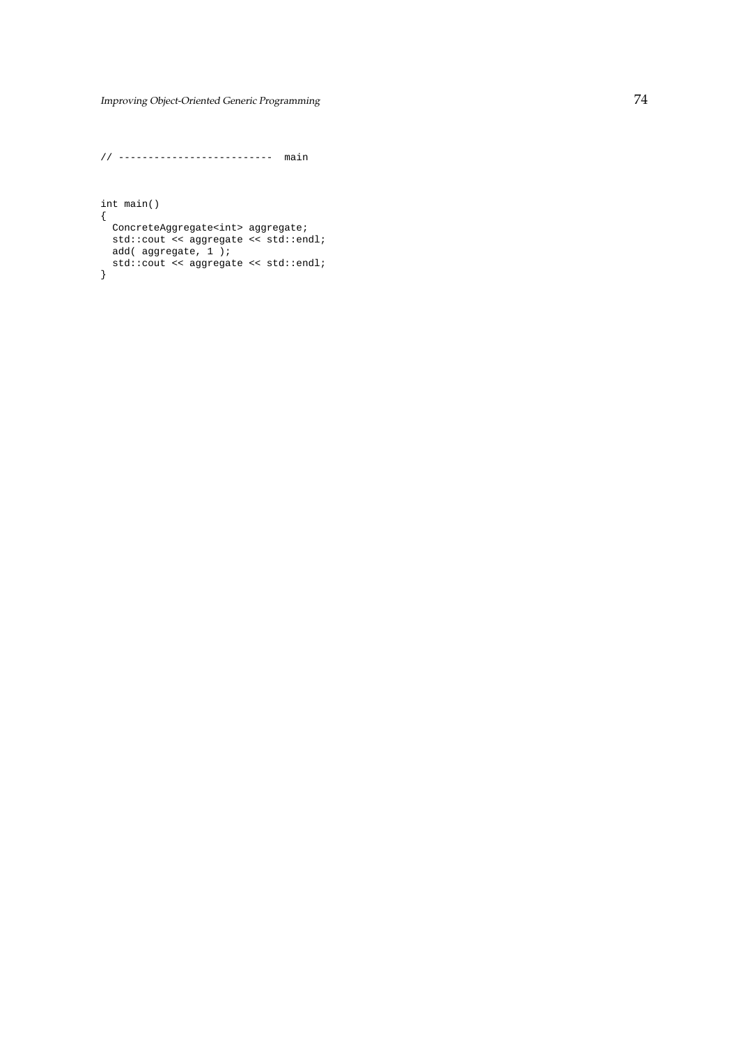```
// -------------------------  main


int main()
{
  ConcreteAggregate<int> aggregate;
  std::cout << aggregate << std::endl;
  add( aggregate, 1 );
  std::cout << aggregate << std::endl;
}
```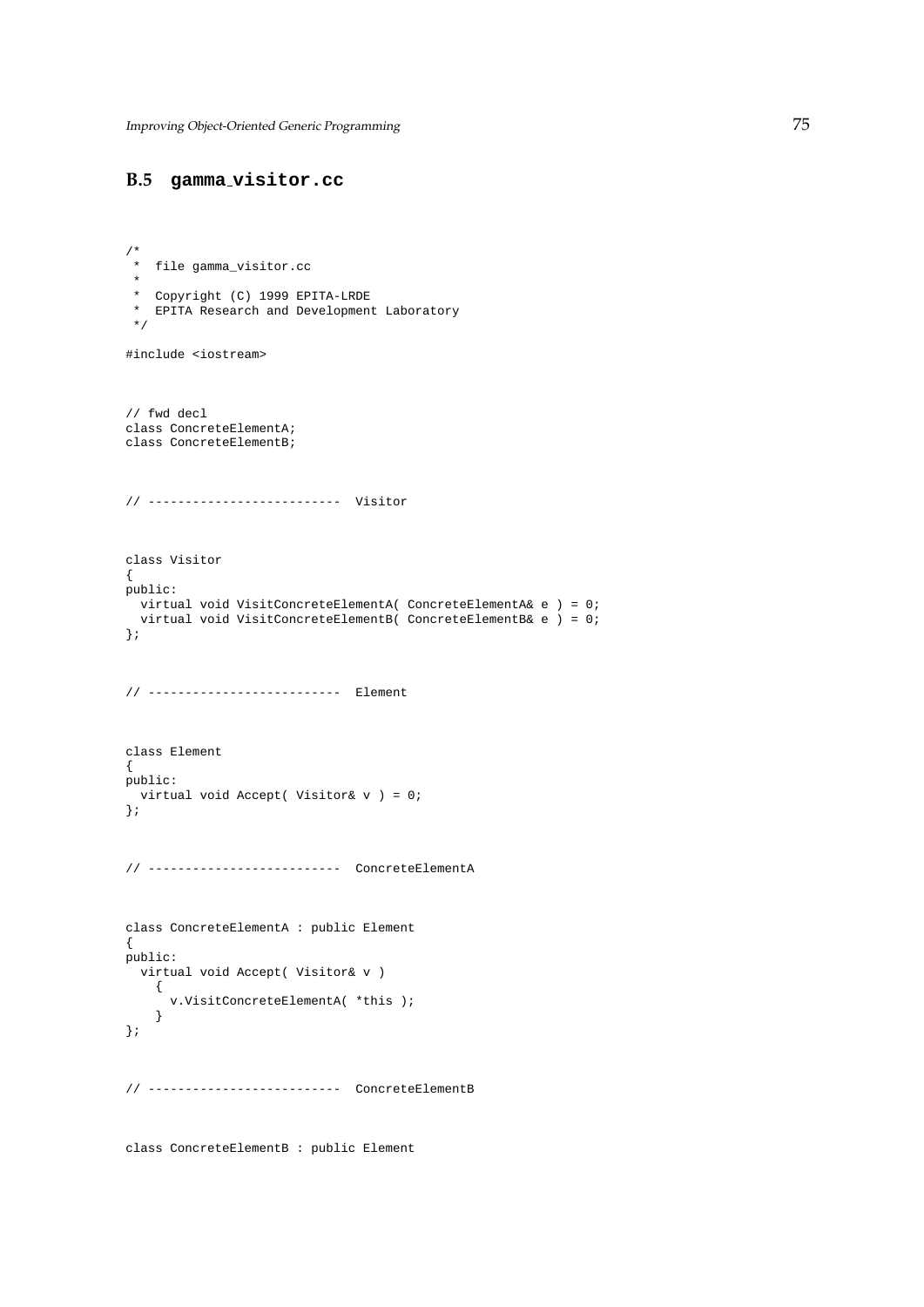## B.5 gamma_visitor.cc

```
/*
 *  file gamma_visitor.cc
 *
 *  Copyright (C) 1999 EPITA-LRDE
 *  EPITA Research and Development Laboratory
 */

#include <iostream>



// fwd decl
class ConcreteElementA;
class ConcreteElementB;



// --------------------------  Visitor



class Visitor
{
public:
  virtual void VisitConcreteElementA( ConcreteElementA& e ) = 0;
  virtual void VisitConcreteElementB( ConcreteElementB& e ) = 0;
};



// --------------------------  Element



class Element
{
public:
  virtual void Accept( Visitor& v ) = 0;
};



// --------------------------  ConcreteElementA



class ConcreteElementA : public Element
{
public:
  virtual void Accept( Visitor& v )
    {
      v.VisitConcreteElementA( *this );
    }
};



// --------------------------  ConcreteElementB



class ConcreteElementB : public Element
```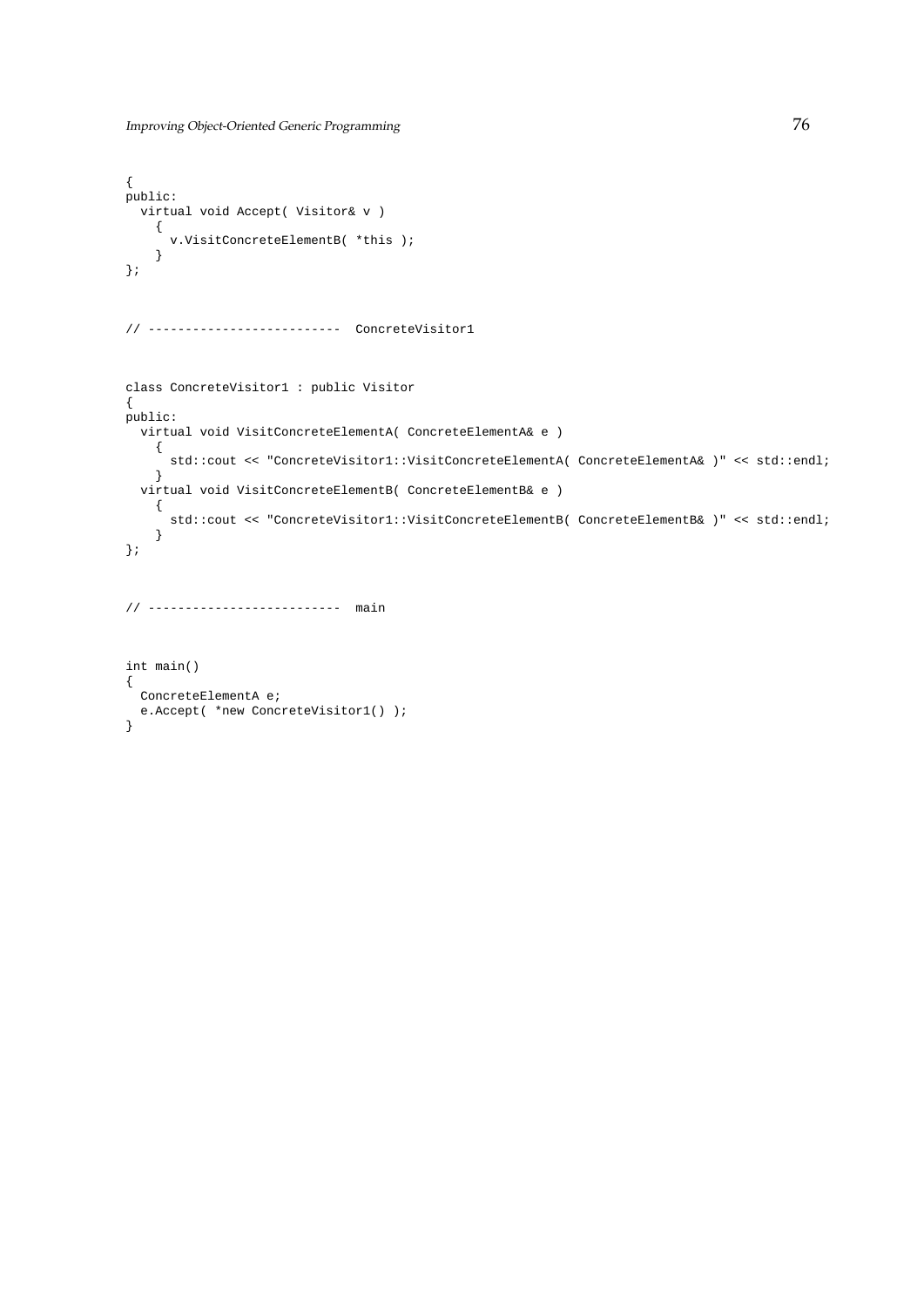```
{
public:
  virtual void Accept( Visitor& v )
    {
      v.VisitConcreteElementB( *this );
    }
};


// --------------------------  ConcreteVisitor1


class ConcreteVisitor1 : public Visitor
{
public:
  virtual void VisitConcreteElementA( ConcreteElementA& e )
    {
      std::cout << "ConcreteVisitor1::VisitConcreteElementA( ConcreteElementA& )" << std::endl;
    }
  virtual void VisitConcreteElementB( ConcreteElementB& e )
    {
      std::cout << "ConcreteVisitor1::VisitConcreteElementB( ConcreteElementB& )" << std::endl;
    }
};


// --------------------------  main


int main()
{
  ConcreteElementA e;
  e.Accept( *new ConcreteVisitor1() );
}
```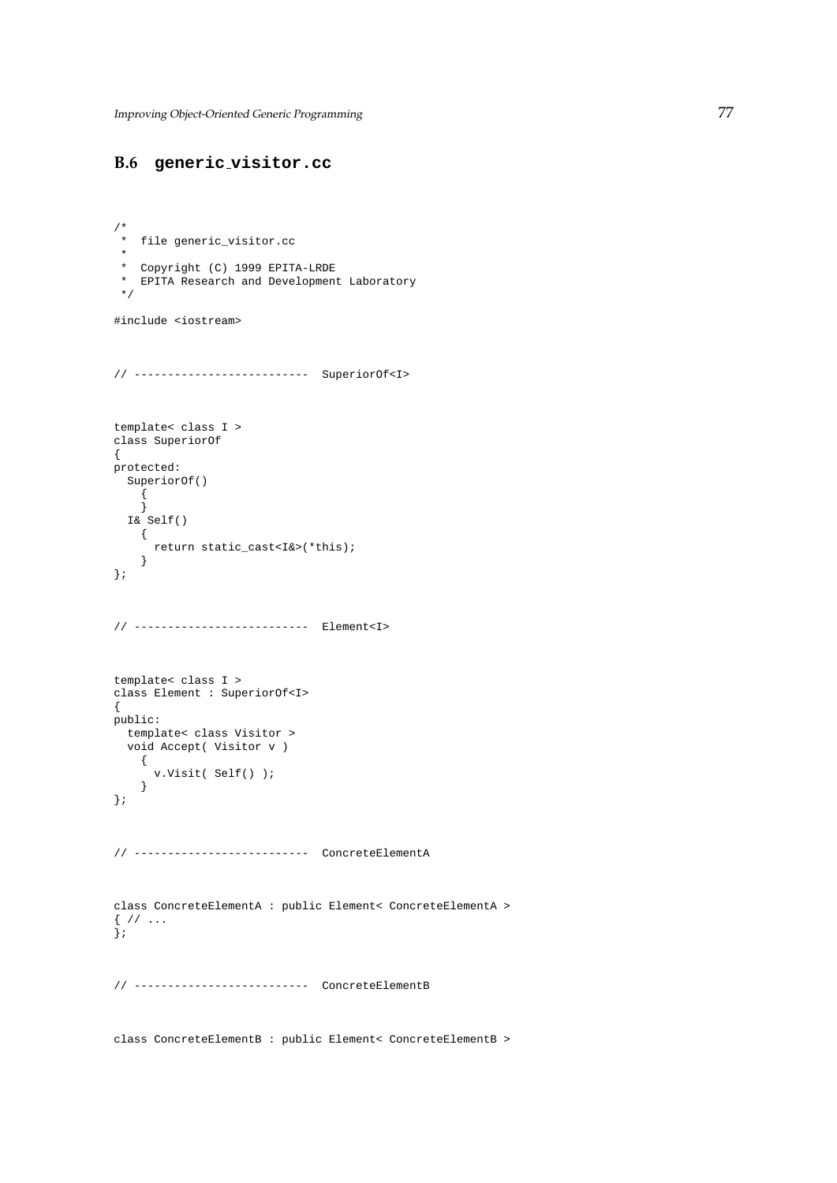## B.6 generic_visitor.cc

```
/*
 *  file generic_visitor.cc
 *
 *  Copyright (C) 1999 EPITA-LRDE
 *  EPITA Research and Development Laboratory
 */

#include <iostream>



// --------------------------  SuperiorOf<I>



template< class I >
class SuperiorOf
{
protected:
  SuperiorOf()
    {
    }
  I& Self()
    {
      return static_cast<I&>(*this);
    }
};



// --------------------------  Element<I>



template< class I >
class Element : SuperiorOf<I>
{
public:
  template< class Visitor >
  void Accept( Visitor v )
    {
      v.Visit( Self() );
    }
};



// --------------------------  ConcreteElementA



class ConcreteElementA : public Element< ConcreteElementA >
{ // ...
};



// --------------------------  ConcreteElementB



class ConcreteElementB : public Element< ConcreteElementB >
```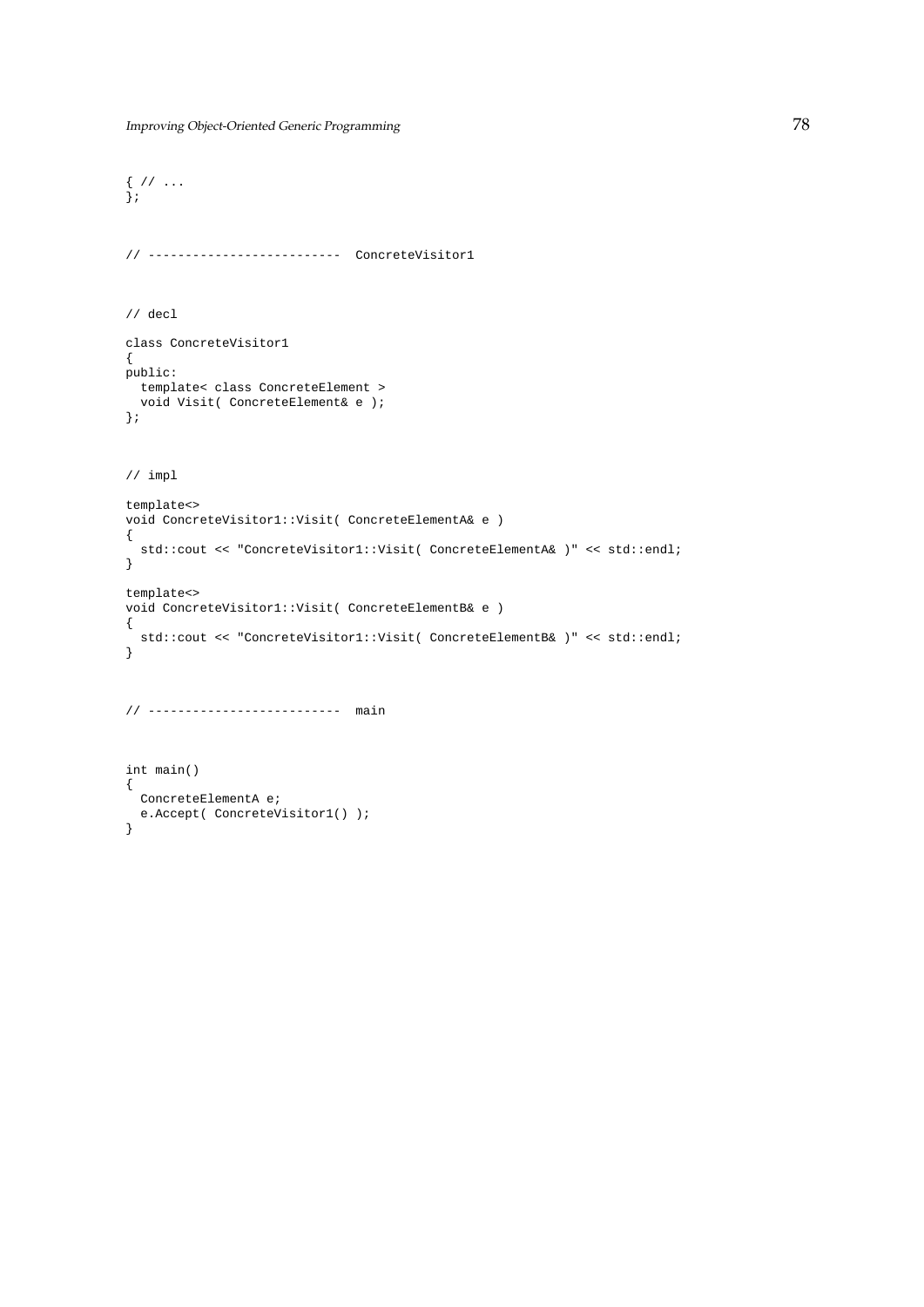```
{ // ...
};


// --------------------------  ConcreteVisitor1


// decl

class ConcreteVisitor1
{
public:
  template< class ConcreteElement >
  void Visit( ConcreteElement& e );
};


// impl

template<>
void ConcreteVisitor1::Visit( ConcreteElementA& e )
{
  std::cout << "ConcreteVisitor1::Visit( ConcreteElementA& )" << std::endl;
}

template<>
void ConcreteVisitor1::Visit( ConcreteElementB& e )
{
  std::cout << "ConcreteVisitor1::Visit( ConcreteElementB& )" << std::endl;
}


// --------------------------  main


int main()
{
  ConcreteElementA e;
  e.Accept( ConcreteVisitor1() );
}
```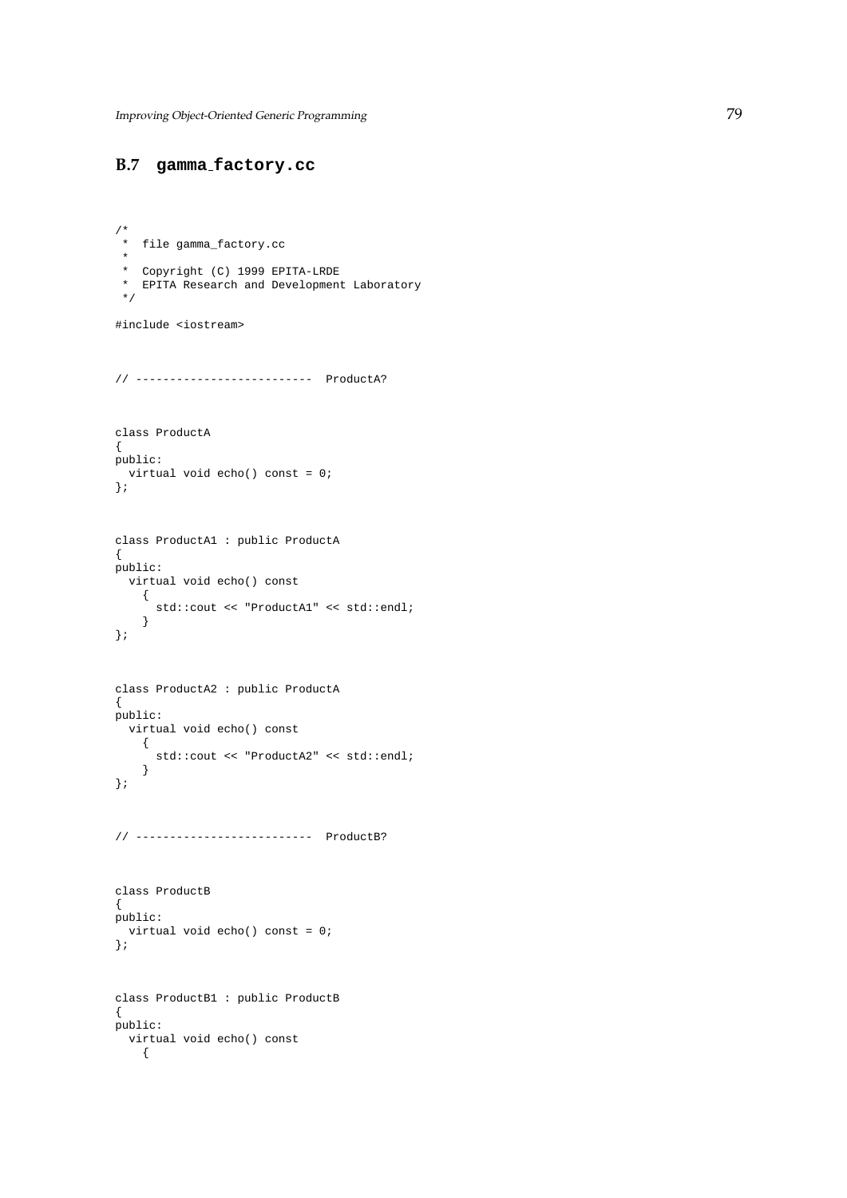## B.7 gamma_factory.cc

```
/*
 *  file gamma_factory.cc
 *
 *  Copyright (C) 1999 EPITA-LRDE
 *  EPITA Research and Development Laboratory
 */

#include <iostream>



// --------------------------  ProductA?



class ProductA
{
public:
  virtual void echo() const = 0;
};



class ProductA1 : public ProductA
{
public:
  virtual void echo() const
    {
      std::cout << "ProductA1" << std::endl;
    }
};



class ProductA2 : public ProductA
{
public:
  virtual void echo() const
    {
      std::cout << "ProductA2" << std::endl;
    }
};



// --------------------------  ProductB?



class ProductB
{
public:
  virtual void echo() const = 0;
};



class ProductB1 : public ProductB
{
public:
  virtual void echo() const
    {
```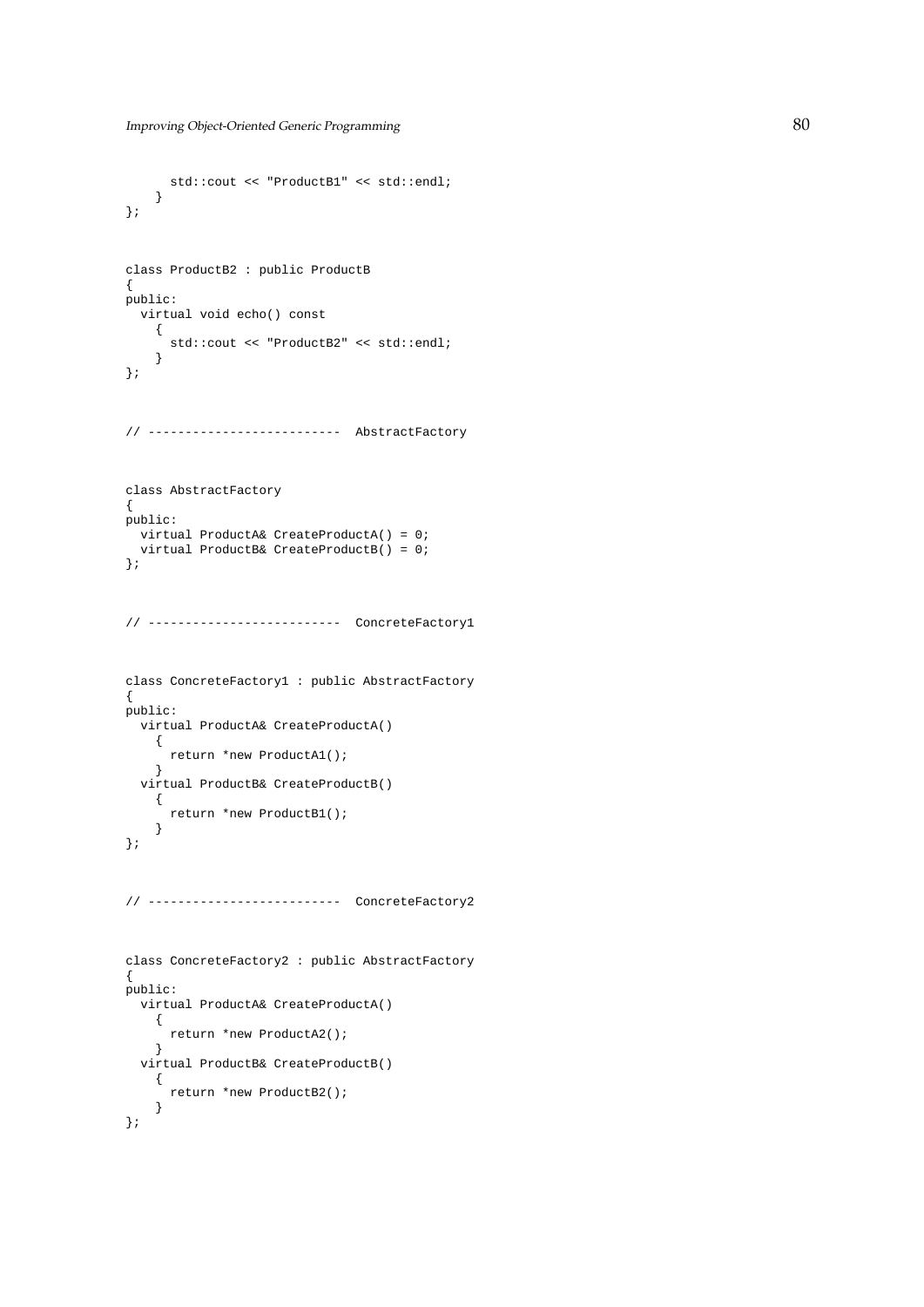```
      std::cout << "ProductB1" << std::endl;
    }
};


class ProductB2 : public ProductB
{
public:
  virtual void echo() const
    {
      std::cout << "ProductB2" << std::endl;
    }
};


// --------------------------  AbstractFactory


class AbstractFactory
{
public:
  virtual ProductA& CreateProductA() = 0;
  virtual ProductB& CreateProductB() = 0;
};


// --------------------------  ConcreteFactory1


class ConcreteFactory1 : public AbstractFactory
{
public:
  virtual ProductA& CreateProductA()
    {
      return *new ProductA1();
    }
  virtual ProductB& CreateProductB()
    {
      return *new ProductB1();
    }
};


// --------------------------  ConcreteFactory2


class ConcreteFactory2 : public AbstractFactory
{
public:
  virtual ProductA& CreateProductA()
    {
      return *new ProductA2();
    }
  virtual ProductB& CreateProductB()
    {
      return *new ProductB2();
    }
};
```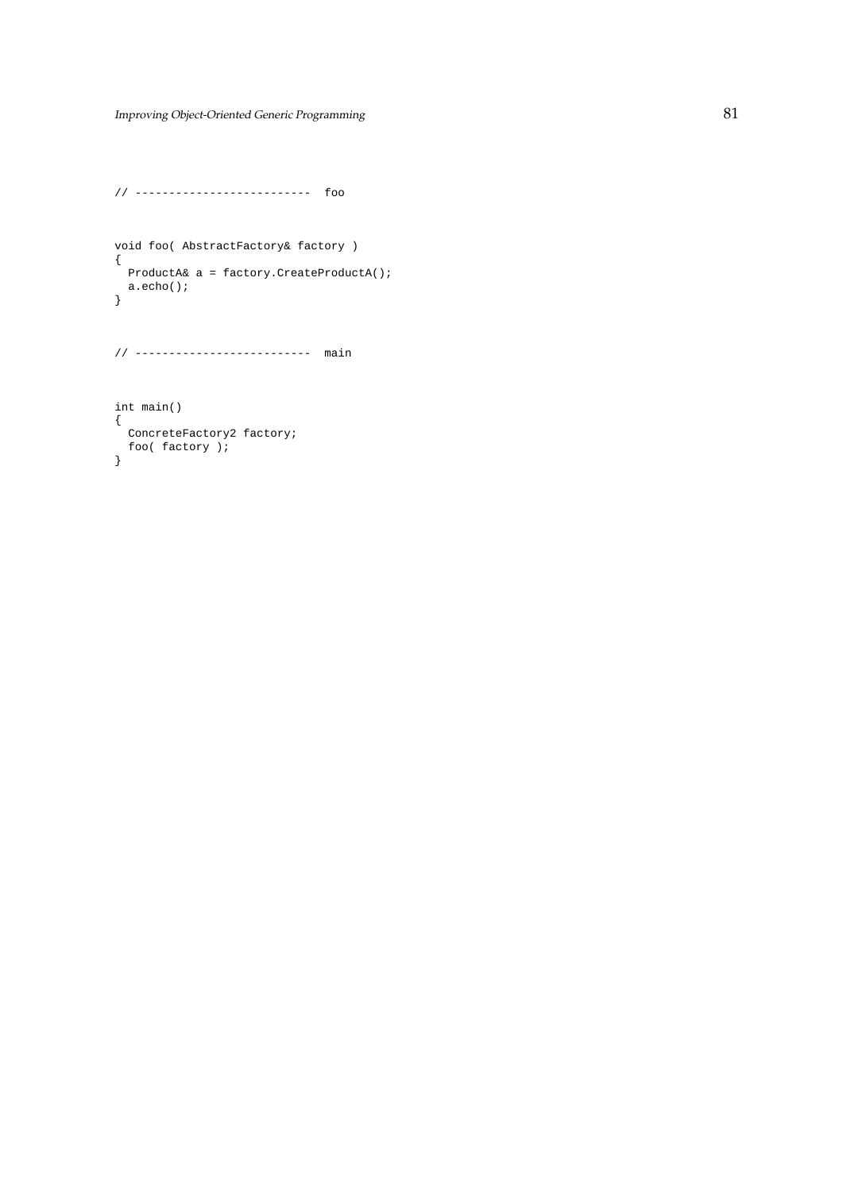```
// -------------------------  foo


void foo( AbstractFactory& factory )
{
  ProductA& a = factory.CreateProductA();
  a.echo();
}


// -------------------------  main


int main()
{
  ConcreteFactory2 factory;
  foo( factory );
}
```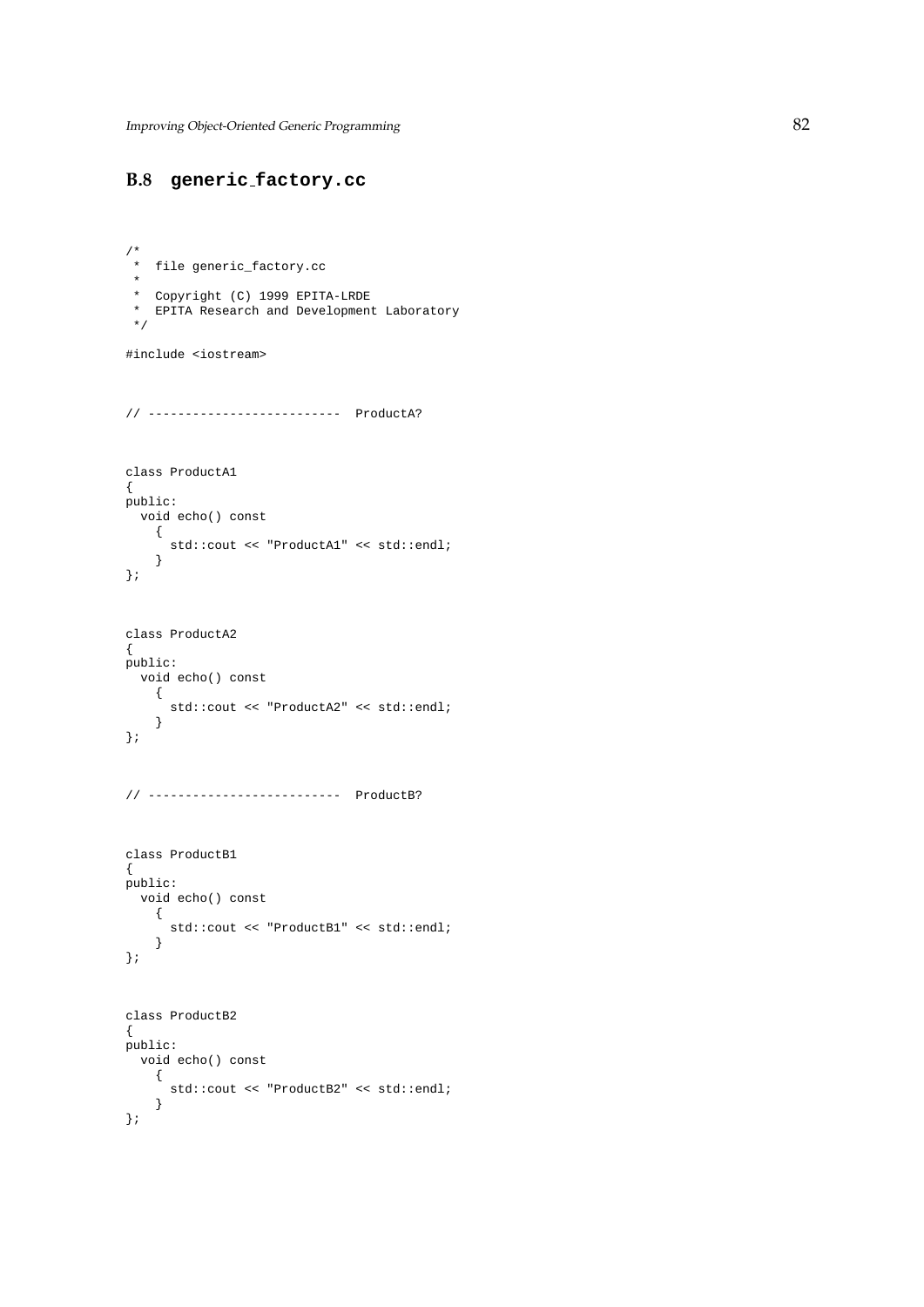## B.8 generic_factory.cc

```
/*
 *  file generic_factory.cc
 *
 *  Copyright (C) 1999 EPITA-LRDE
 *  EPITA Research and Development Laboratory
 */

#include <iostream>



// --------------------------  ProductA?



class ProductA1
{
public:
  void echo() const
    {
      std::cout << "ProductA1" << std::endl;
    }
};



class ProductA2
{
public:
  void echo() const
    {
      std::cout << "ProductA2" << std::endl;
    }
};



// --------------------------  ProductB?



class ProductB1
{
public:
  void echo() const
    {
      std::cout << "ProductB1" << std::endl;
    }
};



class ProductB2
{
public:
  void echo() const
    {
      std::cout << "ProductB2" << std::endl;
    }
};
```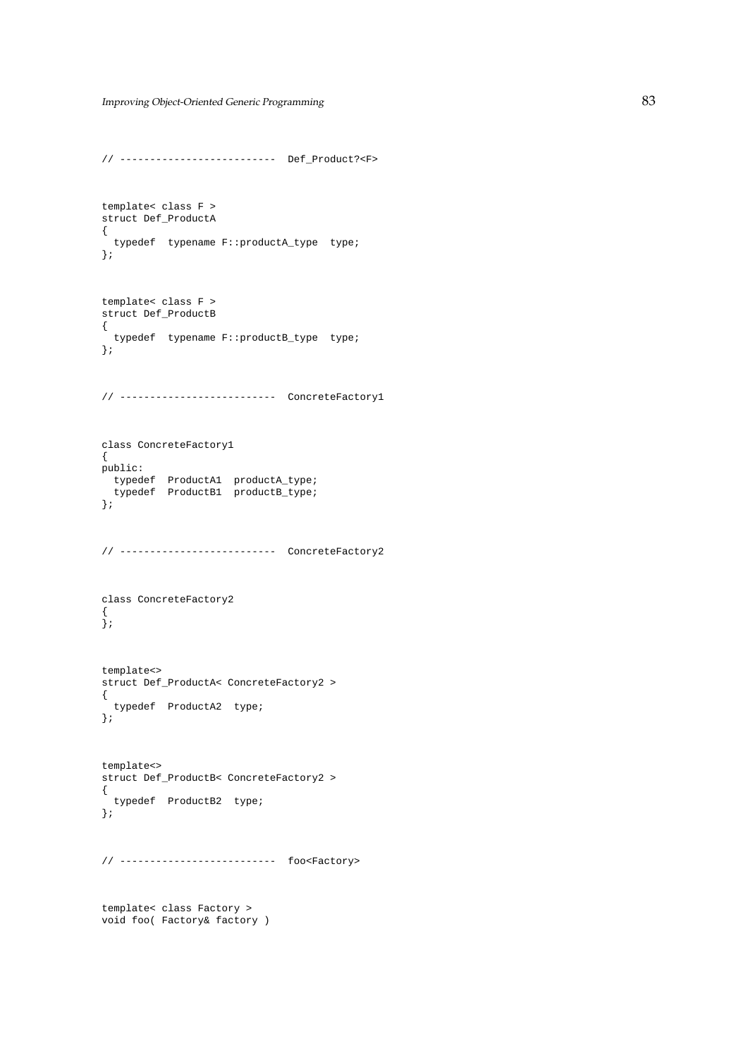```
// --------------------------  Def_Product?<F>

template< class F >
struct Def_ProductA
{
  typedef  typename F::productA_type  type;
};

template< class F >
struct Def_ProductB
{
  typedef  typename F::productB_type  type;
};

// --------------------------  ConcreteFactory1

class ConcreteFactory1
{
public:
  typedef  ProductA1  productA_type;
  typedef  ProductB1  productB_type;
};

// --------------------------  ConcreteFactory2

class ConcreteFactory2
{
};

template<>
struct Def_ProductA< ConcreteFactory2 >
{
  typedef  ProductA2  type;
};

template<>
struct Def_ProductB< ConcreteFactory2 >
{
  typedef  ProductB2  type;
};

// --------------------------  foo<Factory>

template< class Factory >
void foo( Factory& factory )
```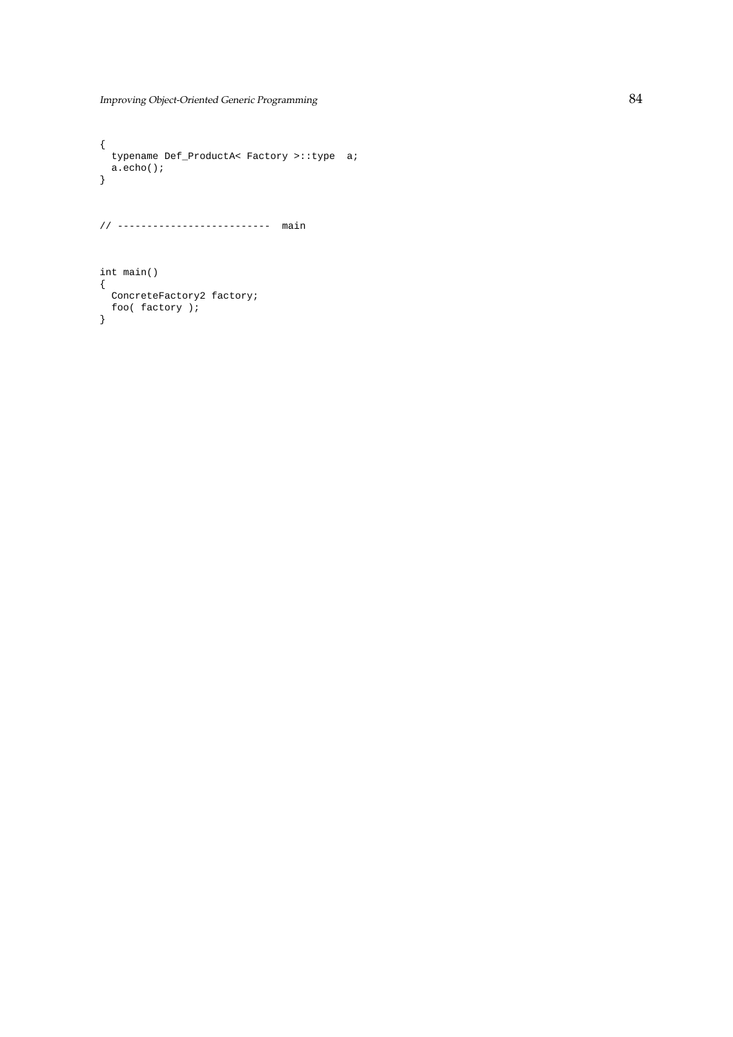```
{
  typename Def_ProductA< Factory >::type  a;
  a.echo();
}


// --------------------------  main


int main()
{
  ConcreteFactory2 factory;
  foo( factory );
}
```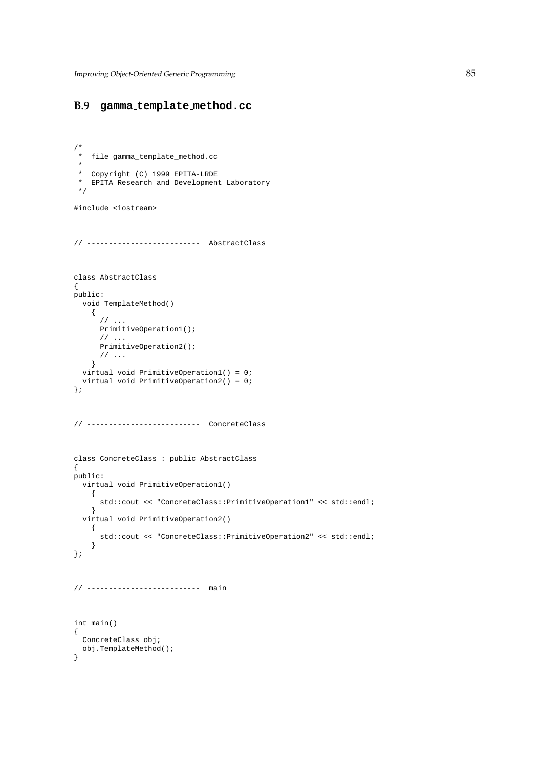## B.9 gamma_template_method.cc

```
/*
 *  file gamma_template_method.cc
 *
 *  Copyright (C) 1999 EPITA-LRDE
 *  EPITA Research and Development Laboratory
 */

#include <iostream>



// --------------------------  AbstractClass



class AbstractClass
{
public:
  void TemplateMethod()
    {
      // ...
      PrimitiveOperation1();
      // ...
      PrimitiveOperation2();
      // ...
    }
  virtual void PrimitiveOperation1() = 0;
  virtual void PrimitiveOperation2() = 0;
};



// --------------------------  ConcreteClass



class ConcreteClass : public AbstractClass
{
public:
  virtual void PrimitiveOperation1()
    {
      std::cout << "ConcreteClass::PrimitiveOperation1" << std::endl;
    }
  virtual void PrimitiveOperation2()
    {
      std::cout << "ConcreteClass::PrimitiveOperation2" << std::endl;
    }
};



// --------------------------  main



int main()
{
  ConcreteClass obj;
  obj.TemplateMethod();
}
```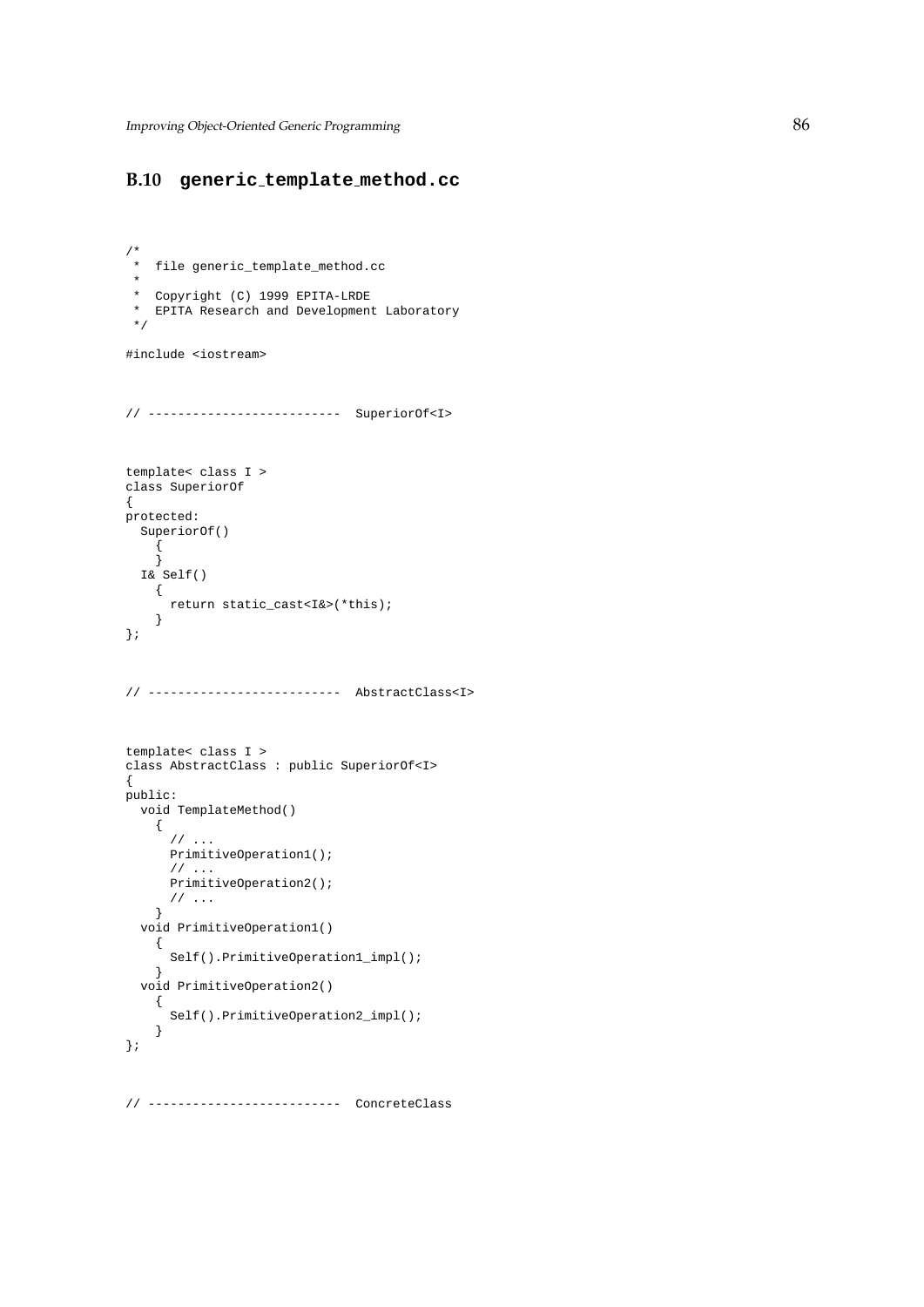## B.10 generic_template_method.cc

```
/*
 *  file generic_template_method.cc
 *
 *  Copyright (C) 1999 EPITA-LRDE
 *  EPITA Research and Development Laboratory
 */

#include <iostream>



// --------------------------  SuperiorOf<I>



template< class I >
class SuperiorOf
{
protected:
  SuperiorOf()
    {
    }
  I& Self()
    {
      return static_cast<I&>(*this);
    }
};



// --------------------------  AbstractClass<I>



template< class I >
class AbstractClass : public SuperiorOf<I>
{
public:
  void TemplateMethod()
    {
      // ...
      PrimitiveOperation1();
      // ...
      PrimitiveOperation2();
      // ...
    }
  void PrimitiveOperation1()
    {
      Self().PrimitiveOperation1_impl();
    }
  void PrimitiveOperation2()
    {
      Self().PrimitiveOperation2_impl();
    }
};



// --------------------------  ConcreteClass
```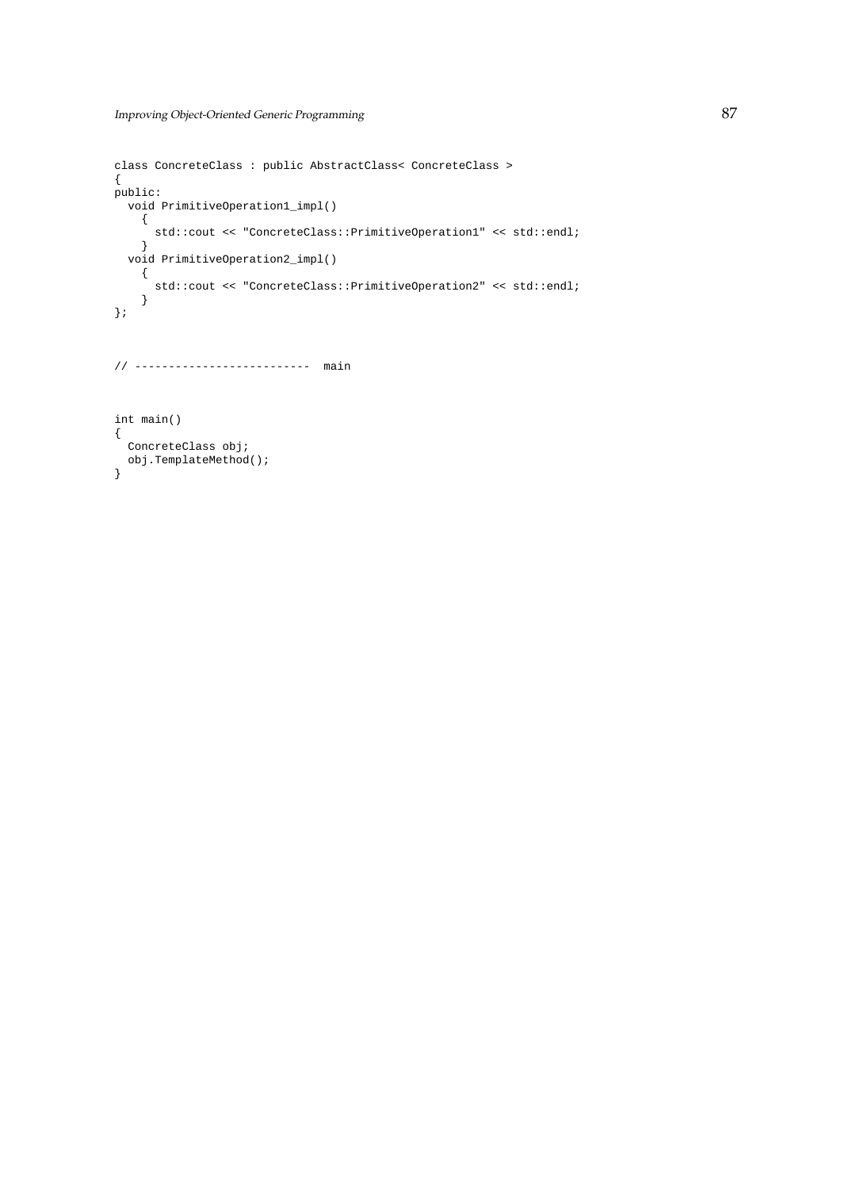```
class ConcreteClass : public AbstractClass< ConcreteClass >
{
public:
  void PrimitiveOperation1_impl()
    {
      std::cout << "ConcreteClass::PrimitiveOperation1" << std::endl;
    }
  void PrimitiveOperation2_impl()
    {
      std::cout << "ConcreteClass::PrimitiveOperation2" << std::endl;
    }
};


// --------------------------  main


int main()
{
  ConcreteClass obj;
  obj.TemplateMethod();
}
```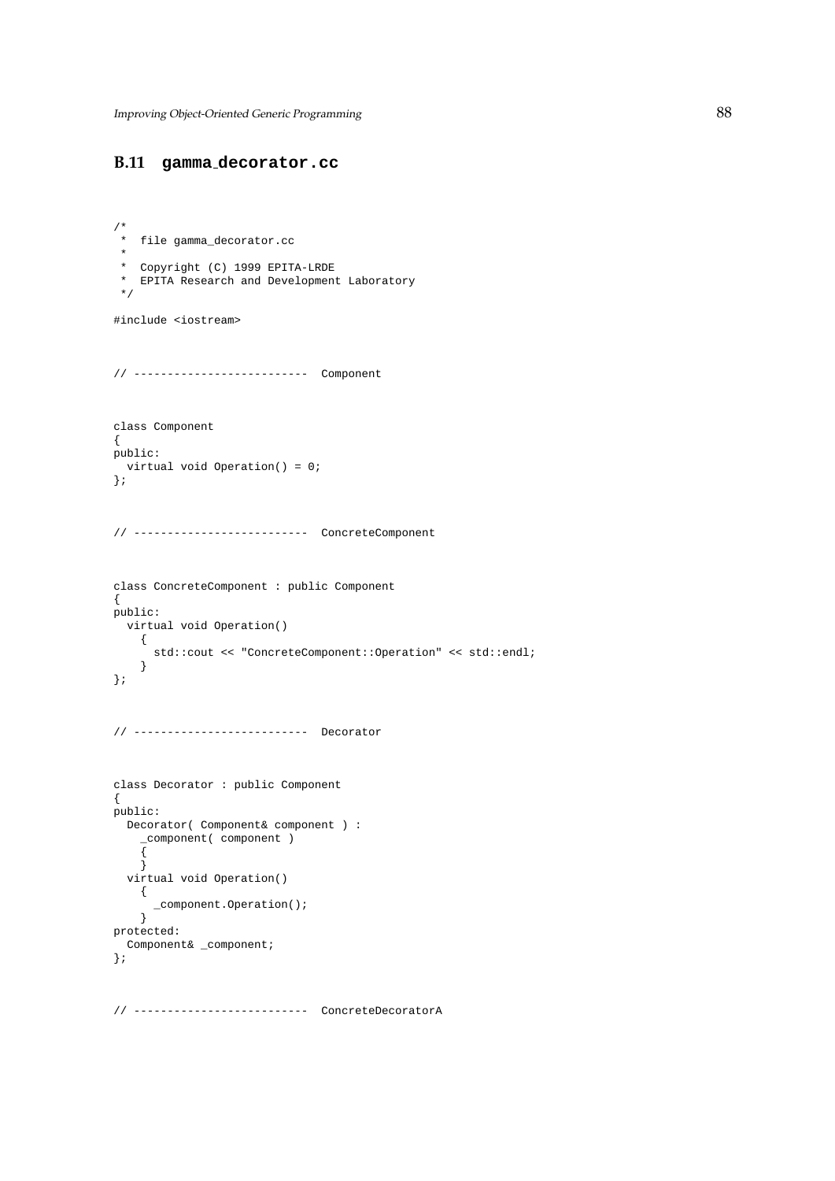## B.11 gamma_decorator.cc

```
/*
 *  file gamma_decorator.cc
 *
 *  Copyright (C) 1999 EPITA-LRDE
 *  EPITA Research and Development Laboratory
 */

#include <iostream>


// --------------------------  Component


class Component
{
public:
  virtual void Operation() = 0;
};


// --------------------------  ConcreteComponent


class ConcreteComponent : public Component
{
public:
  virtual void Operation()
    {
      std::cout << "ConcreteComponent::Operation" << std::endl;
    }
};


// --------------------------  Decorator


class Decorator : public Component
{
public:
  Decorator( Component& component ) :
    _component( component )
    {
    }
  virtual void Operation()
    {
      _component.Operation();
    }
protected:
  Component& _component;
};


// --------------------------  ConcreteDecoratorA
```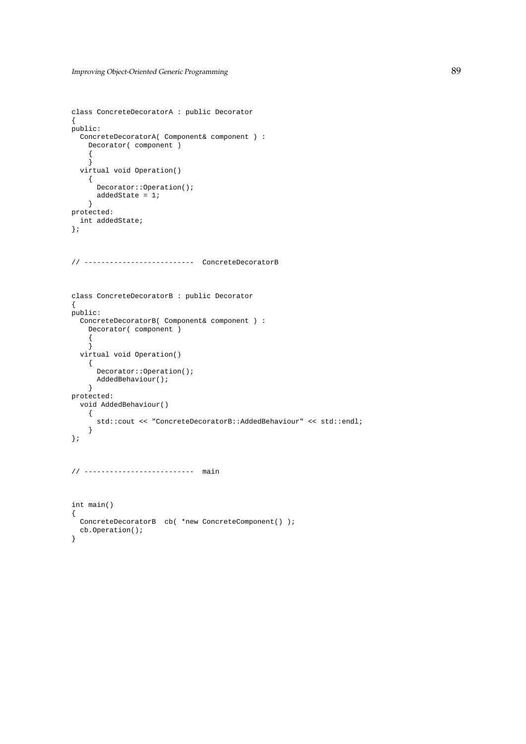```
class ConcreteDecoratorA : public Decorator
{
public:
  ConcreteDecoratorA( Component& component ) :
    Decorator( component )
    {
    }
  virtual void Operation()
    {
      Decorator::Operation();
      addedState = 1;
    }
protected:
  int addedState;
};


// --------------------------  ConcreteDecoratorB


class ConcreteDecoratorB : public Decorator
{
public:
  ConcreteDecoratorB( Component& component ) :
    Decorator( component )
    {
    }
  virtual void Operation()
    {
      Decorator::Operation();
      AddedBehaviour();
    }
protected:
  void AddedBehaviour()
    {
      std::cout << "ConcreteDecoratorB::AddedBehaviour" << std::endl;
    }
};


// --------------------------  main


int main()
{
  ConcreteDecoratorB  cb( *new ConcreteComponent() );
  cb.Operation();
}
```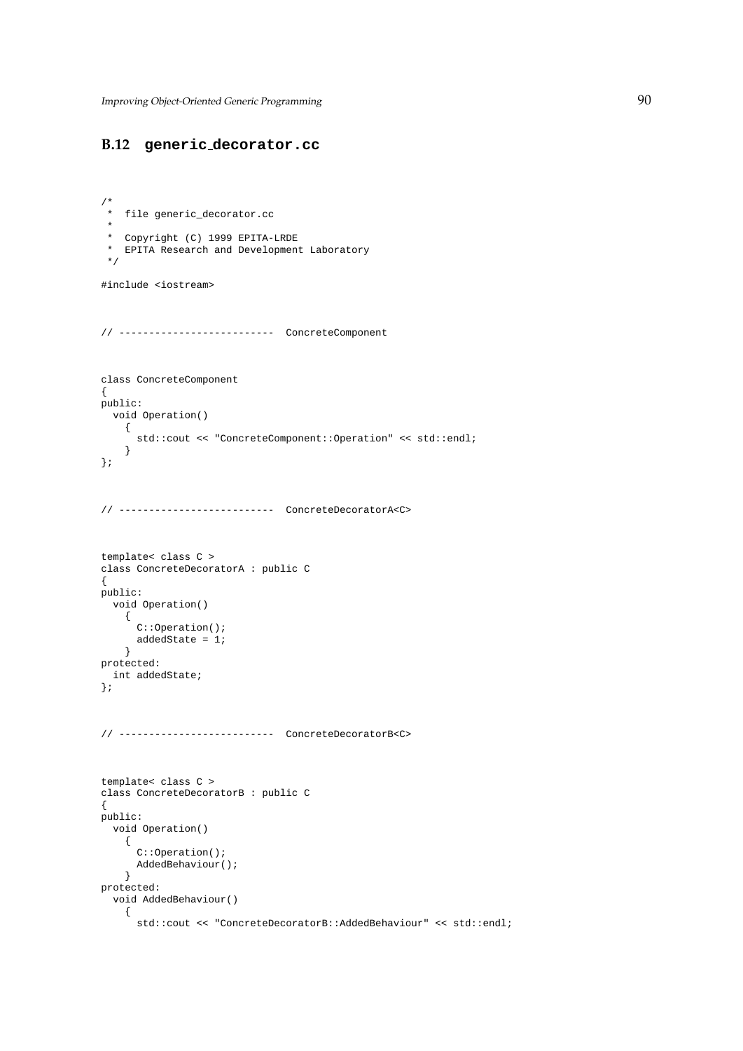## B.12 generic_decorator.cc

```
/*
 *  file generic_decorator.cc
 *
 *  Copyright (C) 1999 EPITA-LRDE
 *  EPITA Research and Development Laboratory
 */

#include <iostream>



// --------------------------  ConcreteComponent



class ConcreteComponent
{
public:
  void Operation()
    {
      std::cout << "ConcreteComponent::Operation" << std::endl;
    }
};



// --------------------------  ConcreteDecoratorA<C>



template< class C >
class ConcreteDecoratorA : public C
{
public:
  void Operation()
    {
      C::Operation();
      addedState = 1;
    }
protected:
  int addedState;
};



// --------------------------  ConcreteDecoratorB<C>



template< class C >
class ConcreteDecoratorB : public C
{
public:
  void Operation()
    {
      C::Operation();
      AddedBehaviour();
    }
protected:
  void AddedBehaviour()
    {
      std::cout << "ConcreteDecoratorB::AddedBehaviour" << std::endl;
```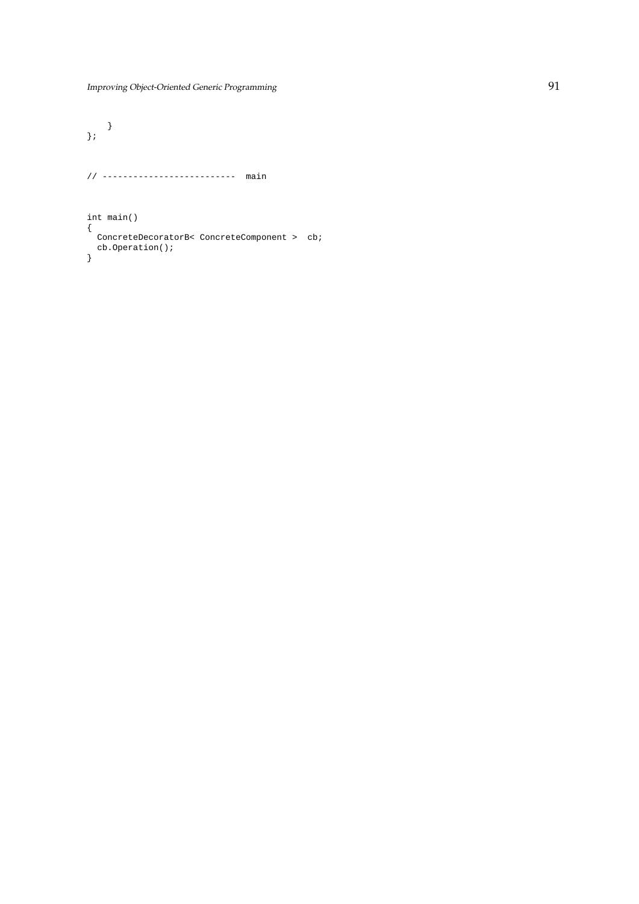```
    }
};


// --------------------------  main


int main()
{
  ConcreteDecoratorB< ConcreteComponent >  cb;
  cb.Operation();
}
```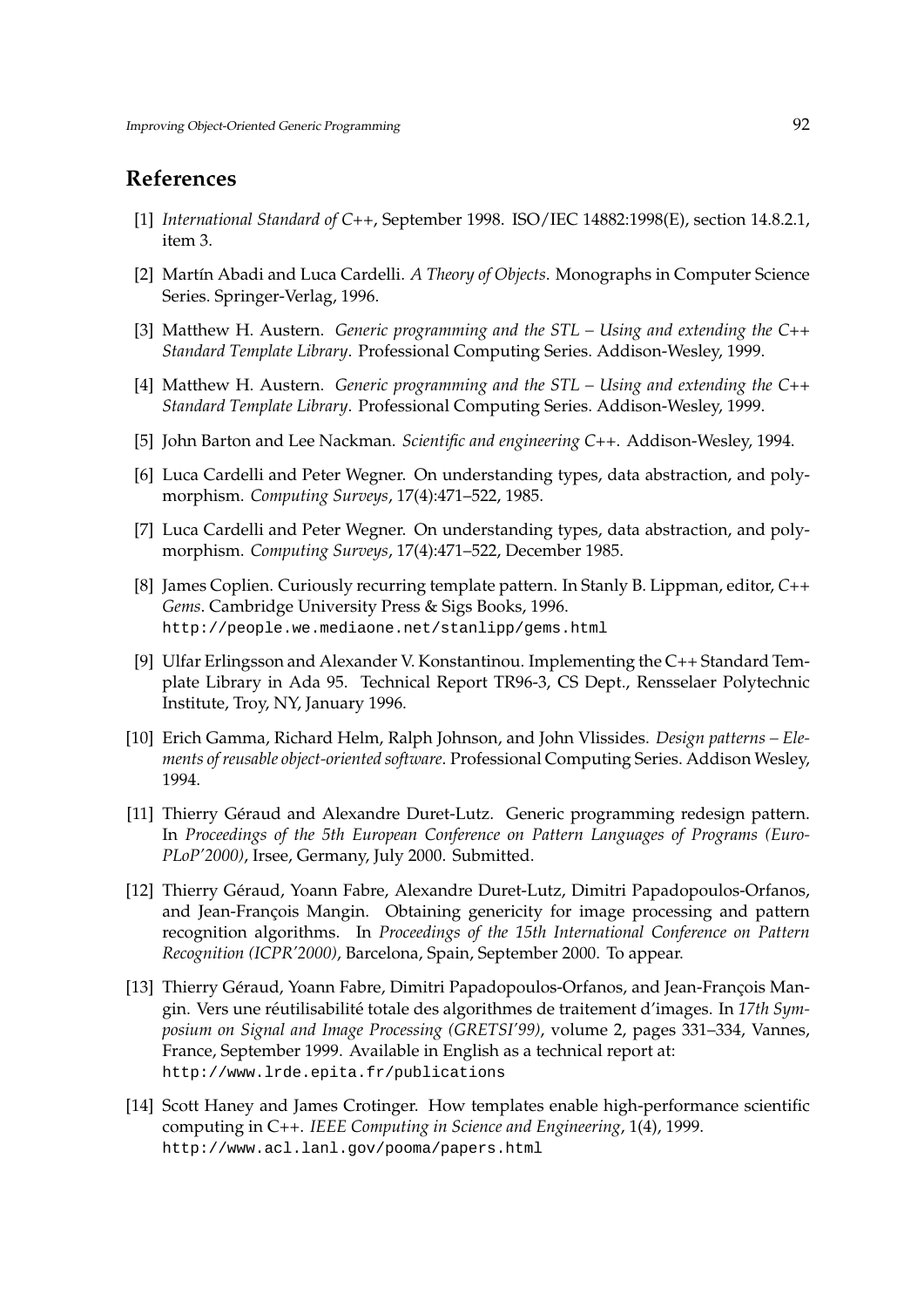## References

[1] *International Standard of C++*, September 1998. ISO/IEC 14882:1998(E), section 14.8.2.1, item 3.

[2] Martín Abadi and Luca Cardelli. *A Theory of Objects*. Monographs in Computer Science Series. Springer-Verlag, 1996.

[3] Matthew H. Austern. *Generic programming and the STL – Using and extending the C++ Standard Template Library*. Professional Computing Series. Addison-Wesley, 1999.

[4] Matthew H. Austern. *Generic programming and the STL – Using and extending the C++ Standard Template Library*. Professional Computing Series. Addison-Wesley, 1999.

[5] John Barton and Lee Nackman. *Scientific and engineering C++*. Addison-Wesley, 1994.

[6] Luca Cardelli and Peter Wegner. On understanding types, data abstraction, and polymorphism. *Computing Surveys*, 17(4):471–522, 1985.

[7] Luca Cardelli and Peter Wegner. On understanding types, data abstraction, and polymorphism. *Computing Surveys*, 17(4):471–522, December 1985.

[8] James Coplien. Curiously recurring template pattern. In Stanly B. Lippman, editor, *C++ Gems*. Cambridge University Press & Sigs Books, 1996.
`http://people.we.mediaone.net/stanlipp/gems.html`

[9] Ulfar Erlingsson and Alexander V. Konstantinou. Implementing the C++ Standard Template Library in Ada 95. Technical Report TR96-3, CS Dept., Rensselaer Polytechnic Institute, Troy, NY, January 1996.

[10] Erich Gamma, Richard Helm, Ralph Johnson, and John Vlissides. *Design patterns – Elements of reusable object-oriented software*. Professional Computing Series. Addison Wesley, 1994.

[11] Thierry Géraud and Alexandre Duret-Lutz. Generic programming redesign pattern. In *Proceedings of the 5th European Conference on Pattern Languages of Programs (EuroPLoP'2000)*, Irsee, Germany, July 2000. Submitted.

[12] Thierry Géraud, Yoann Fabre, Alexandre Duret-Lutz, Dimitri Papadopoulos-Orfanos, and Jean-François Mangin. Obtaining genericity for image processing and pattern recognition algorithms. In *Proceedings of the 15th International Conference on Pattern Recognition (ICPR'2000)*, Barcelona, Spain, September 2000. To appear.

[13] Thierry Géraud, Yoann Fabre, Dimitri Papadopoulos-Orfanos, and Jean-François Mangin. Vers une réutilisabilité totale des algorithmes de traitement d'images. In *17th Symposium on Signal and Image Processing (GRETSI'99)*, volume 2, pages 331–334, Vannes, France, September 1999. Available in English as a technical report at:
`http://www.lrde.epita.fr/publications`

[14] Scott Haney and James Crotinger. How templates enable high-performance scientific computing in C++. *IEEE Computing in Science and Engineering*, 1(4), 1999.
`http://www.acl.lanl.gov/pooma/papers.html`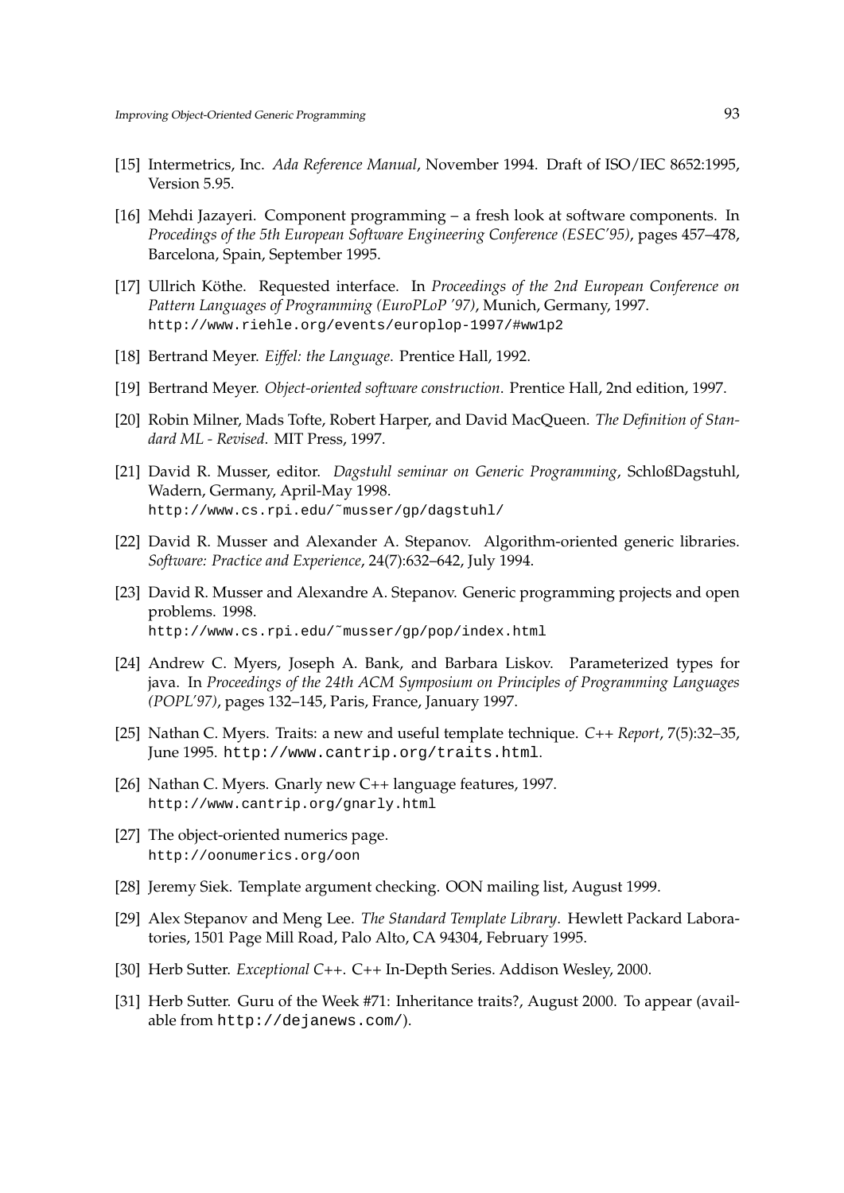[15] Intermetrics, Inc. *Ada Reference Manual*, November 1994. Draft of ISO/IEC 8652:1995, Version 5.95.

[16] Mehdi Jazayeri. Component programming – a fresh look at software components. In *Procedings of the 5th European Software Engineering Conference (ESEC'95)*, pages 457–478, Barcelona, Spain, September 1995.

[17] Ullrich Köthe. Requested interface. In *Proceedings of the 2nd European Conference on Pattern Languages of Programming (EuroPLoP '97)*, Munich, Germany, 1997. `http://www.riehle.org/events/europlop-1997/#ww1p2`

[18] Bertrand Meyer. *Eiffel: the Language*. Prentice Hall, 1992.

[19] Bertrand Meyer. *Object-oriented software construction*. Prentice Hall, 2nd edition, 1997.

[20] Robin Milner, Mads Tofte, Robert Harper, and David MacQueen. *The Definition of Standard ML - Revised*. MIT Press, 1997.

[21] David R. Musser, editor. *Dagstuhl seminar on Generic Programming*, SchloßDagstuhl, Wadern, Germany, April-May 1998. `http://www.cs.rpi.edu/~musser/gp/dagstuhl/`

[22] David R. Musser and Alexander A. Stepanov. Algorithm-oriented generic libraries. *Software: Practice and Experience*, 24(7):632–642, July 1994.

[23] David R. Musser and Alexandre A. Stepanov. Generic programming projects and open problems. 1998. `http://www.cs.rpi.edu/~musser/gp/pop/index.html`

[24] Andrew C. Myers, Joseph A. Bank, and Barbara Liskov. Parameterized types for java. In *Proceedings of the 24th ACM Symposium on Principles of Programming Languages (POPL'97)*, pages 132–145, Paris, France, January 1997.

[25] Nathan C. Myers. Traits: a new and useful template technique. *C++ Report*, 7(5):32–35, June 1995. `http://www.cantrip.org/traits.html`.

[26] Nathan C. Myers. Gnarly new C++ language features, 1997. `http://www.cantrip.org/gnarly.html`

[27] The object-oriented numerics page. `http://oonumerics.org/oon`

[28] Jeremy Siek. Template argument checking. OON mailing list, August 1999.

[29] Alex Stepanov and Meng Lee. *The Standard Template Library*. Hewlett Packard Laboratories, 1501 Page Mill Road, Palo Alto, CA 94304, February 1995.

[30] Herb Sutter. *Exceptional C++*. C++ In-Depth Series. Addison Wesley, 2000.

[31] Herb Sutter. Guru of the Week #71: Inheritance traits?, August 2000. To appear (available from `http://dejanews.com/`).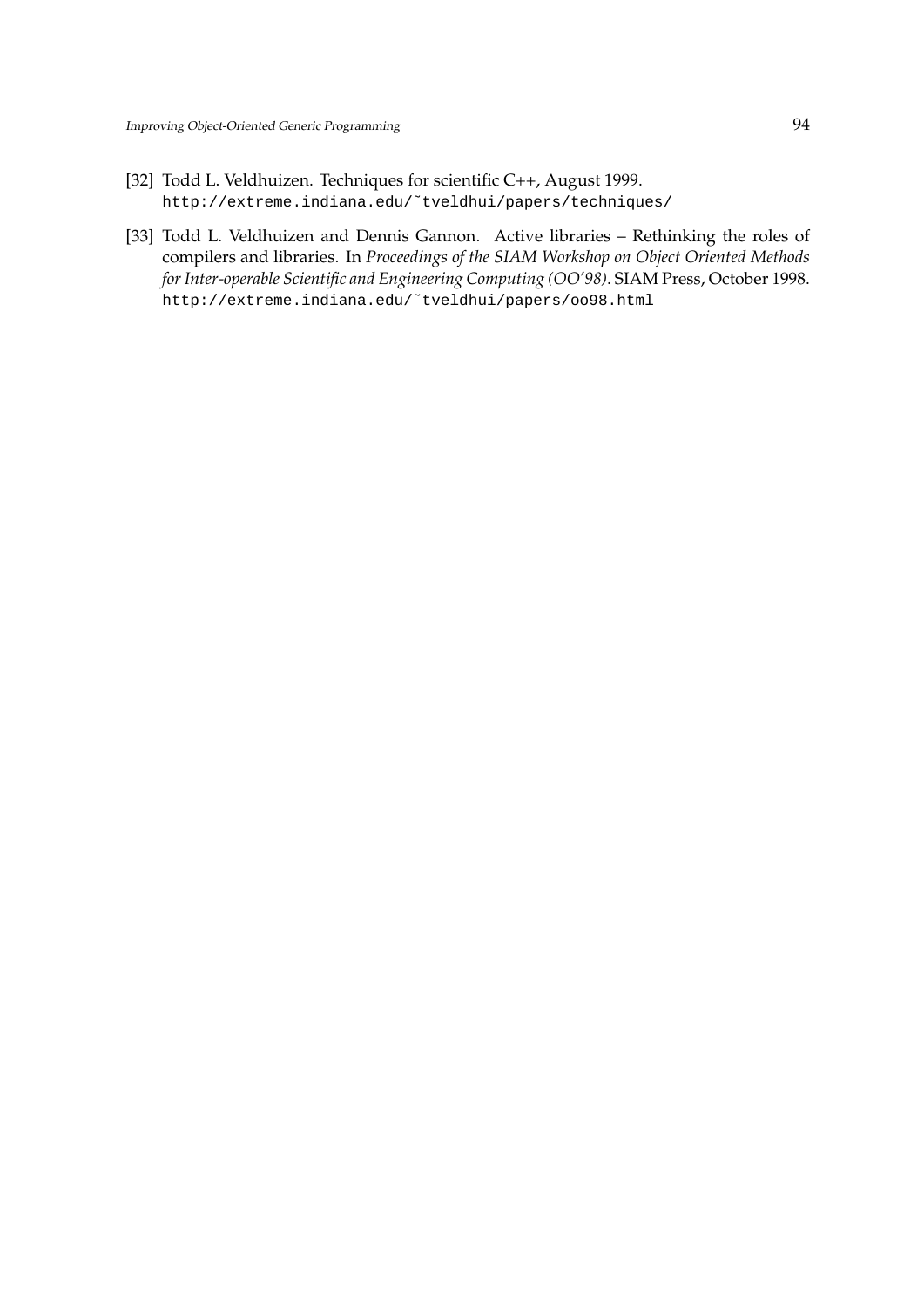[32] Todd L. Veldhuizen. Techniques for scientific C++, August 1999. `http://extreme.indiana.edu/~tveldhui/papers/techniques/`

[33] Todd L. Veldhuizen and Dennis Gannon. Active libraries – Rethinking the roles of compilers and libraries. In *Proceedings of the SIAM Workshop on Object Oriented Methods for Inter-operable Scientific and Engineering Computing (OO'98)*. SIAM Press, October 1998. `http://extreme.indiana.edu/~tveldhui/papers/oo98.html`